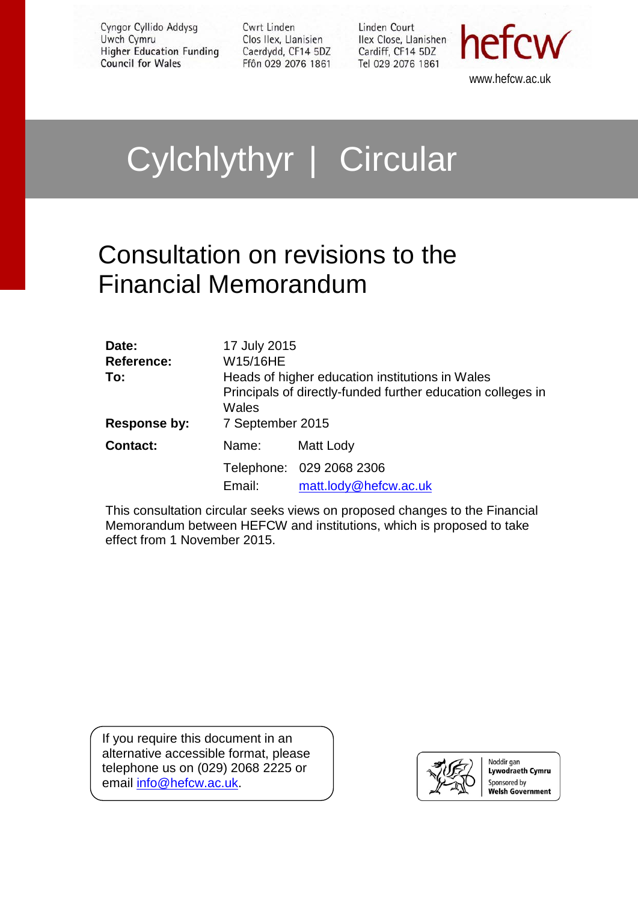Cyngor Cyllido Addysg Uwch Cymru
Higher Education Funding Council for Wales

Cwrt Linden
Clos Ilex, Llanisien
Caerdydd, CF14 5DZ
Ffôn 029 2076 1861

Linden Court
Ilex Close, Llanishen
Cardiff, CF14 5DZ
Tel 029 2076 1861

hefcw

www.hefcw.ac.uk

# Cylchlythyr | Circular

## Consultation on revisions to the Financial Memorandum

| | | |
|---|---|---|
| **Date:** | 17 July 2015 | |
| **Reference:** | W15/16HE | |
| **To:** | Heads of higher education institutions in Wales<br>Principals of directly-funded further education colleges in Wales | |
| **Response by:** | 7 September 2015 | |
| **Contact:** | Name: | Matt Lody |
| | Telephone: | 029 2068 2306 |
| | Email: | matt.lody@hefcw.ac.uk |

This consultation circular seeks views on proposed changes to the Financial Memorandum between HEFCW and institutions, which is proposed to take effect from 1 November 2015.

If you require this document in an alternative accessible format, please telephone us on (029) 2068 2225 or email info@hefcw.ac.uk.

Noddir gan Lywodraeth Cymru
Sponsored by Welsh Government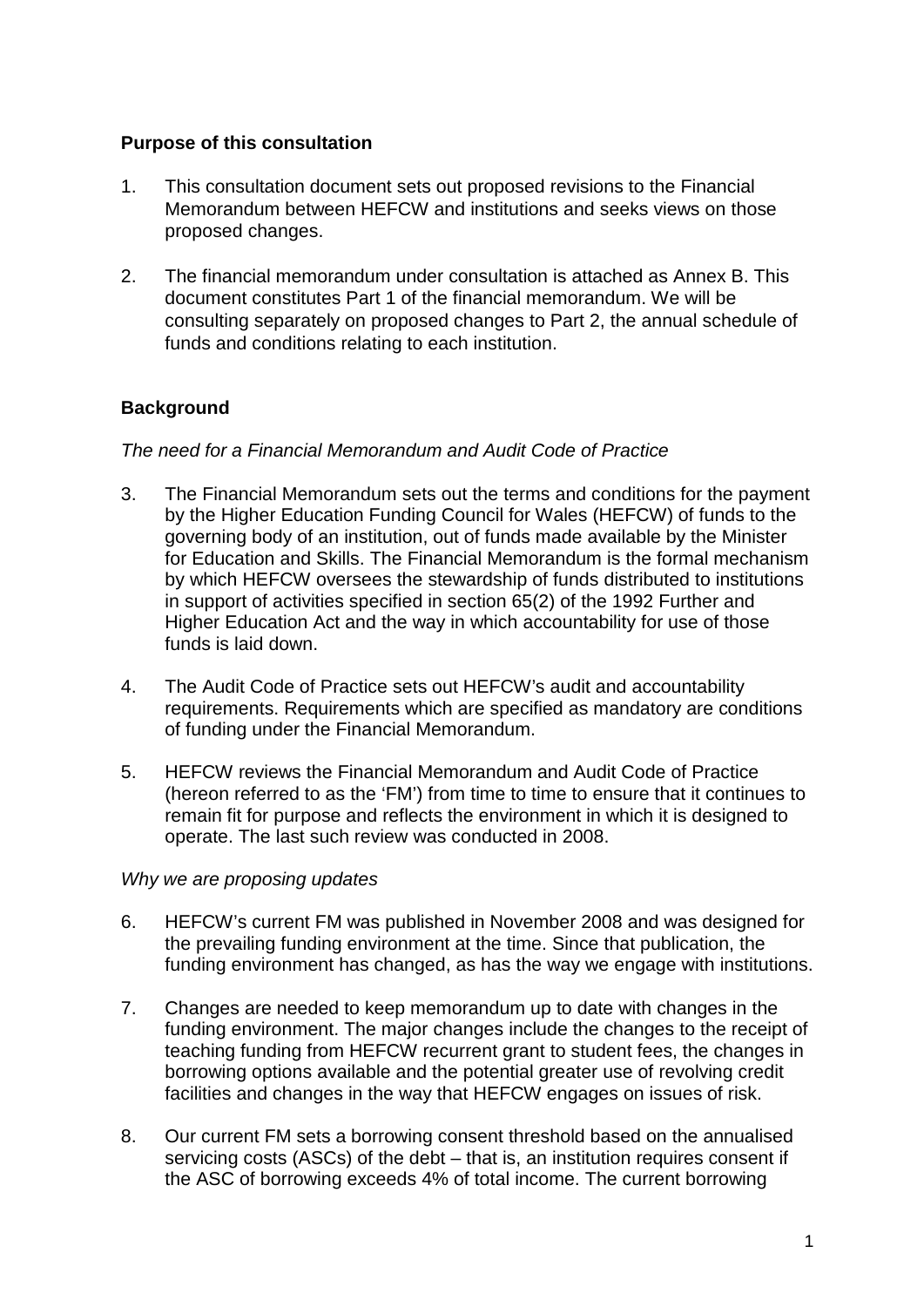**Purpose of this consultation**

1. This consultation document sets out proposed revisions to the Financial Memorandum between HEFCW and institutions and seeks views on those proposed changes.

2. The financial memorandum under consultation is attached as Annex B. This document constitutes Part 1 of the financial memorandum. We will be consulting separately on proposed changes to Part 2, the annual schedule of funds and conditions relating to each institution.

**Background**

*The need for a Financial Memorandum and Audit Code of Practice*

3. The Financial Memorandum sets out the terms and conditions for the payment by the Higher Education Funding Council for Wales (HEFCW) of funds to the governing body of an institution, out of funds made available by the Minister for Education and Skills. The Financial Memorandum is the formal mechanism by which HEFCW oversees the stewardship of funds distributed to institutions in support of activities specified in section 65(2) of the 1992 Further and Higher Education Act and the way in which accountability for use of those funds is laid down.

4. The Audit Code of Practice sets out HEFCW's audit and accountability requirements. Requirements which are specified as mandatory are conditions of funding under the Financial Memorandum.

5. HEFCW reviews the Financial Memorandum and Audit Code of Practice (hereon referred to as the 'FM') from time to time to ensure that it continues to remain fit for purpose and reflects the environment in which it is designed to operate. The last such review was conducted in 2008.

*Why we are proposing updates*

6. HEFCW's current FM was published in November 2008 and was designed for the prevailing funding environment at the time. Since that publication, the funding environment has changed, as has the way we engage with institutions.

7. Changes are needed to keep memorandum up to date with changes in the funding environment. The major changes include the changes to the receipt of teaching funding from HEFCW recurrent grant to student fees, the changes in borrowing options available and the potential greater use of revolving credit facilities and changes in the way that HEFCW engages on issues of risk.

8. Our current FM sets a borrowing consent threshold based on the annualised servicing costs (ASCs) of the debt – that is, an institution requires consent if the ASC of borrowing exceeds 4% of total income. The current borrowing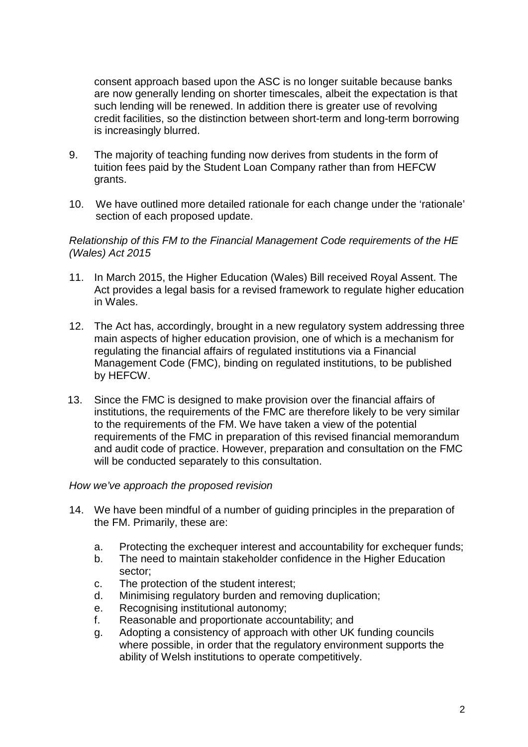consent approach based upon the ASC is no longer suitable because banks are now generally lending on shorter timescales, albeit the expectation is that such lending will be renewed. In addition there is greater use of revolving credit facilities, so the distinction between short-term and long-term borrowing is increasingly blurred.

9. The majority of teaching funding now derives from students in the form of tuition fees paid by the Student Loan Company rather than from HEFCW grants.

10. We have outlined more detailed rationale for each change under the 'rationale' section of each proposed update.

*Relationship of this FM to the Financial Management Code requirements of the HE (Wales) Act 2015*

11. In March 2015, the Higher Education (Wales) Bill received Royal Assent. The Act provides a legal basis for a revised framework to regulate higher education in Wales.

12. The Act has, accordingly, brought in a new regulatory system addressing three main aspects of higher education provision, one of which is a mechanism for regulating the financial affairs of regulated institutions via a Financial Management Code (FMC), binding on regulated institutions, to be published by HEFCW.

13. Since the FMC is designed to make provision over the financial affairs of institutions, the requirements of the FMC are therefore likely to be very similar to the requirements of the FM. We have taken a view of the potential requirements of the FMC in preparation of this revised financial memorandum and audit code of practice. However, preparation and consultation on the FMC will be conducted separately to this consultation.

*How we've approach the proposed revision*

14. We have been mindful of a number of guiding principles in the preparation of the FM. Primarily, these are:

    a. Protecting the exchequer interest and accountability for exchequer funds;
    b. The need to maintain stakeholder confidence in the Higher Education sector;
    c. The protection of the student interest;
    d. Minimising regulatory burden and removing duplication;
    e. Recognising institutional autonomy;
    f. Reasonable and proportionate accountability; and
    g. Adopting a consistency of approach with other UK funding councils where possible, in order that the regulatory environment supports the ability of Welsh institutions to operate competitively.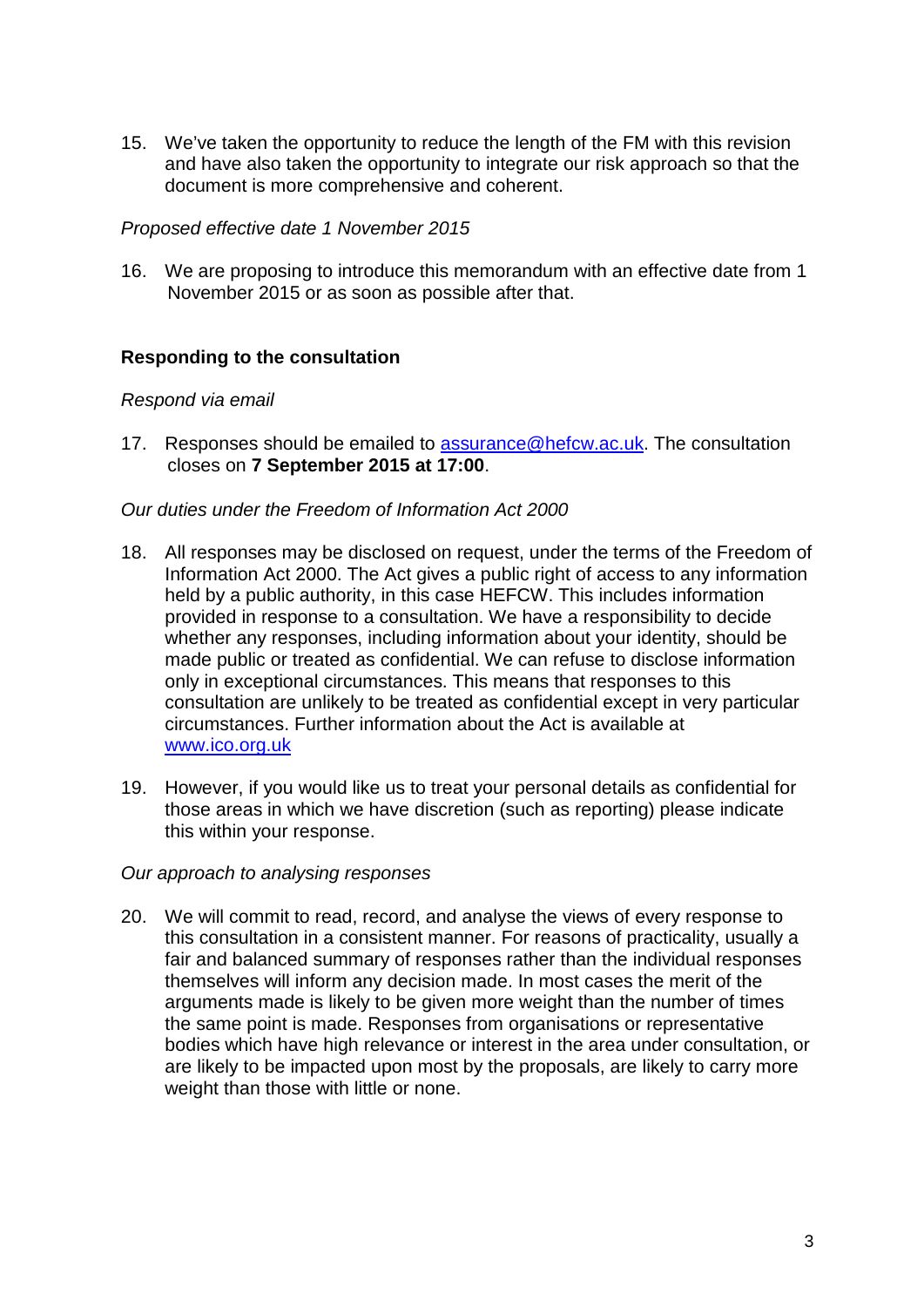15. We've taken the opportunity to reduce the length of the FM with this revision and have also taken the opportunity to integrate our risk approach so that the document is more comprehensive and coherent.

*Proposed effective date 1 November 2015*

16. We are proposing to introduce this memorandum with an effective date from 1 November 2015 or as soon as possible after that.

## Responding to the consultation

*Respond via email*

17. Responses should be emailed to [assurance@hefcw.ac.uk](mailto:assurance@hefcw.ac.uk). The consultation closes on **7 September 2015 at 17:00**.

*Our duties under the Freedom of Information Act 2000*

18. All responses may be disclosed on request, under the terms of the Freedom of Information Act 2000. The Act gives a public right of access to any information held by a public authority, in this case HEFCW. This includes information provided in response to a consultation. We have a responsibility to decide whether any responses, including information about your identity, should be made public or treated as confidential. We can refuse to disclose information only in exceptional circumstances. This means that responses to this consultation are unlikely to be treated as confidential except in very particular circumstances. Further information about the Act is available at [www.ico.org.uk](http://www.ico.org.uk)

19. However, if you would like us to treat your personal details as confidential for those areas in which we have discretion (such as reporting) please indicate this within your response.

*Our approach to analysing responses*

20. We will commit to read, record, and analyse the views of every response to this consultation in a consistent manner. For reasons of practicality, usually a fair and balanced summary of responses rather than the individual responses themselves will inform any decision made. In most cases the merit of the arguments made is likely to be given more weight than the number of times the same point is made. Responses from organisations or representative bodies which have high relevance or interest in the area under consultation, or are likely to be impacted upon most by the proposals, are likely to carry more weight than those with little or none.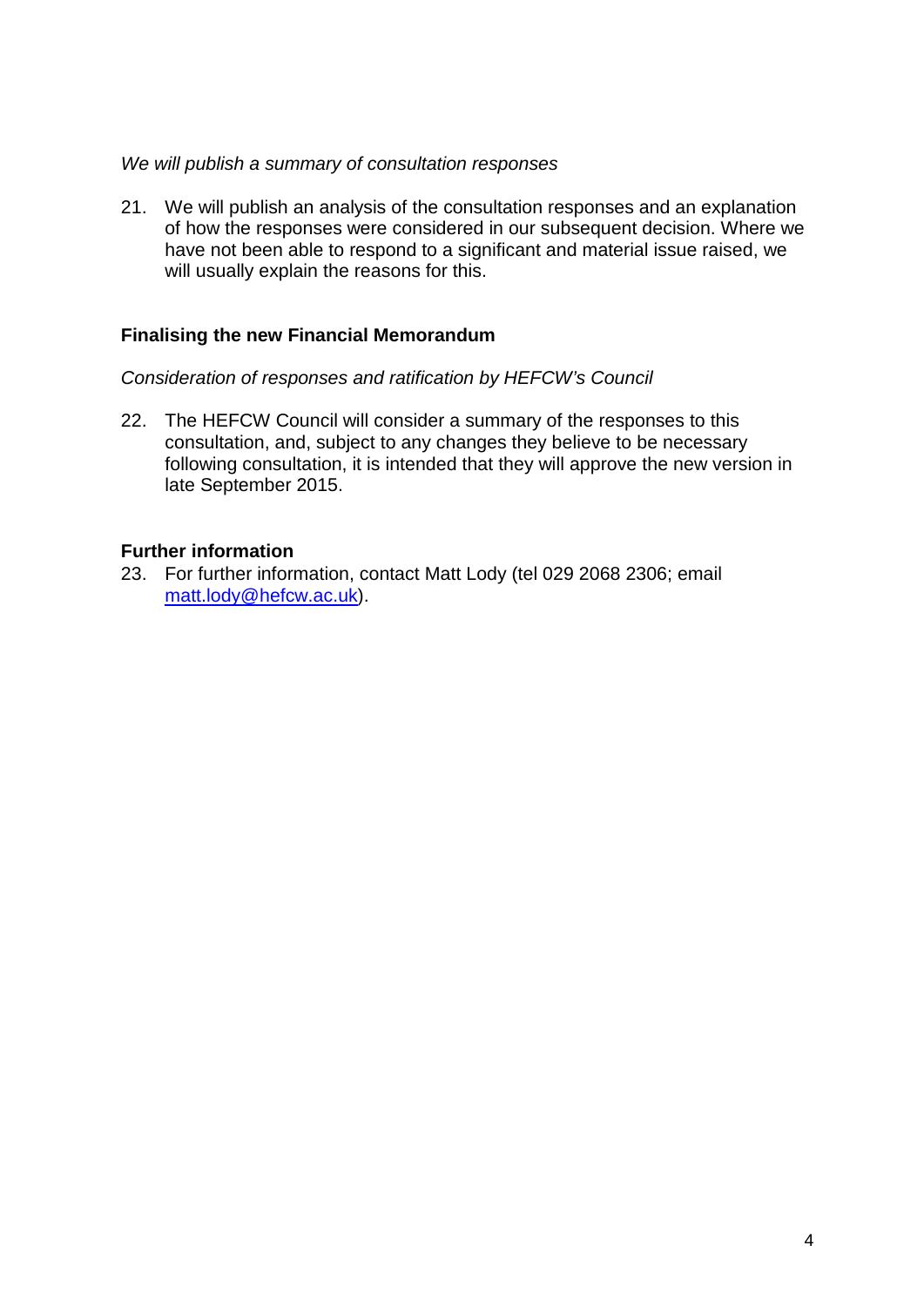*We will publish a summary of consultation responses*

21. We will publish an analysis of the consultation responses and an explanation of how the responses were considered in our subsequent decision. Where we have not been able to respond to a significant and material issue raised, we will usually explain the reasons for this.

**Finalising the new Financial Memorandum**

*Consideration of responses and ratification by HEFCW's Council*

22. The HEFCW Council will consider a summary of the responses to this consultation, and, subject to any changes they believe to be necessary following consultation, it is intended that they will approve the new version in late September 2015.

**Further information**

23. For further information, contact Matt Lody (tel 029 2068 2306; email [matt.lody@hefcw.ac.uk](mailto:matt.lody@hefcw.ac.uk)).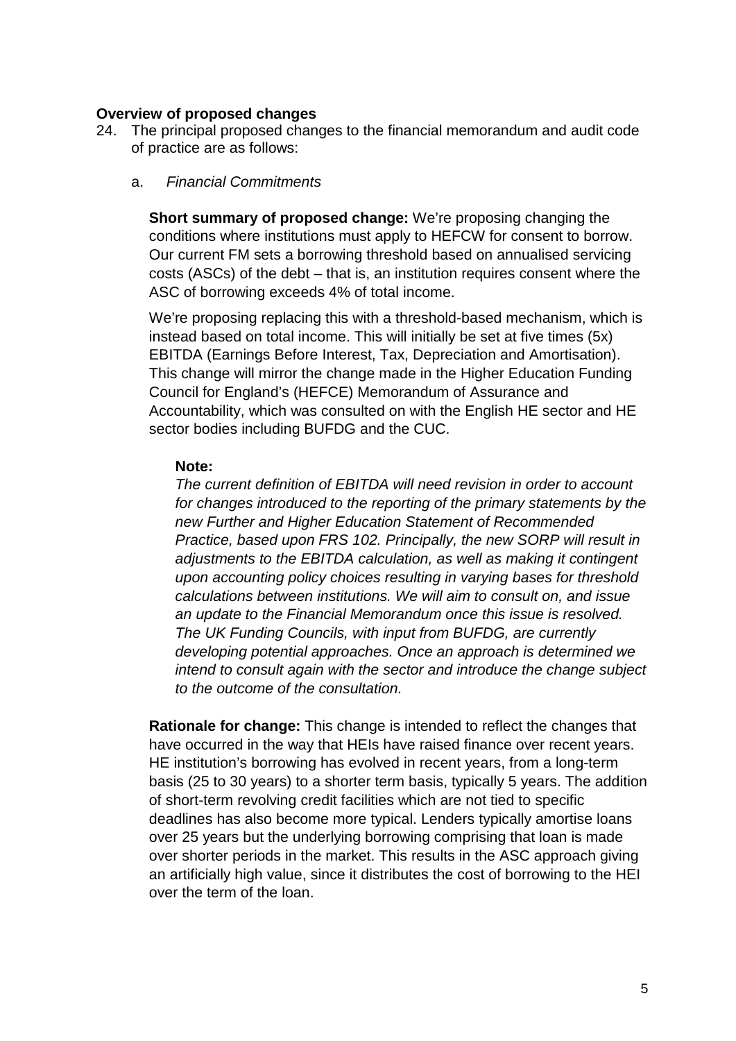**Overview of proposed changes**

24. The principal proposed changes to the financial memorandum and audit code of practice are as follows:

    a. *Financial Commitments*

    **Short summary of proposed change:** We're proposing changing the conditions where institutions must apply to HEFCW for consent to borrow. Our current FM sets a borrowing threshold based on annualised servicing costs (ASCs) of the debt – that is, an institution requires consent where the ASC of borrowing exceeds 4% of total income.

    We're proposing replacing this with a threshold-based mechanism, which is instead based on total income. This will initially be set at five times (5x) EBITDA (Earnings Before Interest, Tax, Depreciation and Amortisation). This change will mirror the change made in the Higher Education Funding Council for England's (HEFCE) Memorandum of Assurance and Accountability, which was consulted on with the English HE sector and HE sector bodies including BUFDG and the CUC.

    **Note:**

    *The current definition of EBITDA will need revision in order to account for changes introduced to the reporting of the primary statements by the new Further and Higher Education Statement of Recommended Practice, based upon FRS 102. Principally, the new SORP will result in adjustments to the EBITDA calculation, as well as making it contingent upon accounting policy choices resulting in varying bases for threshold calculations between institutions. We will aim to consult on, and issue an update to the Financial Memorandum once this issue is resolved. The UK Funding Councils, with input from BUFDG, are currently developing potential approaches. Once an approach is determined we intend to consult again with the sector and introduce the change subject to the outcome of the consultation.*

    **Rationale for change:** This change is intended to reflect the changes that have occurred in the way that HEIs have raised finance over recent years. HE institution's borrowing has evolved in recent years, from a long-term basis (25 to 30 years) to a shorter term basis, typically 5 years. The addition of short-term revolving credit facilities which are not tied to specific deadlines has also become more typical. Lenders typically amortise loans over 25 years but the underlying borrowing comprising that loan is made over shorter periods in the market. This results in the ASC approach giving an artificially high value, since it distributes the cost of borrowing to the HEI over the term of the loan.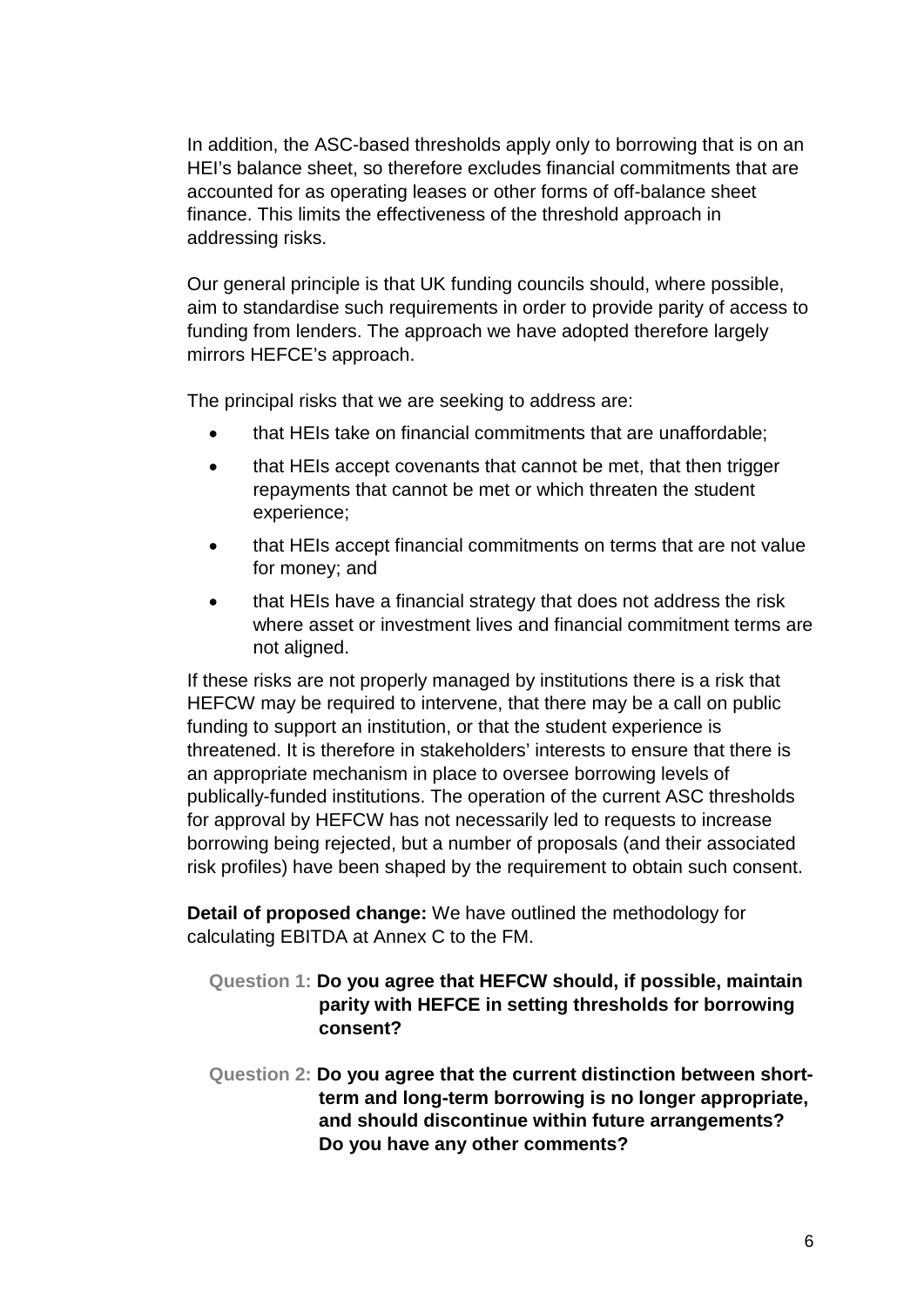In addition, the ASC-based thresholds apply only to borrowing that is on an HEI's balance sheet, so therefore excludes financial commitments that are accounted for as operating leases or other forms of off-balance sheet finance. This limits the effectiveness of the threshold approach in addressing risks.

Our general principle is that UK funding councils should, where possible, aim to standardise such requirements in order to provide parity of access to funding from lenders. The approach we have adopted therefore largely mirrors HEFCE's approach.

The principal risks that we are seeking to address are:

- that HEIs take on financial commitments that are unaffordable;
- that HEIs accept covenants that cannot be met, that then trigger repayments that cannot be met or which threaten the student experience;
- that HEIs accept financial commitments on terms that are not value for money; and
- that HEIs have a financial strategy that does not address the risk where asset or investment lives and financial commitment terms are not aligned.

If these risks are not properly managed by institutions there is a risk that HEFCW may be required to intervene, that there may be a call on public funding to support an institution, or that the student experience is threatened. It is therefore in stakeholders' interests to ensure that there is an appropriate mechanism in place to oversee borrowing levels of publically-funded institutions. The operation of the current ASC thresholds for approval by HEFCW has not necessarily led to requests to increase borrowing being rejected, but a number of proposals (and their associated risk profiles) have been shaped by the requirement to obtain such consent.

**Detail of proposed change:** We have outlined the methodology for calculating EBITDA at Annex C to the FM.

**Question 1: Do you agree that HEFCW should, if possible, maintain parity with HEFCE in setting thresholds for borrowing consent?**

**Question 2: Do you agree that the current distinction between short-term and long-term borrowing is no longer appropriate, and should discontinue within future arrangements? Do you have any other comments?**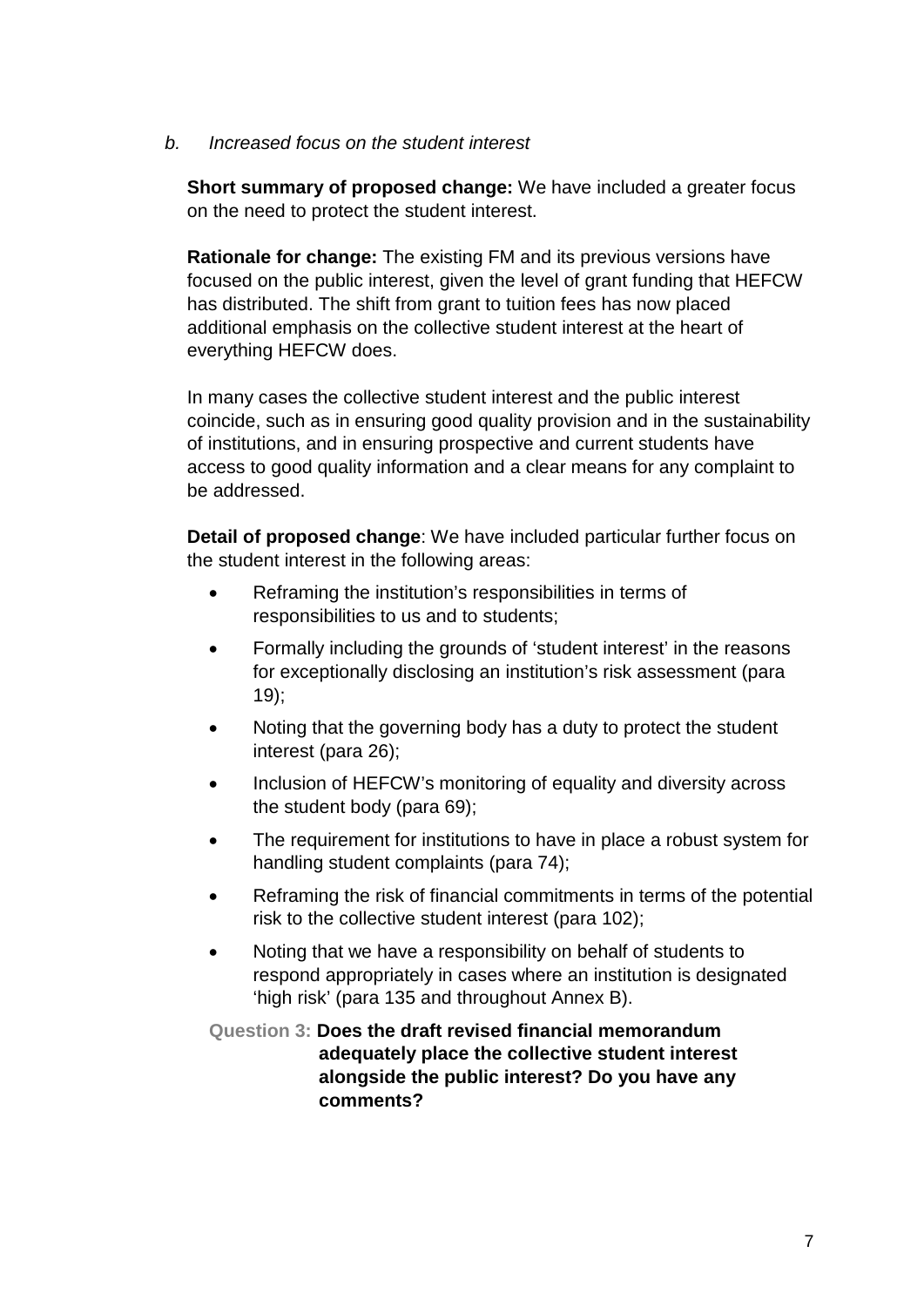*b. Increased focus on the student interest*

**Short summary of proposed change:** We have included a greater focus on the need to protect the student interest.

**Rationale for change:** The existing FM and its previous versions have focused on the public interest, given the level of grant funding that HEFCW has distributed. The shift from grant to tuition fees has now placed additional emphasis on the collective student interest at the heart of everything HEFCW does.

In many cases the collective student interest and the public interest coincide, such as in ensuring good quality provision and in the sustainability of institutions, and in ensuring prospective and current students have access to good quality information and a clear means for any complaint to be addressed.

**Detail of proposed change**: We have included particular further focus on the student interest in the following areas:

- Reframing the institution's responsibilities in terms of responsibilities to us and to students;
- Formally including the grounds of 'student interest' in the reasons for exceptionally disclosing an institution's risk assessment (para 19);
- Noting that the governing body has a duty to protect the student interest (para 26);
- Inclusion of HEFCW's monitoring of equality and diversity across the student body (para 69);
- The requirement for institutions to have in place a robust system for handling student complaints (para 74);
- Reframing the risk of financial commitments in terms of the potential risk to the collective student interest (para 102);
- Noting that we have a responsibility on behalf of students to respond appropriately in cases where an institution is designated 'high risk' (para 135 and throughout Annex B).

**Question 3: Does the draft revised financial memorandum adequately place the collective student interest alongside the public interest? Do you have any comments?**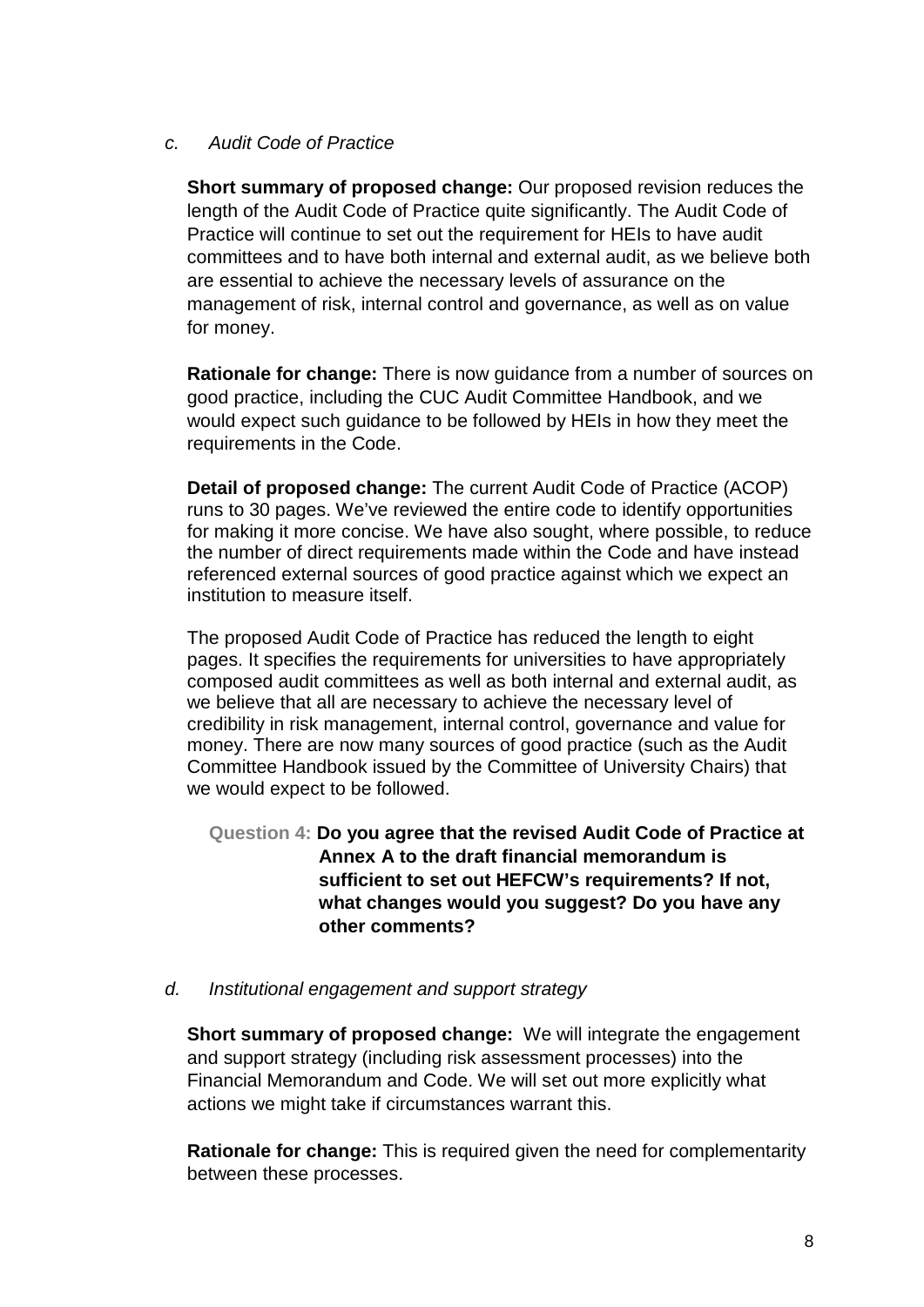*c. Audit Code of Practice*

**Short summary of proposed change:** Our proposed revision reduces the length of the Audit Code of Practice quite significantly. The Audit Code of Practice will continue to set out the requirement for HEIs to have audit committees and to have both internal and external audit, as we believe both are essential to achieve the necessary levels of assurance on the management of risk, internal control and governance, as well as on value for money.

**Rationale for change:** There is now guidance from a number of sources on good practice, including the CUC Audit Committee Handbook, and we would expect such guidance to be followed by HEIs in how they meet the requirements in the Code.

**Detail of proposed change:** The current Audit Code of Practice (ACOP) runs to 30 pages. We've reviewed the entire code to identify opportunities for making it more concise. We have also sought, where possible, to reduce the number of direct requirements made within the Code and have instead referenced external sources of good practice against which we expect an institution to measure itself.

The proposed Audit Code of Practice has reduced the length to eight pages. It specifies the requirements for universities to have appropriately composed audit committees as well as both internal and external audit, as we believe that all are necessary to achieve the necessary level of credibility in risk management, internal control, governance and value for money. There are now many sources of good practice (such as the Audit Committee Handbook issued by the Committee of University Chairs) that we would expect to be followed.

**Question 4: Do you agree that the revised Audit Code of Practice at Annex A to the draft financial memorandum is sufficient to set out HEFCW's requirements? If not, what changes would you suggest? Do you have any other comments?**

*d. Institutional engagement and support strategy*

**Short summary of proposed change:** We will integrate the engagement and support strategy (including risk assessment processes) into the Financial Memorandum and Code. We will set out more explicitly what actions we might take if circumstances warrant this.

**Rationale for change:** This is required given the need for complementarity between these processes.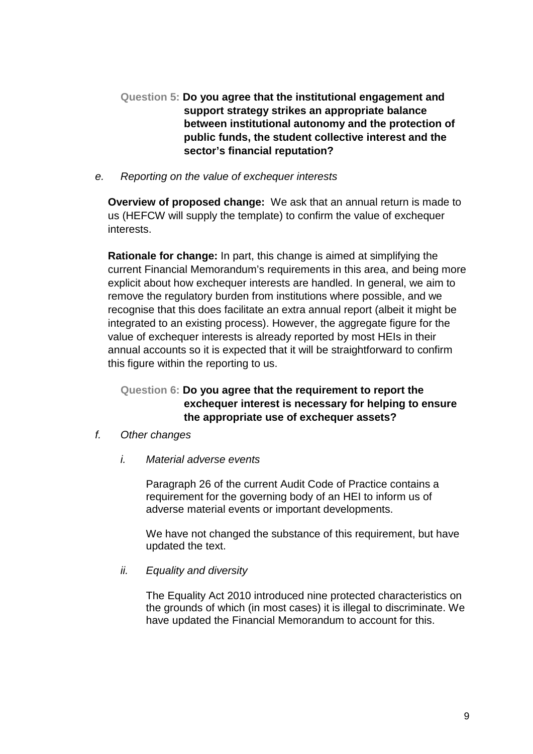**Question 5: Do you agree that the institutional engagement and support strategy strikes an appropriate balance between institutional autonomy and the protection of public funds, the student collective interest and the sector's financial reputation?**

e. *Reporting on the value of exchequer interests*

**Overview of proposed change:** We ask that an annual return is made to us (HEFCW will supply the template) to confirm the value of exchequer interests.

**Rationale for change:** In part, this change is aimed at simplifying the current Financial Memorandum's requirements in this area, and being more explicit about how exchequer interests are handled. In general, we aim to remove the regulatory burden from institutions where possible, and we recognise that this does facilitate an extra annual report (albeit it might be integrated to an existing process). However, the aggregate figure for the value of exchequer interests is already reported by most HEIs in their annual accounts so it is expected that it will be straightforward to confirm this figure within the reporting to us.

**Question 6: Do you agree that the requirement to report the exchequer interest is necessary for helping to ensure the appropriate use of exchequer assets?**

f. *Other changes*

i. *Material adverse events*

Paragraph 26 of the current Audit Code of Practice contains a requirement for the governing body of an HEI to inform us of adverse material events or important developments.

We have not changed the substance of this requirement, but have updated the text.

ii. *Equality and diversity*

The Equality Act 2010 introduced nine protected characteristics on the grounds of which (in most cases) it is illegal to discriminate. We have updated the Financial Memorandum to account for this.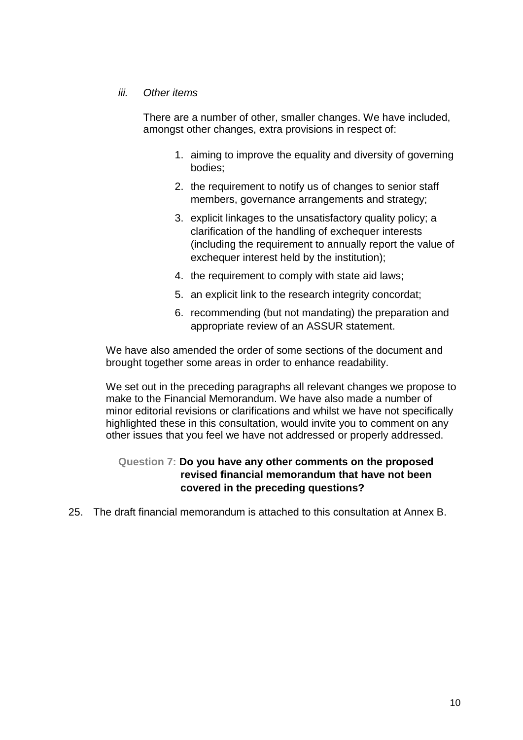*iii. Other items*

There are a number of other, smaller changes. We have included, amongst other changes, extra provisions in respect of:

1. aiming to improve the equality and diversity of governing bodies;
2. the requirement to notify us of changes to senior staff members, governance arrangements and strategy;
3. explicit linkages to the unsatisfactory quality policy; a clarification of the handling of exchequer interests (including the requirement to annually report the value of exchequer interest held by the institution);
4. the requirement to comply with state aid laws;
5. an explicit link to the research integrity concordat;
6. recommending (but not mandating) the preparation and appropriate review of an ASSUR statement.

We have also amended the order of some sections of the document and brought together some areas in order to enhance readability.

We set out in the preceding paragraphs all relevant changes we propose to make to the Financial Memorandum. We have also made a number of minor editorial revisions or clarifications and whilst we have not specifically highlighted these in this consultation, would invite you to comment on any other issues that you feel we have not addressed or properly addressed.

**Question 7: Do you have any other comments on the proposed revised financial memorandum that have not been covered in the preceding questions?**

25. The draft financial memorandum is attached to this consultation at Annex B.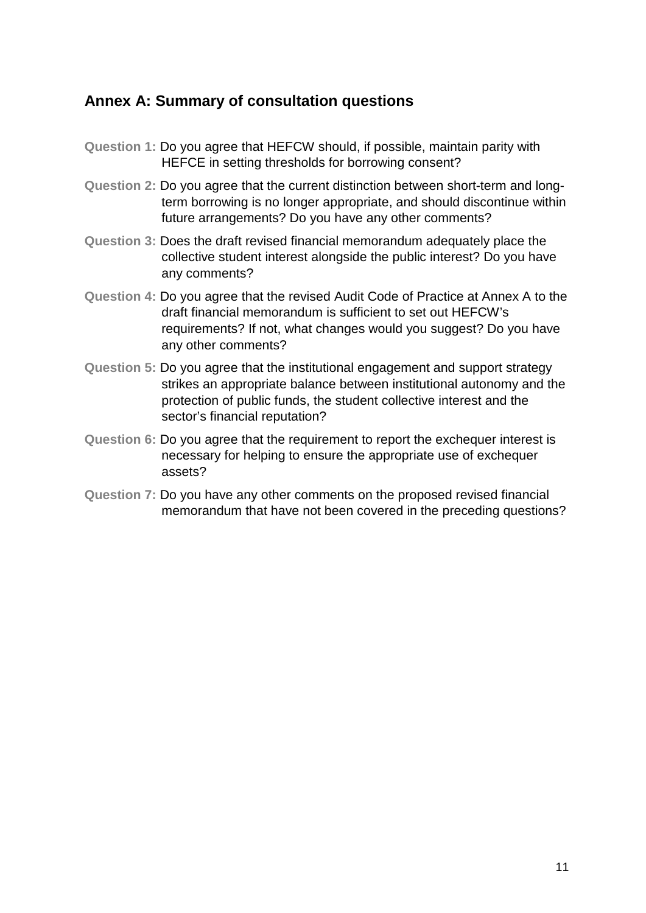## Annex A: Summary of consultation questions

**Question 1:** Do you agree that HEFCW should, if possible, maintain parity with HEFCE in setting thresholds for borrowing consent?

**Question 2:** Do you agree that the current distinction between short-term and long-term borrowing is no longer appropriate, and should discontinue within future arrangements? Do you have any other comments?

**Question 3:** Does the draft revised financial memorandum adequately place the collective student interest alongside the public interest? Do you have any comments?

**Question 4:** Do you agree that the revised Audit Code of Practice at Annex A to the draft financial memorandum is sufficient to set out HEFCW's requirements? If not, what changes would you suggest? Do you have any other comments?

**Question 5:** Do you agree that the institutional engagement and support strategy strikes an appropriate balance between institutional autonomy and the protection of public funds, the student collective interest and the sector's financial reputation?

**Question 6:** Do you agree that the requirement to report the exchequer interest is necessary for helping to ensure the appropriate use of exchequer assets?

**Question 7:** Do you have any other comments on the proposed revised financial memorandum that have not been covered in the preceding questions?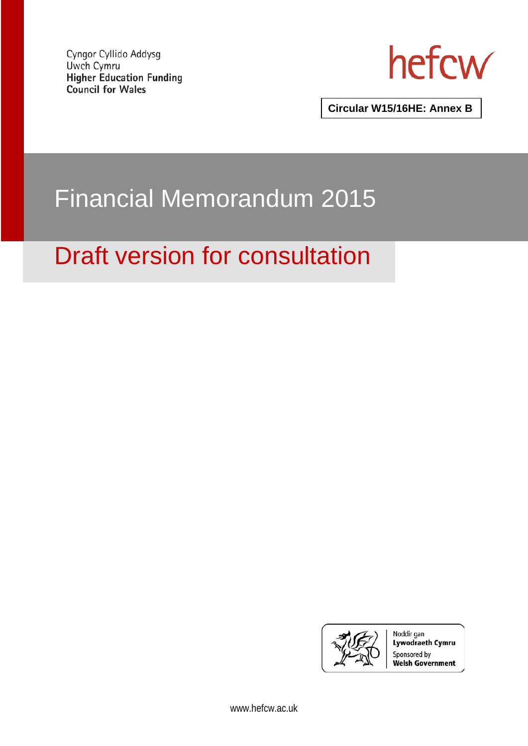Cyngor Cyllido Addysg Uwch Cymru
Higher Education Funding Council for Wales

hefcw

**Circular W15/16HE: Annex B**

# Financial Memorandum 2015

## Draft version for consultation

Noddir gan **Lywodraeth Cymru**
Sponsored by **Welsh Government**

www.hefcw.ac.uk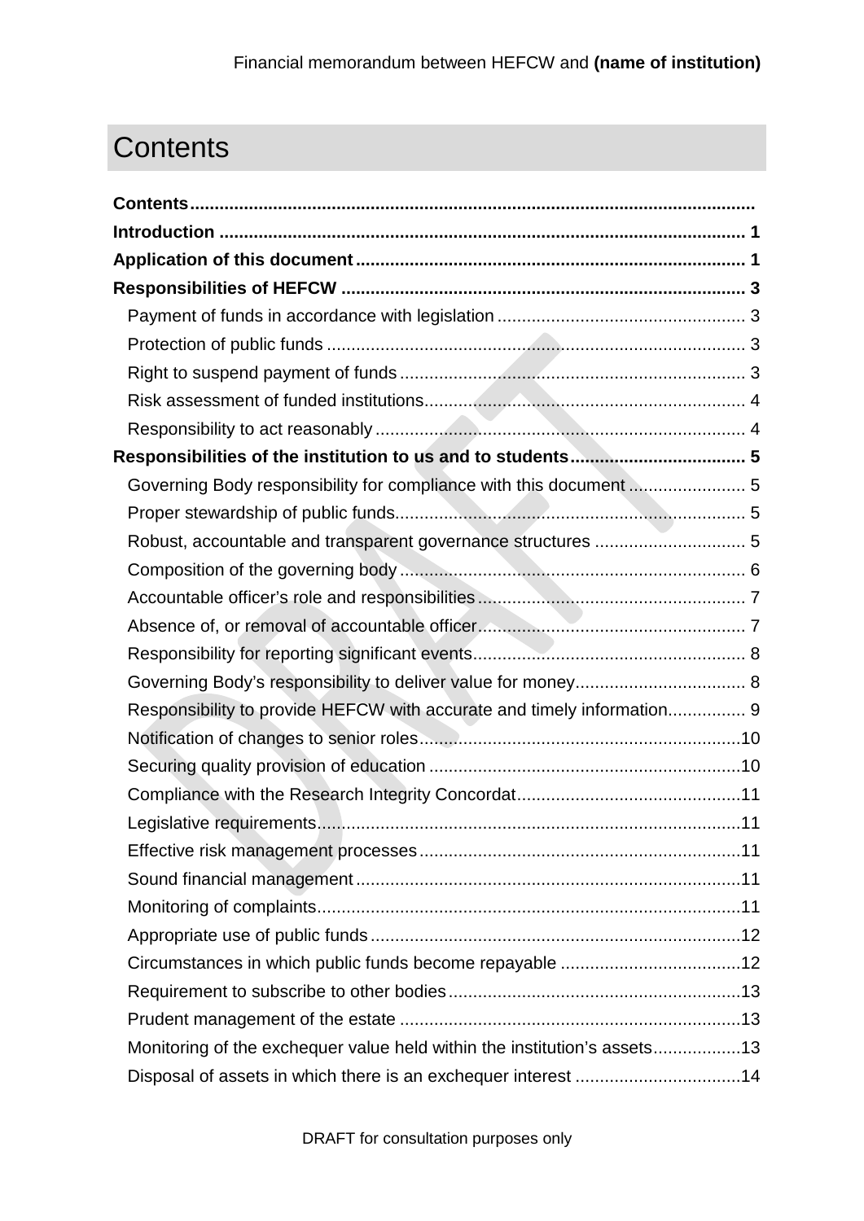# Contents

**Contents**

**Introduction** ........ 1

**Application of this document** ........ 1

**Responsibilities of HEFCW** ........ 3

- Payment of funds in accordance with legislation ........ 3
- Protection of public funds ........ 3
- Right to suspend payment of funds ........ 3
- Risk assessment of funded institutions ........ 4
- Responsibility to act reasonably ........ 4

**Responsibilities of the institution to us and to students** ........ 5

- Governing Body responsibility for compliance with this document ........ 5
- Proper stewardship of public funds ........ 5
- Robust, accountable and transparent governance structures ........ 5
- Composition of the governing body ........ 6
- Accountable officer's role and responsibilities ........ 7
- Absence of, or removal of accountable officer ........ 7
- Responsibility for reporting significant events ........ 8
- Governing Body's responsibility to deliver value for money ........ 8
- Responsibility to provide HEFCW with accurate and timely information ........ 9
- Notification of changes to senior roles ........ 10
- Securing quality provision of education ........ 10
- Compliance with the Research Integrity Concordat ........ 11
- Legislative requirements ........ 11
- Effective risk management processes ........ 11
- Sound financial management ........ 11
- Monitoring of complaints ........ 11
- Appropriate use of public funds ........ 12
- Circumstances in which public funds become repayable ........ 12
- Requirement to subscribe to other bodies ........ 13
- Prudent management of the estate ........ 13
- Monitoring of the exchequer value held within the institution's assets ........ 13
- Disposal of assets in which there is an exchequer interest ........ 14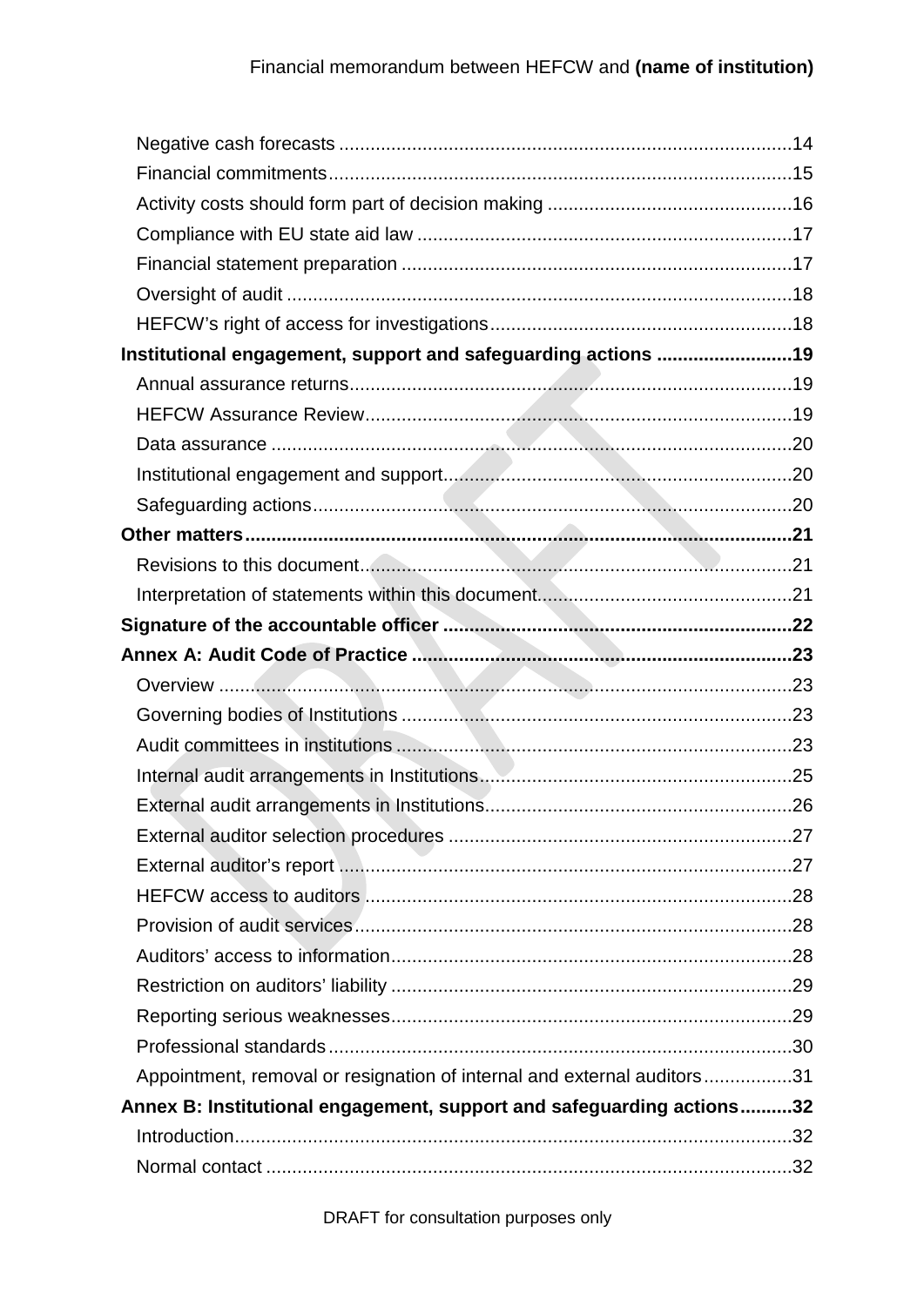Negative cash forecasts ....................................................................................14
Financial commitments........................................................................................15
Activity costs should form part of decision making ..............................................16
Compliance with EU state aid law .......................................................................17
Financial statement preparation ..........................................................................17
Oversight of audit ................................................................................................18
HEFCW's right of access for investigations.........................................................18

**Institutional engagement, support and safeguarding actions .........................19**

Annual assurance returns....................................................................................19
HEFCW Assurance Review.................................................................................19
Data assurance ...................................................................................................20
Institutional engagement and support..................................................................20
Safeguarding actions...........................................................................................20

**Other matters........................................................................................................21**

Revisions to this document..................................................................................21
Interpretation of statements within this document................................................21

**Signature of the accountable officer ..................................................................22**

**Annex A: Audit Code of Practice ........................................................................23**

Overview .............................................................................................................23
Governing bodies of Institutions ..........................................................................23
Audit committees in institutions ...........................................................................23
Internal audit arrangements in Institutions...........................................................25
External audit arrangements in Institutions..........................................................26
External auditor selection procedures .................................................................27
External auditor's report ......................................................................................27
HEFCW access to auditors .................................................................................28
Provision of audit services...................................................................................28
Auditors' access to information............................................................................28
Restriction on auditors' liability ............................................................................29
Reporting serious weaknesses............................................................................29
Professional standards........................................................................................30
Appointment, removal or resignation of internal and external auditors.................31

**Annex B: Institutional engagement, support and safeguarding actions..........32**

Introduction..........................................................................................................32
Normal contact ....................................................................................................32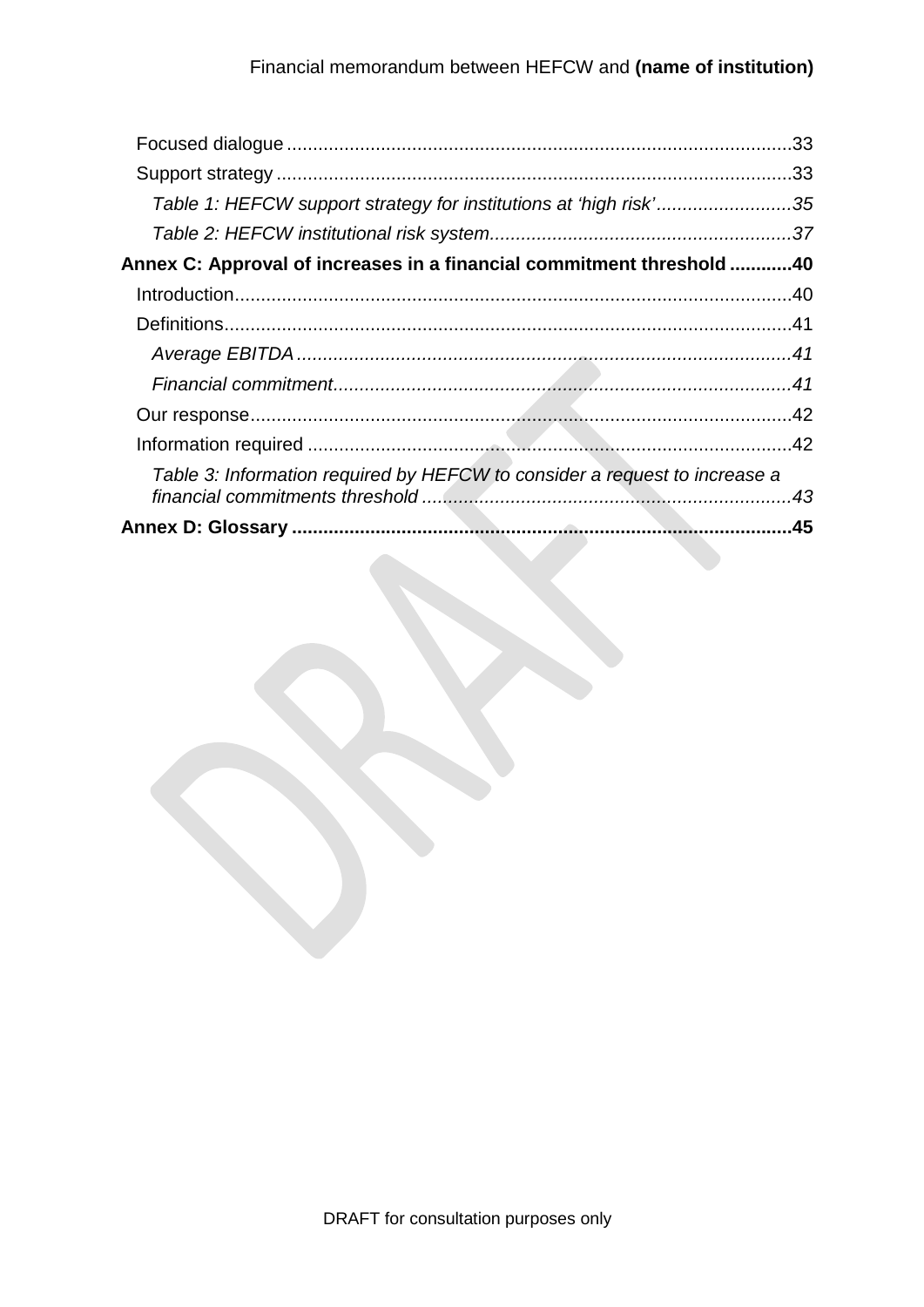Focused dialogue ....................................................................................................33

Support strategy .....................................................................................................33

*Table 1: HEFCW support strategy for institutions at 'high risk'* ..........................35

*Table 2: HEFCW institutional risk system*..........................................................37

**Annex C: Approval of increases in a financial commitment threshold ............40**

Introduction............................................................................................................40

Definitions..............................................................................................................41

*Average EBITDA* ...............................................................................................41

*Financial commitment*.........................................................................................41

Our response.........................................................................................................42

Information required ..............................................................................................42

*Table 3: Information required by HEFCW to consider a request to increase a financial commitments threshold* .......................................................................43

**Annex D: Glossary ...............................................................................................45**

DRAFT for consultation purposes only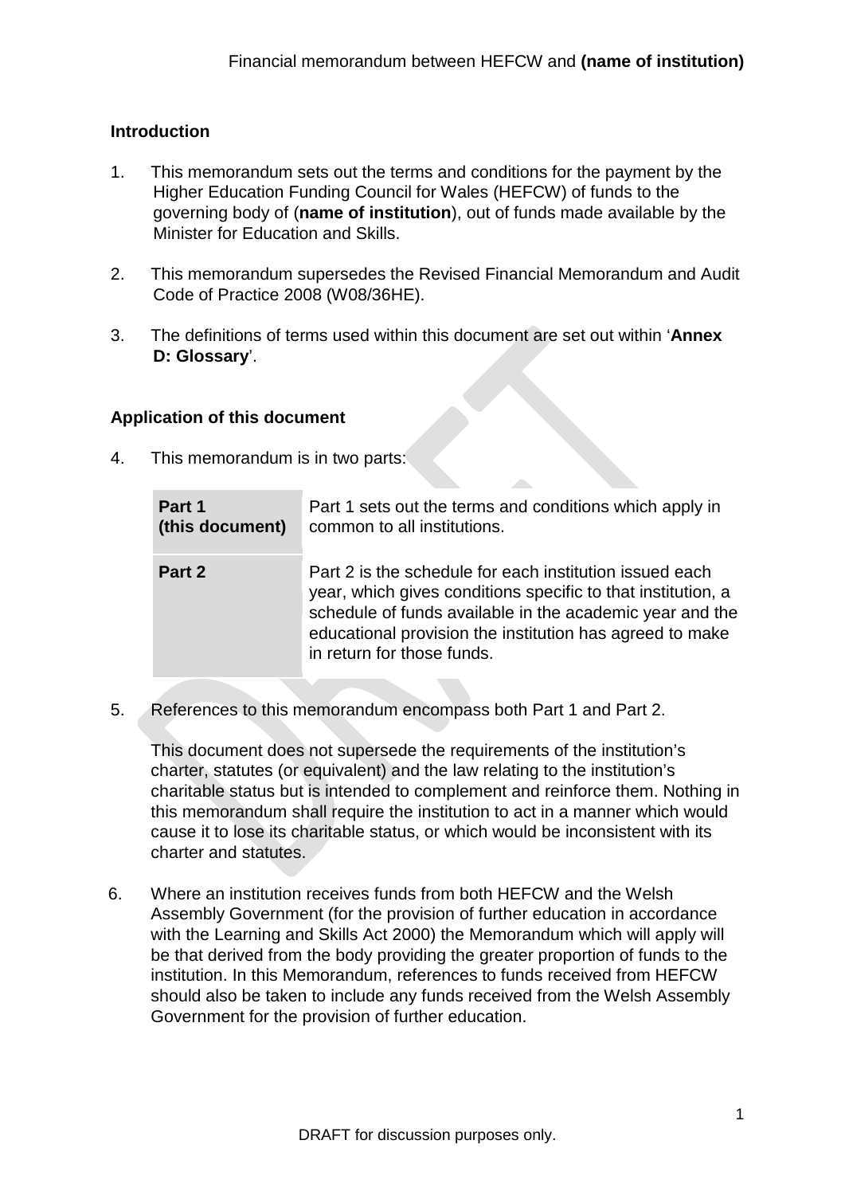## Introduction

1. This memorandum sets out the terms and conditions for the payment by the Higher Education Funding Council for Wales (HEFCW) of funds to the governing body of (**name of institution**), out of funds made available by the Minister for Education and Skills.

2. This memorandum supersedes the Revised Financial Memorandum and Audit Code of Practice 2008 (W08/36HE).

3. The definitions of terms used within this document are set out within '**Annex D: Glossary**'.

## Application of this document

4. This memorandum is in two parts:

| | |
|---|---|
| **Part 1 (this document)** | Part 1 sets out the terms and conditions which apply in common to all institutions. |
| **Part 2** | Part 2 is the schedule for each institution issued each year, which gives conditions specific to that institution, a schedule of funds available in the academic year and the educational provision the institution has agreed to make in return for those funds. |

5. References to this memorandum encompass both Part 1 and Part 2.

   This document does not supersede the requirements of the institution's charter, statutes (or equivalent) and the law relating to the institution's charitable status but is intended to complement and reinforce them. Nothing in this memorandum shall require the institution to act in a manner which would cause it to lose its charitable status, or which would be inconsistent with its charter and statutes.

6. Where an institution receives funds from both HEFCW and the Welsh Assembly Government (for the provision of further education in accordance with the Learning and Skills Act 2000) the Memorandum which will apply will be that derived from the body providing the greater proportion of funds to the institution. In this Memorandum, references to funds received from HEFCW should also be taken to include any funds received from the Welsh Assembly Government for the provision of further education.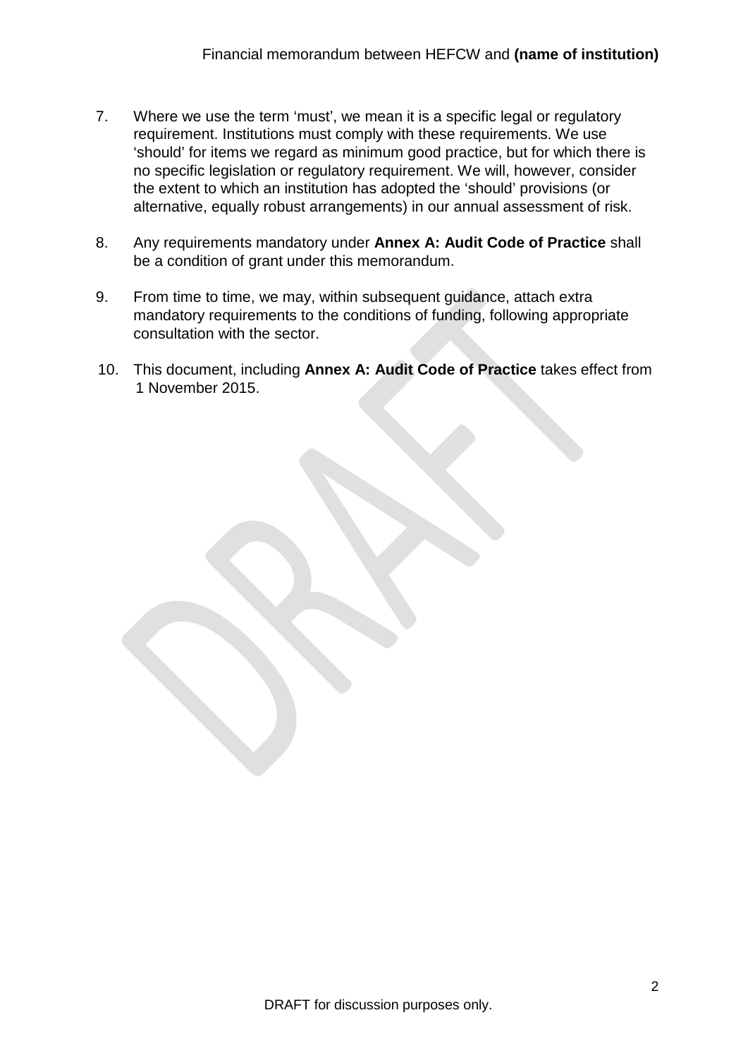7. Where we use the term 'must', we mean it is a specific legal or regulatory requirement. Institutions must comply with these requirements. We use 'should' for items we regard as minimum good practice, but for which there is no specific legislation or regulatory requirement. We will, however, consider the extent to which an institution has adopted the 'should' provisions (or alternative, equally robust arrangements) in our annual assessment of risk.

8. Any requirements mandatory under **Annex A: Audit Code of Practice** shall be a condition of grant under this memorandum.

9. From time to time, we may, within subsequent guidance, attach extra mandatory requirements to the conditions of funding, following appropriate consultation with the sector.

10. This document, including **Annex A: Audit Code of Practice** takes effect from 1 November 2015.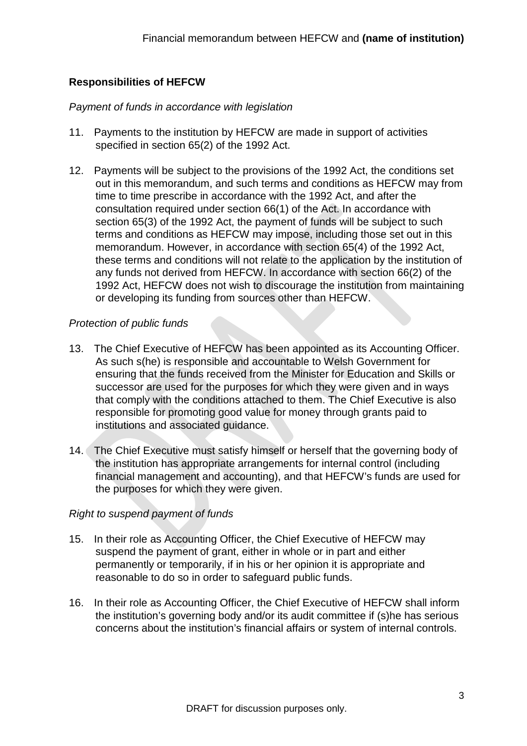## Responsibilities of HEFCW

*Payment of funds in accordance with legislation*

11. Payments to the institution by HEFCW are made in support of activities specified in section 65(2) of the 1992 Act.

12. Payments will be subject to the provisions of the 1992 Act, the conditions set out in this memorandum, and such terms and conditions as HEFCW may from time to time prescribe in accordance with the 1992 Act, and after the consultation required under section 66(1) of the Act. In accordance with section 65(3) of the 1992 Act, the payment of funds will be subject to such terms and conditions as HEFCW may impose, including those set out in this memorandum. However, in accordance with section 65(4) of the 1992 Act, these terms and conditions will not relate to the application by the institution of any funds not derived from HEFCW. In accordance with section 66(2) of the 1992 Act, HEFCW does not wish to discourage the institution from maintaining or developing its funding from sources other than HEFCW.

*Protection of public funds*

13. The Chief Executive of HEFCW has been appointed as its Accounting Officer. As such s(he) is responsible and accountable to Welsh Government for ensuring that the funds received from the Minister for Education and Skills or successor are used for the purposes for which they were given and in ways that comply with the conditions attached to them. The Chief Executive is also responsible for promoting good value for money through grants paid to institutions and associated guidance.

14. The Chief Executive must satisfy himself or herself that the governing body of the institution has appropriate arrangements for internal control (including financial management and accounting), and that HEFCW's funds are used for the purposes for which they were given.

*Right to suspend payment of funds*

15. In their role as Accounting Officer, the Chief Executive of HEFCW may suspend the payment of grant, either in whole or in part and either permanently or temporarily, if in his or her opinion it is appropriate and reasonable to do so in order to safeguard public funds.

16. In their role as Accounting Officer, the Chief Executive of HEFCW shall inform the institution's governing body and/or its audit committee if (s)he has serious concerns about the institution's financial affairs or system of internal controls.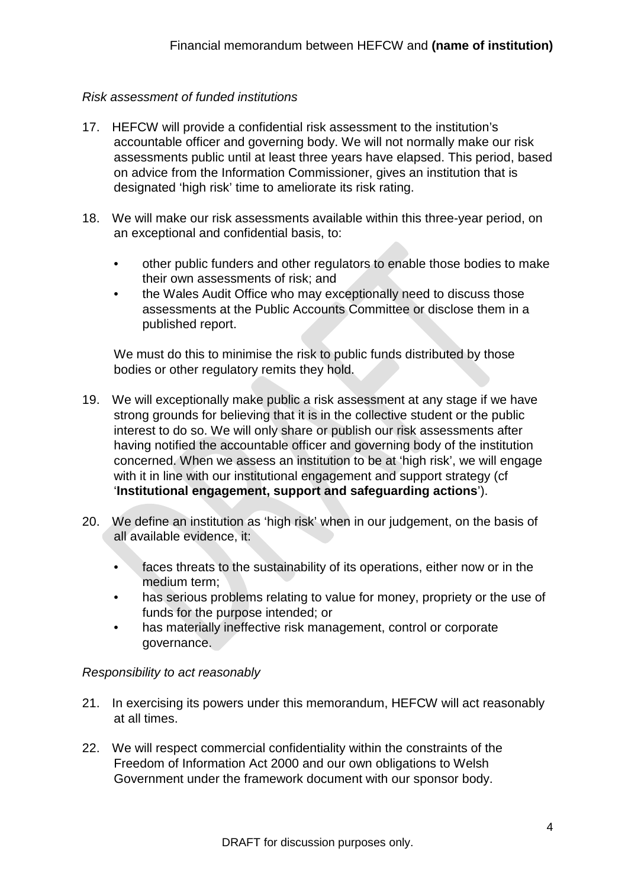*Risk assessment of funded institutions*

17. HEFCW will provide a confidential risk assessment to the institution's accountable officer and governing body. We will not normally make our risk assessments public until at least three years have elapsed. This period, based on advice from the Information Commissioner, gives an institution that is designated 'high risk' time to ameliorate its risk rating.

18. We will make our risk assessments available within this three-year period, on an exceptional and confidential basis, to:

    - other public funders and other regulators to enable those bodies to make their own assessments of risk; and
    - the Wales Audit Office who may exceptionally need to discuss those assessments at the Public Accounts Committee or disclose them in a published report.

    We must do this to minimise the risk to public funds distributed by those bodies or other regulatory remits they hold.

19. We will exceptionally make public a risk assessment at any stage if we have strong grounds for believing that it is in the collective student or the public interest to do so. We will only share or publish our risk assessments after having notified the accountable officer and governing body of the institution concerned. When we assess an institution to be at 'high risk', we will engage with it in line with our institutional engagement and support strategy (cf '**Institutional engagement, support and safeguarding actions**').

20. We define an institution as 'high risk' when in our judgement, on the basis of all available evidence, it:

    - faces threats to the sustainability of its operations, either now or in the medium term;
    - has serious problems relating to value for money, propriety or the use of funds for the purpose intended; or
    - has materially ineffective risk management, control or corporate governance.

*Responsibility to act reasonably*

21. In exercising its powers under this memorandum, HEFCW will act reasonably at all times.

22. We will respect commercial confidentiality within the constraints of the Freedom of Information Act 2000 and our own obligations to Welsh Government under the framework document with our sponsor body.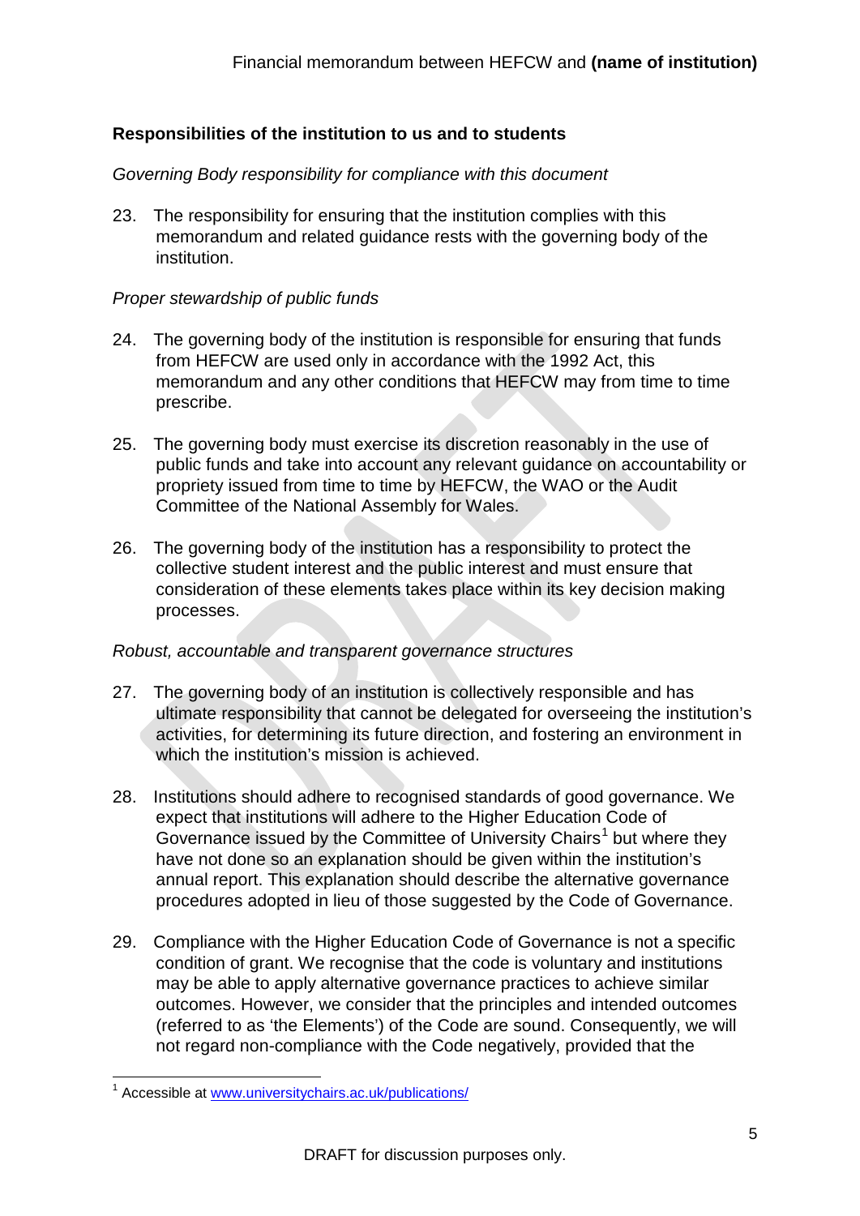## Responsibilities of the institution to us and to students

*Governing Body responsibility for compliance with this document*

23. The responsibility for ensuring that the institution complies with this memorandum and related guidance rests with the governing body of the institution.

*Proper stewardship of public funds*

24. The governing body of the institution is responsible for ensuring that funds from HEFCW are used only in accordance with the 1992 Act, this memorandum and any other conditions that HEFCW may from time to time prescribe.

25. The governing body must exercise its discretion reasonably in the use of public funds and take into account any relevant guidance on accountability or propriety issued from time to time by HEFCW, the WAO or the Audit Committee of the National Assembly for Wales.

26. The governing body of the institution has a responsibility to protect the collective student interest and the public interest and must ensure that consideration of these elements takes place within its key decision making processes.

*Robust, accountable and transparent governance structures*

27. The governing body of an institution is collectively responsible and has ultimate responsibility that cannot be delegated for overseeing the institution's activities, for determining its future direction, and fostering an environment in which the institution's mission is achieved.

28. Institutions should adhere to recognised standards of good governance. We expect that institutions will adhere to the Higher Education Code of Governance issued by the Committee of University Chairs[1] but where they have not done so an explanation should be given within the institution's annual report. This explanation should describe the alternative governance procedures adopted in lieu of those suggested by the Code of Governance.

29. Compliance with the Higher Education Code of Governance is not a specific condition of grant. We recognise that the code is voluntary and institutions may be able to apply alternative governance practices to achieve similar outcomes. However, we consider that the principles and intended outcomes (referred to as 'the Elements') of the Code are sound. Consequently, we will not regard non-compliance with the Code negatively, provided that the

[1] Accessible at www.universitychairs.ac.uk/publications/

DRAFT for discussion purposes only.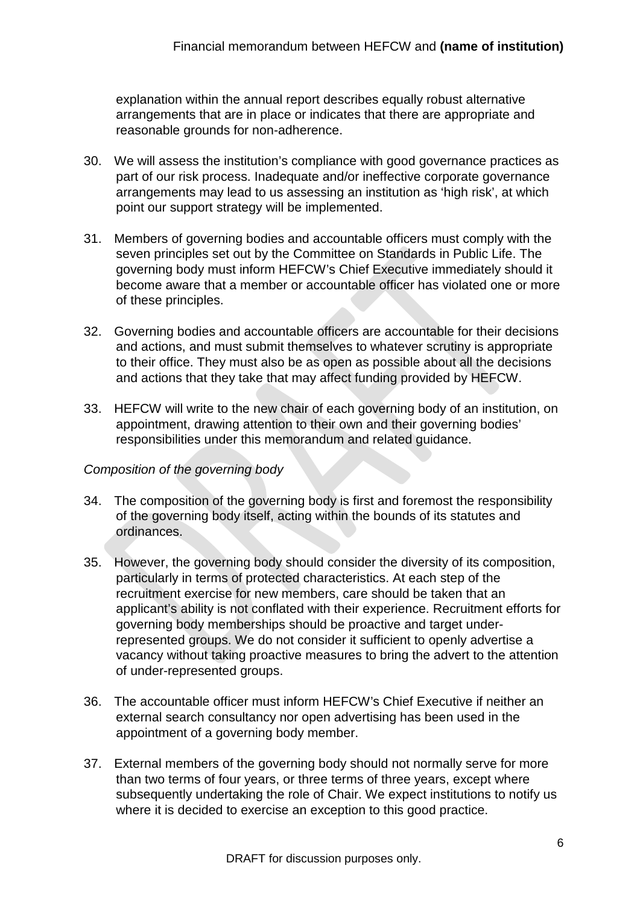explanation within the annual report describes equally robust alternative arrangements that are in place or indicates that there are appropriate and reasonable grounds for non-adherence.

30. We will assess the institution's compliance with good governance practices as part of our risk process. Inadequate and/or ineffective corporate governance arrangements may lead to us assessing an institution as 'high risk', at which point our support strategy will be implemented.

31. Members of governing bodies and accountable officers must comply with the seven principles set out by the Committee on Standards in Public Life. The governing body must inform HEFCW's Chief Executive immediately should it become aware that a member or accountable officer has violated one or more of these principles.

32. Governing bodies and accountable officers are accountable for their decisions and actions, and must submit themselves to whatever scrutiny is appropriate to their office. They must also be as open as possible about all the decisions and actions that they take that may affect funding provided by HEFCW.

33. HEFCW will write to the new chair of each governing body of an institution, on appointment, drawing attention to their own and their governing bodies' responsibilities under this memorandum and related guidance.

*Composition of the governing body*

34. The composition of the governing body is first and foremost the responsibility of the governing body itself, acting within the bounds of its statutes and ordinances.

35. However, the governing body should consider the diversity of its composition, particularly in terms of protected characteristics. At each step of the recruitment exercise for new members, care should be taken that an applicant's ability is not conflated with their experience. Recruitment efforts for governing body memberships should be proactive and target under-represented groups. We do not consider it sufficient to openly advertise a vacancy without taking proactive measures to bring the advert to the attention of under-represented groups.

36. The accountable officer must inform HEFCW's Chief Executive if neither an external search consultancy nor open advertising has been used in the appointment of a governing body member.

37. External members of the governing body should not normally serve for more than two terms of four years, or three terms of three years, except where subsequently undertaking the role of Chair. We expect institutions to notify us where it is decided to exercise an exception to this good practice.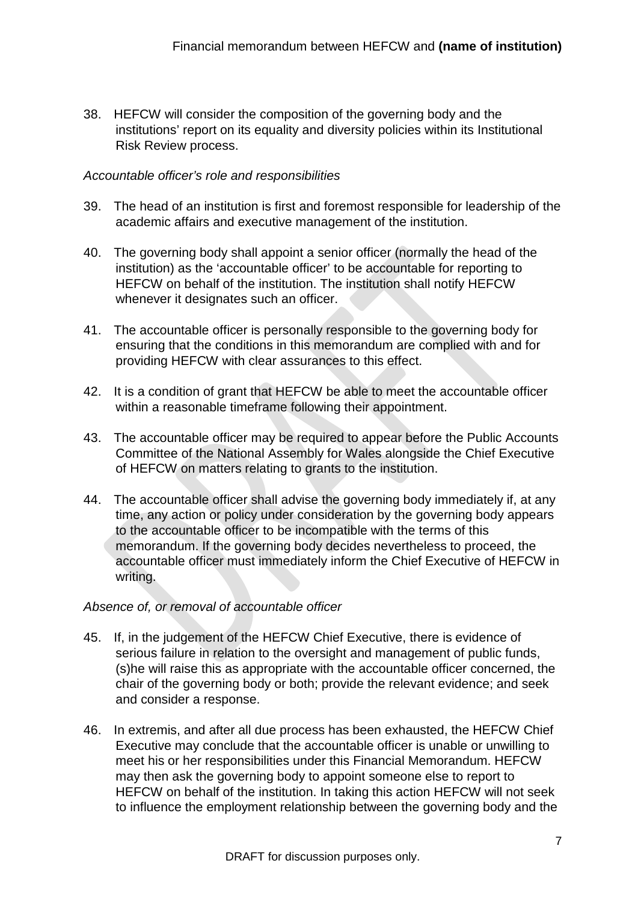38. HEFCW will consider the composition of the governing body and the institutions' report on its equality and diversity policies within its Institutional Risk Review process.

*Accountable officer's role and responsibilities*

39. The head of an institution is first and foremost responsible for leadership of the academic affairs and executive management of the institution.

40. The governing body shall appoint a senior officer (normally the head of the institution) as the 'accountable officer' to be accountable for reporting to HEFCW on behalf of the institution. The institution shall notify HEFCW whenever it designates such an officer.

41. The accountable officer is personally responsible to the governing body for ensuring that the conditions in this memorandum are complied with and for providing HEFCW with clear assurances to this effect.

42. It is a condition of grant that HEFCW be able to meet the accountable officer within a reasonable timeframe following their appointment.

43. The accountable officer may be required to appear before the Public Accounts Committee of the National Assembly for Wales alongside the Chief Executive of HEFCW on matters relating to grants to the institution.

44. The accountable officer shall advise the governing body immediately if, at any time, any action or policy under consideration by the governing body appears to the accountable officer to be incompatible with the terms of this memorandum. If the governing body decides nevertheless to proceed, the accountable officer must immediately inform the Chief Executive of HEFCW in writing.

*Absence of, or removal of accountable officer*

45. If, in the judgement of the HEFCW Chief Executive, there is evidence of serious failure in relation to the oversight and management of public funds, (s)he will raise this as appropriate with the accountable officer concerned, the chair of the governing body or both; provide the relevant evidence; and seek and consider a response.

46. In extremis, and after all due process has been exhausted, the HEFCW Chief Executive may conclude that the accountable officer is unable or unwilling to meet his or her responsibilities under this Financial Memorandum. HEFCW may then ask the governing body to appoint someone else to report to HEFCW on behalf of the institution. In taking this action HEFCW will not seek to influence the employment relationship between the governing body and the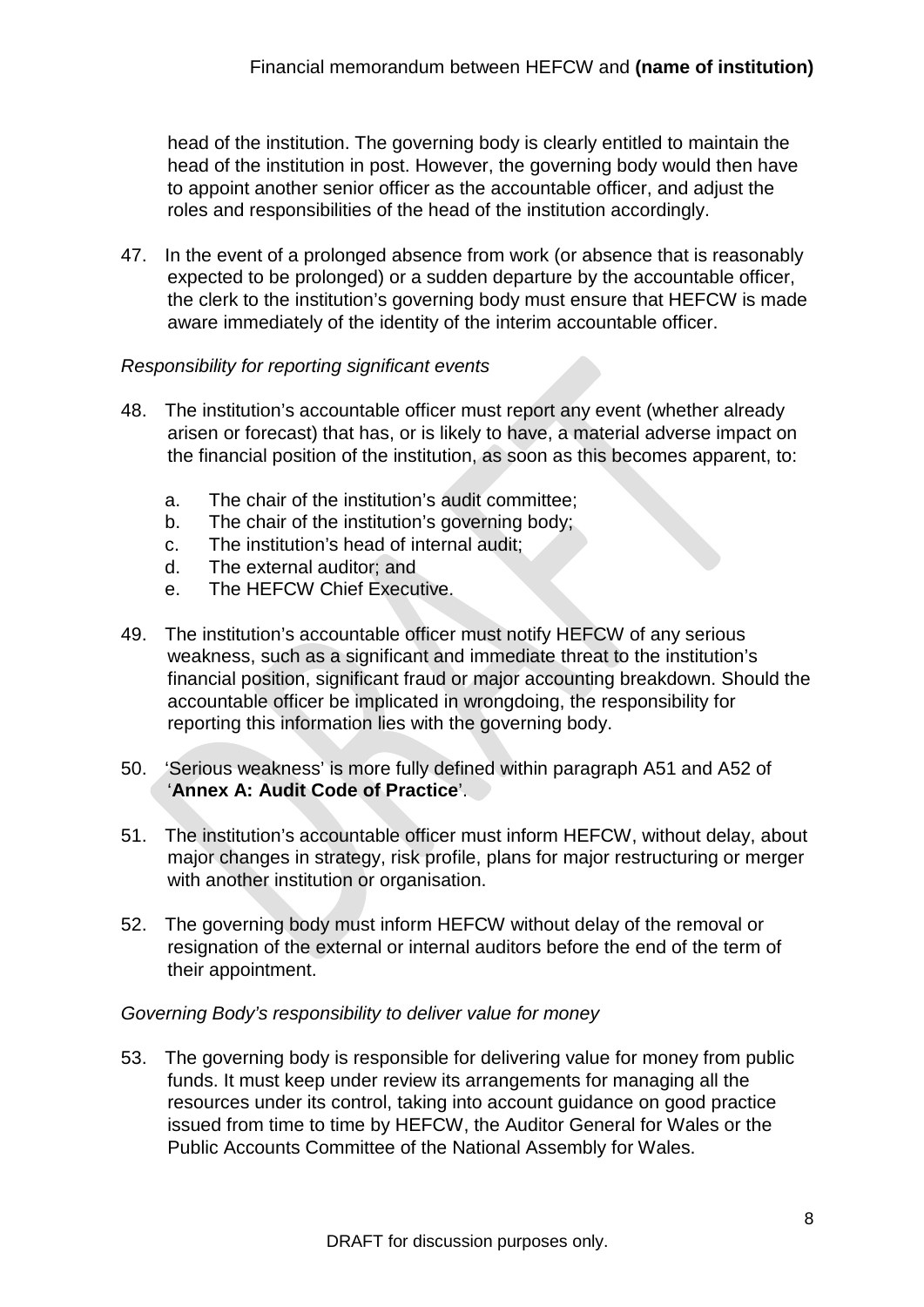head of the institution. The governing body is clearly entitled to maintain the head of the institution in post. However, the governing body would then have to appoint another senior officer as the accountable officer, and adjust the roles and responsibilities of the head of the institution accordingly.

47. In the event of a prolonged absence from work (or absence that is reasonably expected to be prolonged) or a sudden departure by the accountable officer, the clerk to the institution's governing body must ensure that HEFCW is made aware immediately of the identity of the interim accountable officer.

*Responsibility for reporting significant events*

48. The institution's accountable officer must report any event (whether already arisen or forecast) that has, or is likely to have, a material adverse impact on the financial position of the institution, as soon as this becomes apparent, to:

    a. The chair of the institution's audit committee;
    b. The chair of the institution's governing body;
    c. The institution's head of internal audit;
    d. The external auditor; and
    e. The HEFCW Chief Executive.

49. The institution's accountable officer must notify HEFCW of any serious weakness, such as a significant and immediate threat to the institution's financial position, significant fraud or major accounting breakdown. Should the accountable officer be implicated in wrongdoing, the responsibility for reporting this information lies with the governing body.

50. 'Serious weakness' is more fully defined within paragraph A51 and A52 of '**Annex A: Audit Code of Practice**'.

51. The institution's accountable officer must inform HEFCW, without delay, about major changes in strategy, risk profile, plans for major restructuring or merger with another institution or organisation.

52. The governing body must inform HEFCW without delay of the removal or resignation of the external or internal auditors before the end of the term of their appointment.

*Governing Body's responsibility to deliver value for money*

53. The governing body is responsible for delivering value for money from public funds. It must keep under review its arrangements for managing all the resources under its control, taking into account guidance on good practice issued from time to time by HEFCW, the Auditor General for Wales or the Public Accounts Committee of the National Assembly for Wales.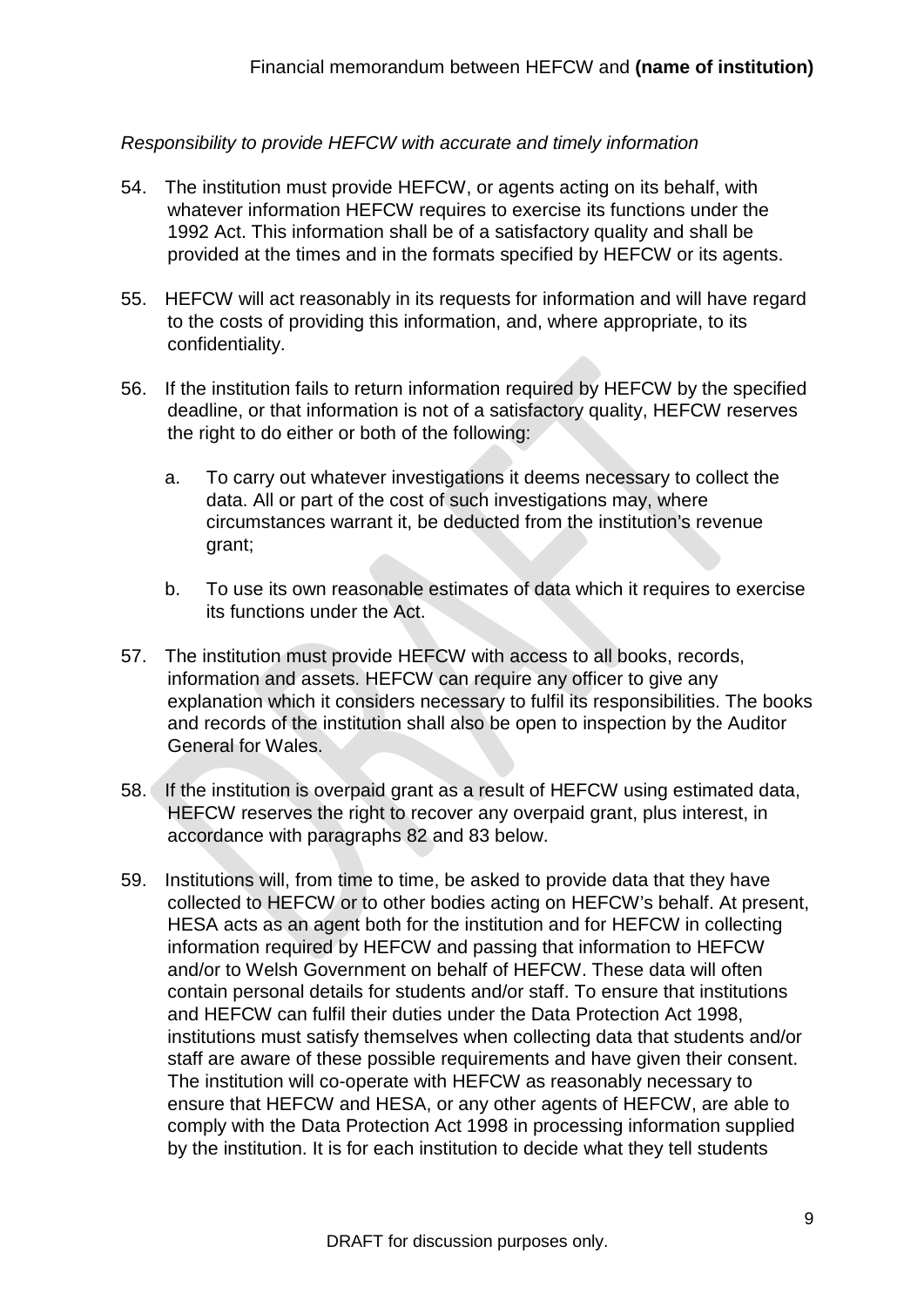*Responsibility to provide HEFCW with accurate and timely information*

54. The institution must provide HEFCW, or agents acting on its behalf, with whatever information HEFCW requires to exercise its functions under the 1992 Act. This information shall be of a satisfactory quality and shall be provided at the times and in the formats specified by HEFCW or its agents.

55. HEFCW will act reasonably in its requests for information and will have regard to the costs of providing this information, and, where appropriate, to its confidentiality.

56. If the institution fails to return information required by HEFCW by the specified deadline, or that information is not of a satisfactory quality, HEFCW reserves the right to do either or both of the following:

    a. To carry out whatever investigations it deems necessary to collect the data. All or part of the cost of such investigations may, where circumstances warrant it, be deducted from the institution's revenue grant;

    b. To use its own reasonable estimates of data which it requires to exercise its functions under the Act.

57. The institution must provide HEFCW with access to all books, records, information and assets. HEFCW can require any officer to give any explanation which it considers necessary to fulfil its responsibilities. The books and records of the institution shall also be open to inspection by the Auditor General for Wales.

58. If the institution is overpaid grant as a result of HEFCW using estimated data, HEFCW reserves the right to recover any overpaid grant, plus interest, in accordance with paragraphs 82 and 83 below.

59. Institutions will, from time to time, be asked to provide data that they have collected to HEFCW or to other bodies acting on HEFCW's behalf. At present, HESA acts as an agent both for the institution and for HEFCW in collecting information required by HEFCW and passing that information to HEFCW and/or to Welsh Government on behalf of HEFCW. These data will often contain personal details for students and/or staff. To ensure that institutions and HEFCW can fulfil their duties under the Data Protection Act 1998, institutions must satisfy themselves when collecting data that students and/or staff are aware of these possible requirements and have given their consent. The institution will co-operate with HEFCW as reasonably necessary to ensure that HEFCW and HESA, or any other agents of HEFCW, are able to comply with the Data Protection Act 1998 in processing information supplied by the institution. It is for each institution to decide what they tell students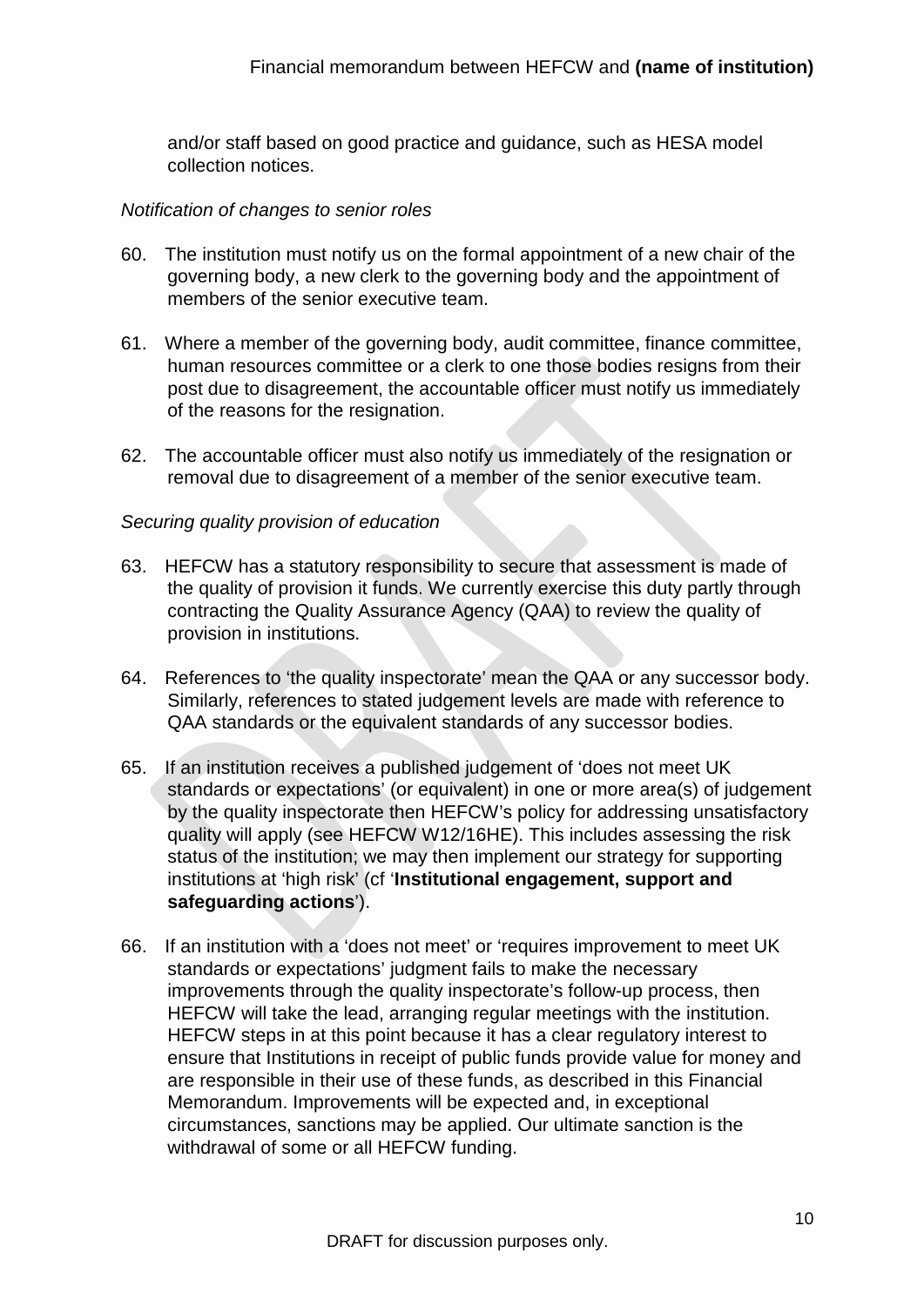and/or staff based on good practice and guidance, such as HESA model collection notices.

*Notification of changes to senior roles*

60. The institution must notify us on the formal appointment of a new chair of the governing body, a new clerk to the governing body and the appointment of members of the senior executive team.

61. Where a member of the governing body, audit committee, finance committee, human resources committee or a clerk to one those bodies resigns from their post due to disagreement, the accountable officer must notify us immediately of the reasons for the resignation.

62. The accountable officer must also notify us immediately of the resignation or removal due to disagreement of a member of the senior executive team.

*Securing quality provision of education*

63. HEFCW has a statutory responsibility to secure that assessment is made of the quality of provision it funds. We currently exercise this duty partly through contracting the Quality Assurance Agency (QAA) to review the quality of provision in institutions.

64. References to 'the quality inspectorate' mean the QAA or any successor body. Similarly, references to stated judgement levels are made with reference to QAA standards or the equivalent standards of any successor bodies.

65. If an institution receives a published judgement of 'does not meet UK standards or expectations' (or equivalent) in one or more area(s) of judgement by the quality inspectorate then HEFCW's policy for addressing unsatisfactory quality will apply (see HEFCW W12/16HE). This includes assessing the risk status of the institution; we may then implement our strategy for supporting institutions at 'high risk' (cf '**Institutional engagement, support and safeguarding actions**').

66. If an institution with a 'does not meet' or 'requires improvement to meet UK standards or expectations' judgment fails to make the necessary improvements through the quality inspectorate's follow-up process, then HEFCW will take the lead, arranging regular meetings with the institution. HEFCW steps in at this point because it has a clear regulatory interest to ensure that Institutions in receipt of public funds provide value for money and are responsible in their use of these funds, as described in this Financial Memorandum. Improvements will be expected and, in exceptional circumstances, sanctions may be applied. Our ultimate sanction is the withdrawal of some or all HEFCW funding.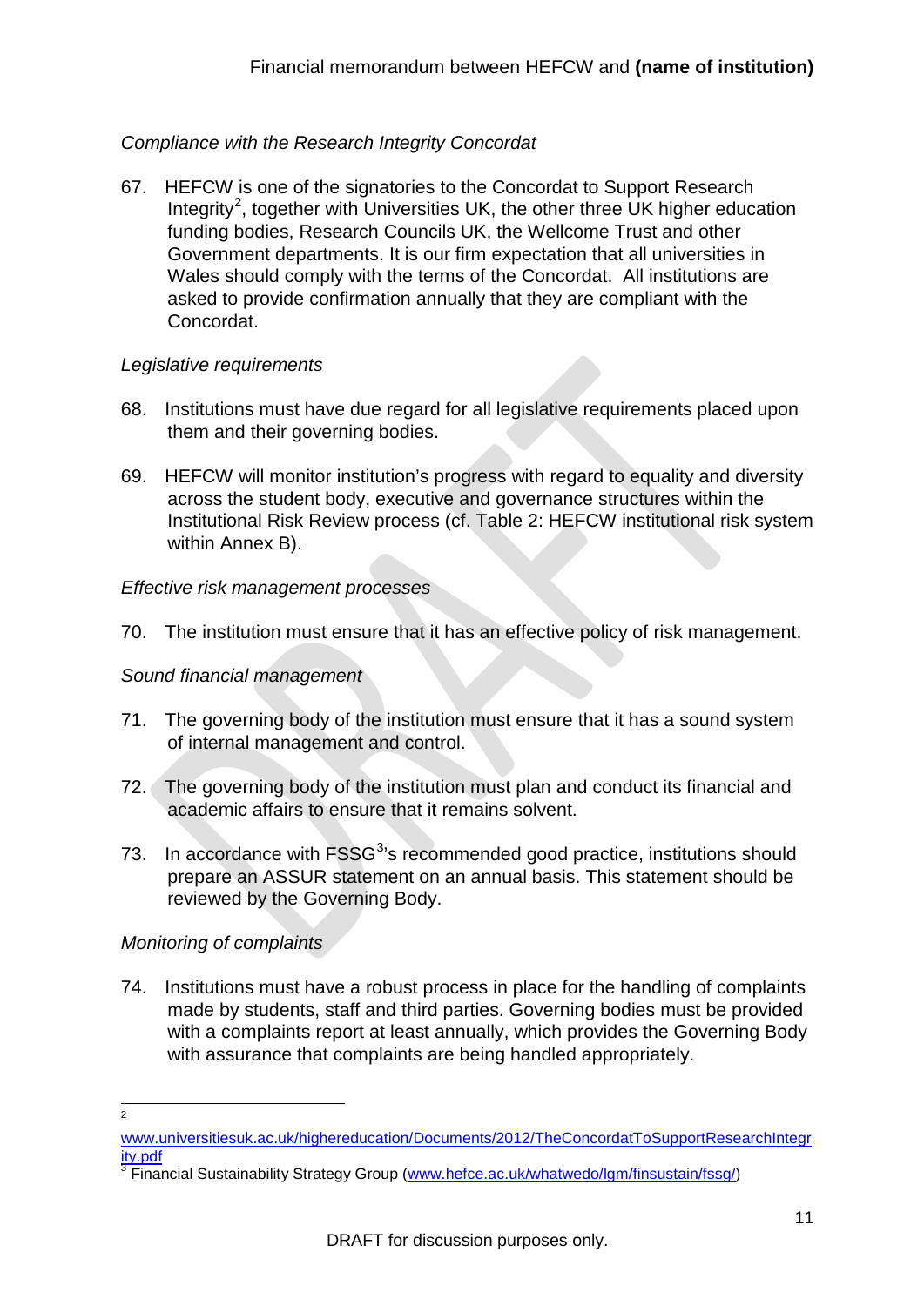*Compliance with the Research Integrity Concordat*

67. HEFCW is one of the signatories to the Concordat to Support Research Integrity[2], together with Universities UK, the other three UK higher education funding bodies, Research Councils UK, the Wellcome Trust and other Government departments. It is our firm expectation that all universities in Wales should comply with the terms of the Concordat. All institutions are asked to provide confirmation annually that they are compliant with the Concordat.

*Legislative requirements*

68. Institutions must have due regard for all legislative requirements placed upon them and their governing bodies.

69. HEFCW will monitor institution's progress with regard to equality and diversity across the student body, executive and governance structures within the Institutional Risk Review process (cf. Table 2: HEFCW institutional risk system within Annex B).

*Effective risk management processes*

70. The institution must ensure that it has an effective policy of risk management.

*Sound financial management*

71. The governing body of the institution must ensure that it has a sound system of internal management and control.

72. The governing body of the institution must plan and conduct its financial and academic affairs to ensure that it remains solvent.

73. In accordance with FSSG[3]'s recommended good practice, institutions should prepare an ASSUR statement on an annual basis. This statement should be reviewed by the Governing Body.

*Monitoring of complaints*

74. Institutions must have a robust process in place for the handling of complaints made by students, staff and third parties. Governing bodies must be provided with a complaints report at least annually, which provides the Governing Body with assurance that complaints are being handled appropriately.

---

[2] www.universitiesuk.ac.uk/highereducation/Documents/2012/TheConcordatToSupportResearchIntegrity.pdf

[3] Financial Sustainability Strategy Group (www.hefce.ac.uk/whatwedo/lgm/finsustain/fssg/)

DRAFT for discussion purposes only.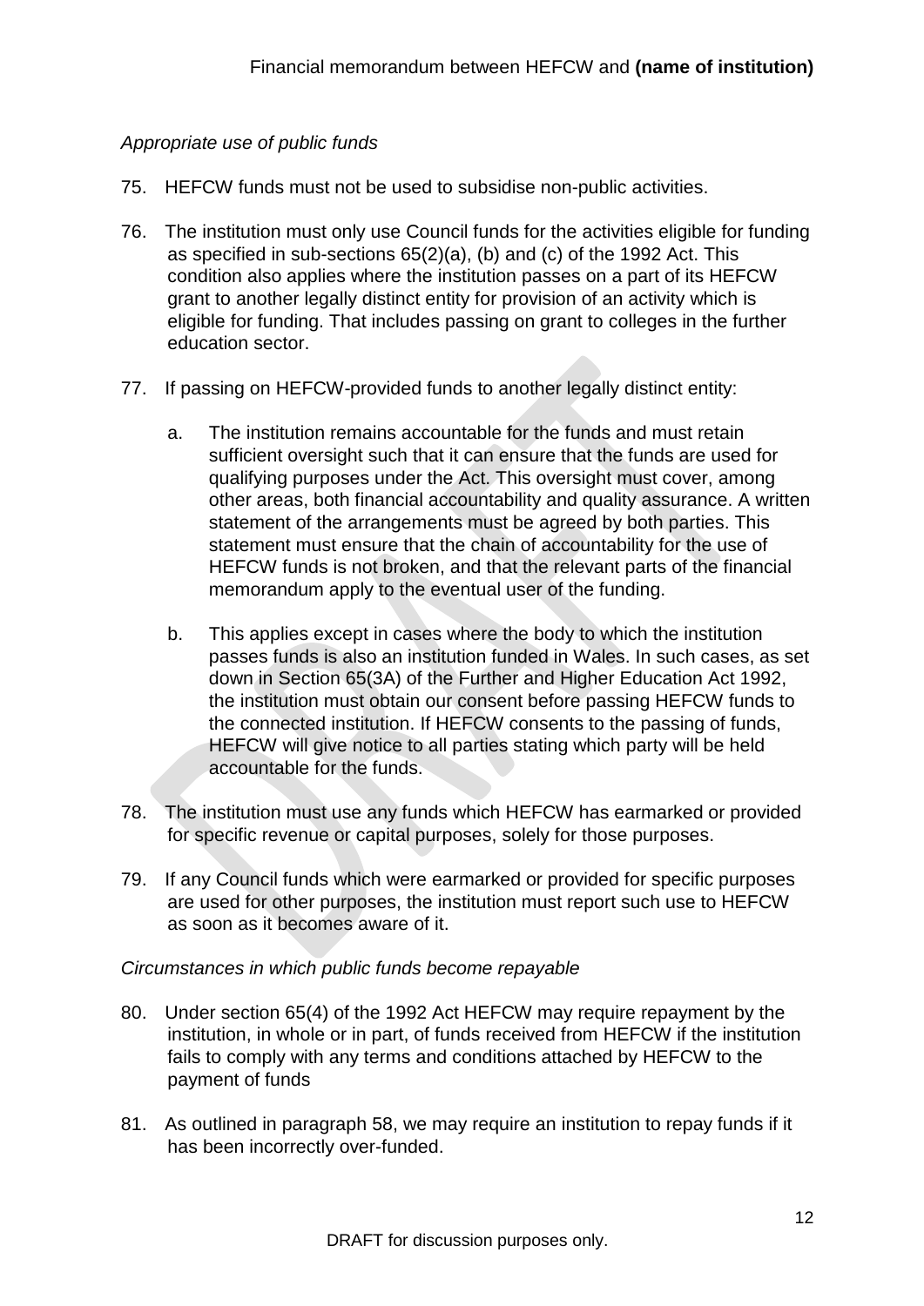*Appropriate use of public funds*

75. HEFCW funds must not be used to subsidise non-public activities.

76. The institution must only use Council funds for the activities eligible for funding as specified in sub-sections 65(2)(a), (b) and (c) of the 1992 Act. This condition also applies where the institution passes on a part of its HEFCW grant to another legally distinct entity for provision of an activity which is eligible for funding. That includes passing on grant to colleges in the further education sector.

77. If passing on HEFCW-provided funds to another legally distinct entity:

    a. The institution remains accountable for the funds and must retain sufficient oversight such that it can ensure that the funds are used for qualifying purposes under the Act. This oversight must cover, among other areas, both financial accountability and quality assurance. A written statement of the arrangements must be agreed by both parties. This statement must ensure that the chain of accountability for the use of HEFCW funds is not broken, and that the relevant parts of the financial memorandum apply to the eventual user of the funding.

    b. This applies except in cases where the body to which the institution passes funds is also an institution funded in Wales. In such cases, as set down in Section 65(3A) of the Further and Higher Education Act 1992, the institution must obtain our consent before passing HEFCW funds to the connected institution. If HEFCW consents to the passing of funds, HEFCW will give notice to all parties stating which party will be held accountable for the funds.

78. The institution must use any funds which HEFCW has earmarked or provided for specific revenue or capital purposes, solely for those purposes.

79. If any Council funds which were earmarked or provided for specific purposes are used for other purposes, the institution must report such use to HEFCW as soon as it becomes aware of it.

*Circumstances in which public funds become repayable*

80. Under section 65(4) of the 1992 Act HEFCW may require repayment by the institution, in whole or in part, of funds received from HEFCW if the institution fails to comply with any terms and conditions attached by HEFCW to the payment of funds

81. As outlined in paragraph 58, we may require an institution to repay funds if it has been incorrectly over-funded.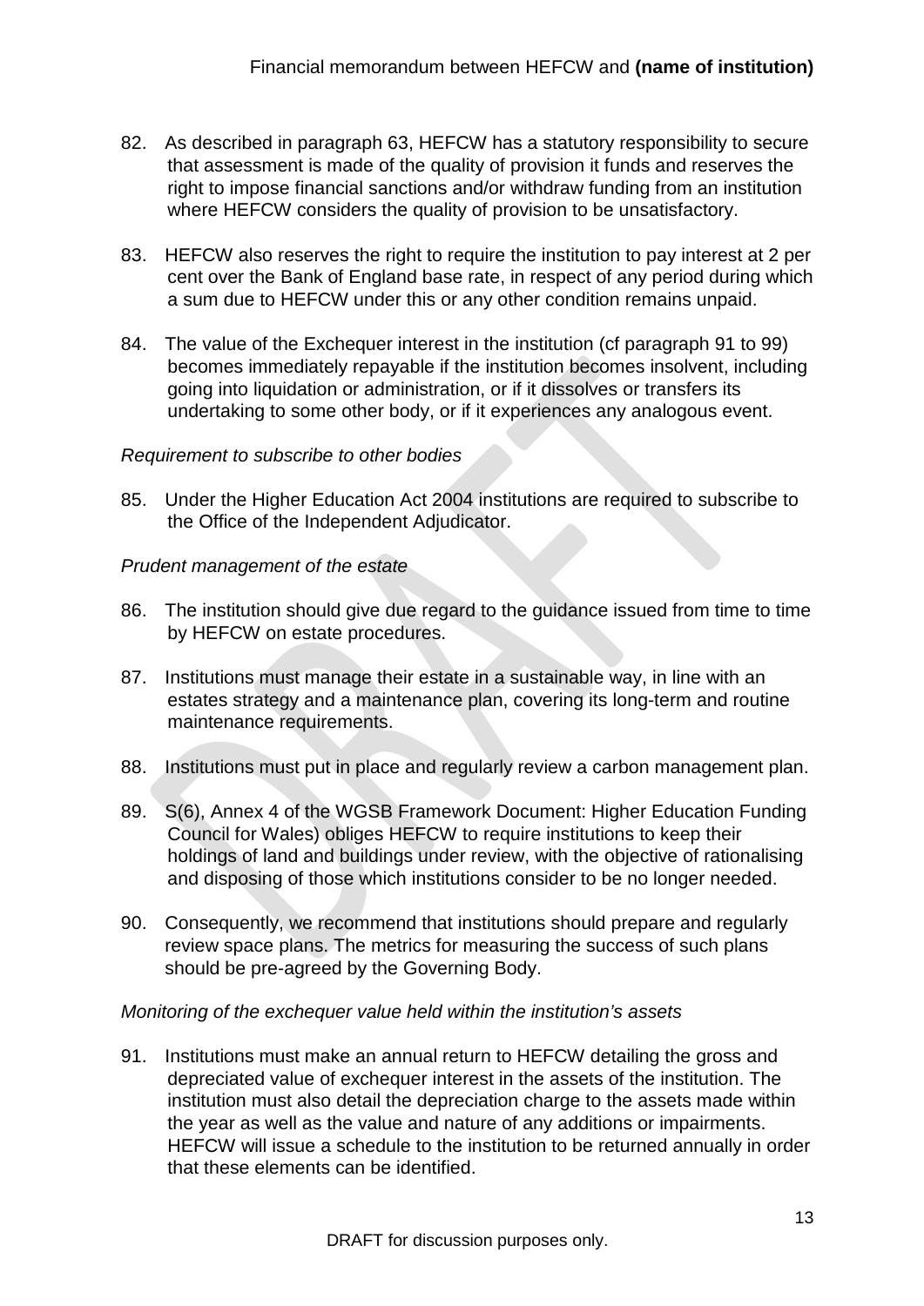82. As described in paragraph 63, HEFCW has a statutory responsibility to secure that assessment is made of the quality of provision it funds and reserves the right to impose financial sanctions and/or withdraw funding from an institution where HEFCW considers the quality of provision to be unsatisfactory.

83. HEFCW also reserves the right to require the institution to pay interest at 2 per cent over the Bank of England base rate, in respect of any period during which a sum due to HEFCW under this or any other condition remains unpaid.

84. The value of the Exchequer interest in the institution (cf paragraph 91 to 99) becomes immediately repayable if the institution becomes insolvent, including going into liquidation or administration, or if it dissolves or transfers its undertaking to some other body, or if it experiences any analogous event.

*Requirement to subscribe to other bodies*

85. Under the Higher Education Act 2004 institutions are required to subscribe to the Office of the Independent Adjudicator.

*Prudent management of the estate*

86. The institution should give due regard to the guidance issued from time to time by HEFCW on estate procedures.

87. Institutions must manage their estate in a sustainable way, in line with an estates strategy and a maintenance plan, covering its long-term and routine maintenance requirements.

88. Institutions must put in place and regularly review a carbon management plan.

89. S(6), Annex 4 of the WGSB Framework Document: Higher Education Funding Council for Wales) obliges HEFCW to require institutions to keep their holdings of land and buildings under review, with the objective of rationalising and disposing of those which institutions consider to be no longer needed.

90. Consequently, we recommend that institutions should prepare and regularly review space plans. The metrics for measuring the success of such plans should be pre-agreed by the Governing Body.

*Monitoring of the exchequer value held within the institution's assets*

91. Institutions must make an annual return to HEFCW detailing the gross and depreciated value of exchequer interest in the assets of the institution. The institution must also detail the depreciation charge to the assets made within the year as well as the value and nature of any additions or impairments. HEFCW will issue a schedule to the institution to be returned annually in order that these elements can be identified.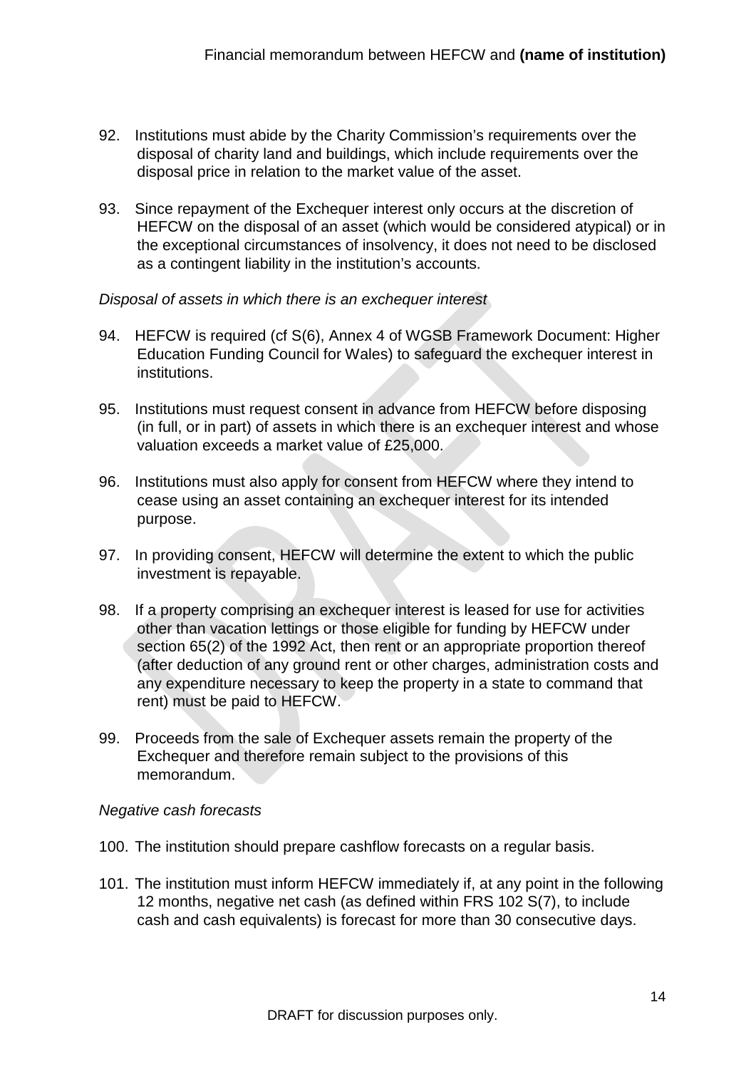92. Institutions must abide by the Charity Commission's requirements over the disposal of charity land and buildings, which include requirements over the disposal price in relation to the market value of the asset.

93. Since repayment of the Exchequer interest only occurs at the discretion of HEFCW on the disposal of an asset (which would be considered atypical) or in the exceptional circumstances of insolvency, it does not need to be disclosed as a contingent liability in the institution's accounts.

*Disposal of assets in which there is an exchequer interest*

94. HEFCW is required (cf S(6), Annex 4 of WGSB Framework Document: Higher Education Funding Council for Wales) to safeguard the exchequer interest in institutions.

95. Institutions must request consent in advance from HEFCW before disposing (in full, or in part) of assets in which there is an exchequer interest and whose valuation exceeds a market value of £25,000.

96. Institutions must also apply for consent from HEFCW where they intend to cease using an asset containing an exchequer interest for its intended purpose.

97. In providing consent, HEFCW will determine the extent to which the public investment is repayable.

98. If a property comprising an exchequer interest is leased for use for activities other than vacation lettings or those eligible for funding by HEFCW under section 65(2) of the 1992 Act, then rent or an appropriate proportion thereof (after deduction of any ground rent or other charges, administration costs and any expenditure necessary to keep the property in a state to command that rent) must be paid to HEFCW.

99. Proceeds from the sale of Exchequer assets remain the property of the Exchequer and therefore remain subject to the provisions of this memorandum.

*Negative cash forecasts*

100. The institution should prepare cashflow forecasts on a regular basis.

101. The institution must inform HEFCW immediately if, at any point in the following 12 months, negative net cash (as defined within FRS 102 S(7), to include cash and cash equivalents) is forecast for more than 30 consecutive days.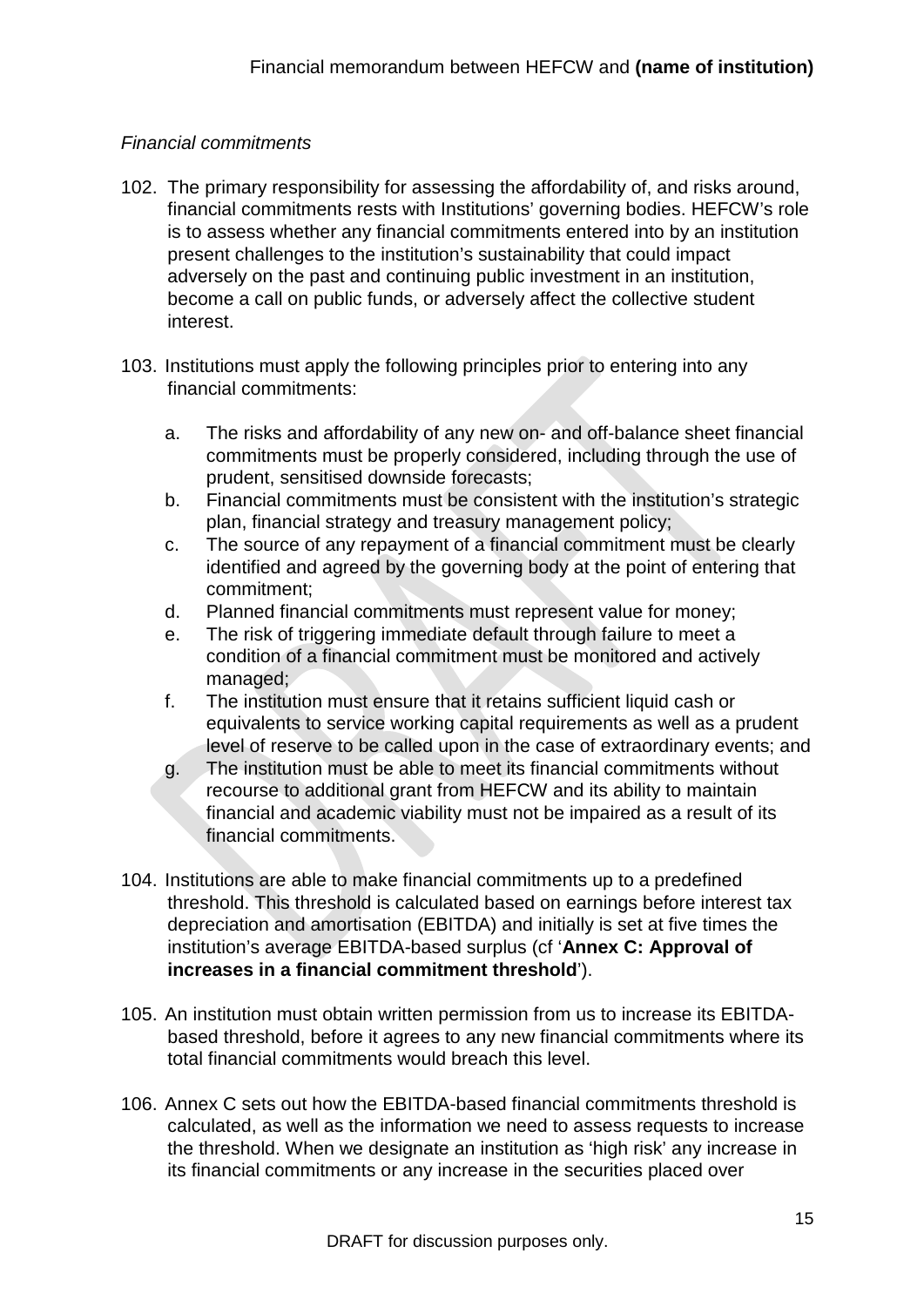*Financial commitments*

102. The primary responsibility for assessing the affordability of, and risks around, financial commitments rests with Institutions' governing bodies. HEFCW's role is to assess whether any financial commitments entered into by an institution present challenges to the institution's sustainability that could impact adversely on the past and continuing public investment in an institution, become a call on public funds, or adversely affect the collective student interest.

103. Institutions must apply the following principles prior to entering into any financial commitments:

    a. The risks and affordability of any new on- and off-balance sheet financial commitments must be properly considered, including through the use of prudent, sensitised downside forecasts;
    b. Financial commitments must be consistent with the institution's strategic plan, financial strategy and treasury management policy;
    c. The source of any repayment of a financial commitment must be clearly identified and agreed by the governing body at the point of entering that commitment;
    d. Planned financial commitments must represent value for money;
    e. The risk of triggering immediate default through failure to meet a condition of a financial commitment must be monitored and actively managed;
    f. The institution must ensure that it retains sufficient liquid cash or equivalents to service working capital requirements as well as a prudent level of reserve to be called upon in the case of extraordinary events; and
    g. The institution must be able to meet its financial commitments without recourse to additional grant from HEFCW and its ability to maintain financial and academic viability must not be impaired as a result of its financial commitments.

104. Institutions are able to make financial commitments up to a predefined threshold. This threshold is calculated based on earnings before interest tax depreciation and amortisation (EBITDA) and initially is set at five times the institution's average EBITDA-based surplus (cf '**Annex C: Approval of increases in a financial commitment threshold**').

105. An institution must obtain written permission from us to increase its EBITDA-based threshold, before it agrees to any new financial commitments where its total financial commitments would breach this level.

106. Annex C sets out how the EBITDA-based financial commitments threshold is calculated, as well as the information we need to assess requests to increase the threshold. When we designate an institution as 'high risk' any increase in its financial commitments or any increase in the securities placed over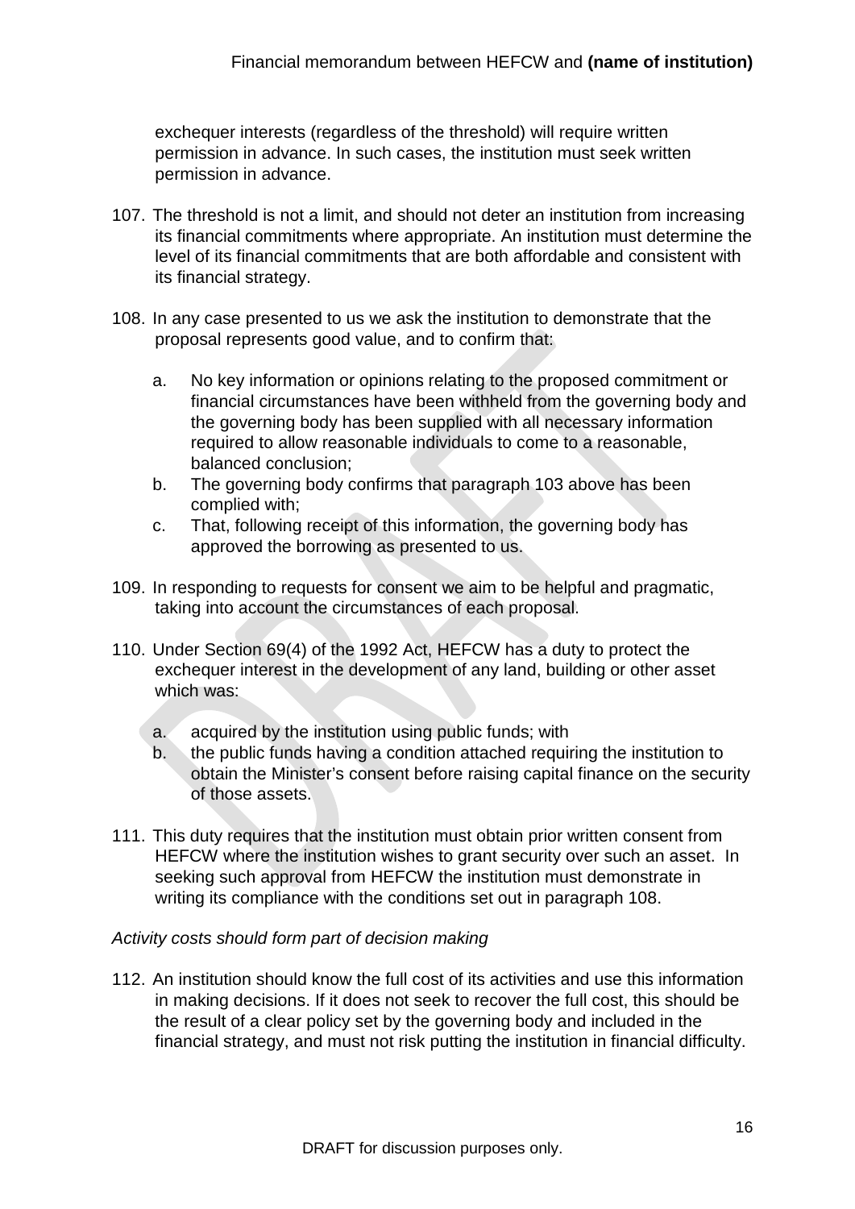exchequer interests (regardless of the threshold) will require written permission in advance. In such cases, the institution must seek written permission in advance.

107. The threshold is not a limit, and should not deter an institution from increasing its financial commitments where appropriate. An institution must determine the level of its financial commitments that are both affordable and consistent with its financial strategy.

108. In any case presented to us we ask the institution to demonstrate that the proposal represents good value, and to confirm that:

    a. No key information or opinions relating to the proposed commitment or financial circumstances have been withheld from the governing body and the governing body has been supplied with all necessary information required to allow reasonable individuals to come to a reasonable, balanced conclusion;
    b. The governing body confirms that paragraph 103 above has been complied with;
    c. That, following receipt of this information, the governing body has approved the borrowing as presented to us.

109. In responding to requests for consent we aim to be helpful and pragmatic, taking into account the circumstances of each proposal.

110. Under Section 69(4) of the 1992 Act, HEFCW has a duty to protect the exchequer interest in the development of any land, building or other asset which was:

    a. acquired by the institution using public funds; with
    b. the public funds having a condition attached requiring the institution to obtain the Minister's consent before raising capital finance on the security of those assets.

111. This duty requires that the institution must obtain prior written consent from HEFCW where the institution wishes to grant security over such an asset. In seeking such approval from HEFCW the institution must demonstrate in writing its compliance with the conditions set out in paragraph 108.

*Activity costs should form part of decision making*

112. An institution should know the full cost of its activities and use this information in making decisions. If it does not seek to recover the full cost, this should be the result of a clear policy set by the governing body and included in the financial strategy, and must not risk putting the institution in financial difficulty.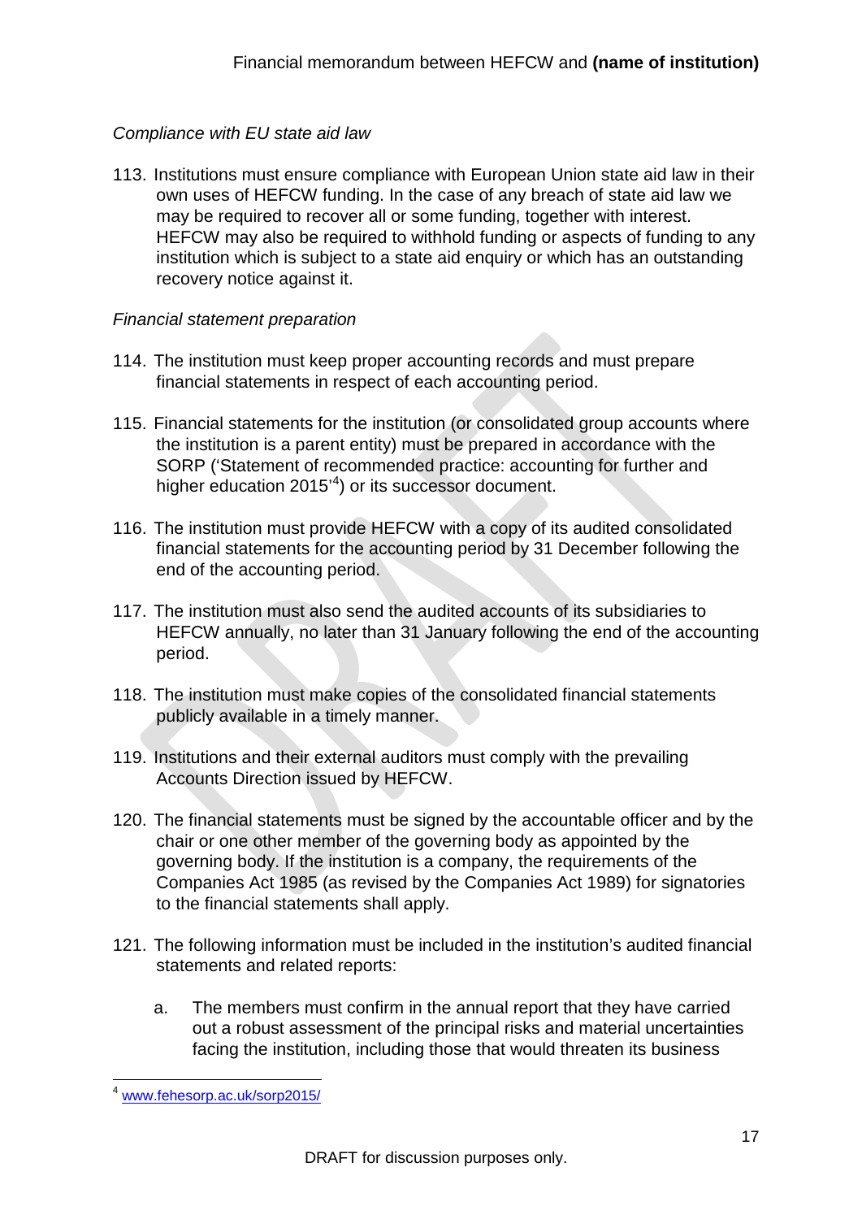*Compliance with EU state aid law*

113. Institutions must ensure compliance with European Union state aid law in their own uses of HEFCW funding. In the case of any breach of state aid law we may be required to recover all or some funding, together with interest. HEFCW may also be required to withhold funding or aspects of funding to any institution which is subject to a state aid enquiry or which has an outstanding recovery notice against it.

*Financial statement preparation*

114. The institution must keep proper accounting records and must prepare financial statements in respect of each accounting period.

115. Financial statements for the institution (or consolidated group accounts where the institution is a parent entity) must be prepared in accordance with the SORP ('Statement of recommended practice: accounting for further and higher education 2015'[4]) or its successor document.

116. The institution must provide HEFCW with a copy of its audited consolidated financial statements for the accounting period by 31 December following the end of the accounting period.

117. The institution must also send the audited accounts of its subsidiaries to HEFCW annually, no later than 31 January following the end of the accounting period.

118. The institution must make copies of the consolidated financial statements publicly available in a timely manner.

119. Institutions and their external auditors must comply with the prevailing Accounts Direction issued by HEFCW.

120. The financial statements must be signed by the accountable officer and by the chair or one other member of the governing body as appointed by the governing body. If the institution is a company, the requirements of the Companies Act 1985 (as revised by the Companies Act 1989) for signatories to the financial statements shall apply.

121. The following information must be included in the institution's audited financial statements and related reports:

    a. The members must confirm in the annual report that they have carried out a robust assessment of the principal risks and material uncertainties facing the institution, including those that would threaten its business

[4] www.fehesorp.ac.uk/sorp2015/

DRAFT for discussion purposes only.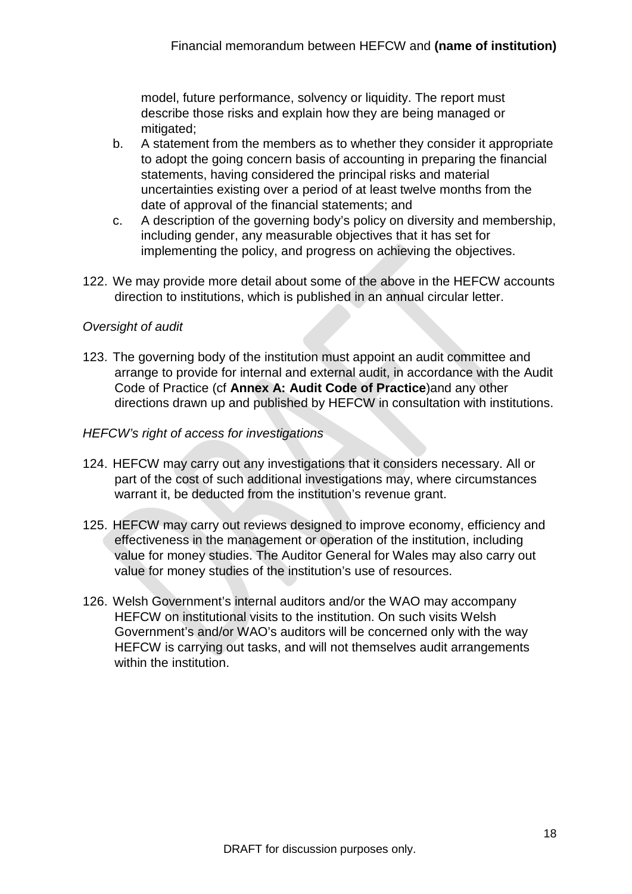model, future performance, solvency or liquidity. The report must describe those risks and explain how they are being managed or mitigated;

b. A statement from the members as to whether they consider it appropriate to adopt the going concern basis of accounting in preparing the financial statements, having considered the principal risks and material uncertainties existing over a period of at least twelve months from the date of approval of the financial statements; and

c. A description of the governing body's policy on diversity and membership, including gender, any measurable objectives that it has set for implementing the policy, and progress on achieving the objectives.

122. We may provide more detail about some of the above in the HEFCW accounts direction to institutions, which is published in an annual circular letter.

*Oversight of audit*

123. The governing body of the institution must appoint an audit committee and arrange to provide for internal and external audit, in accordance with the Audit Code of Practice (cf **Annex A: Audit Code of Practice**)and any other directions drawn up and published by HEFCW in consultation with institutions.

*HEFCW's right of access for investigations*

124. HEFCW may carry out any investigations that it considers necessary. All or part of the cost of such additional investigations may, where circumstances warrant it, be deducted from the institution's revenue grant.

125. HEFCW may carry out reviews designed to improve economy, efficiency and effectiveness in the management or operation of the institution, including value for money studies. The Auditor General for Wales may also carry out value for money studies of the institution's use of resources.

126. Welsh Government's internal auditors and/or the WAO may accompany HEFCW on institutional visits to the institution. On such visits Welsh Government's and/or WAO's auditors will be concerned only with the way HEFCW is carrying out tasks, and will not themselves audit arrangements within the institution.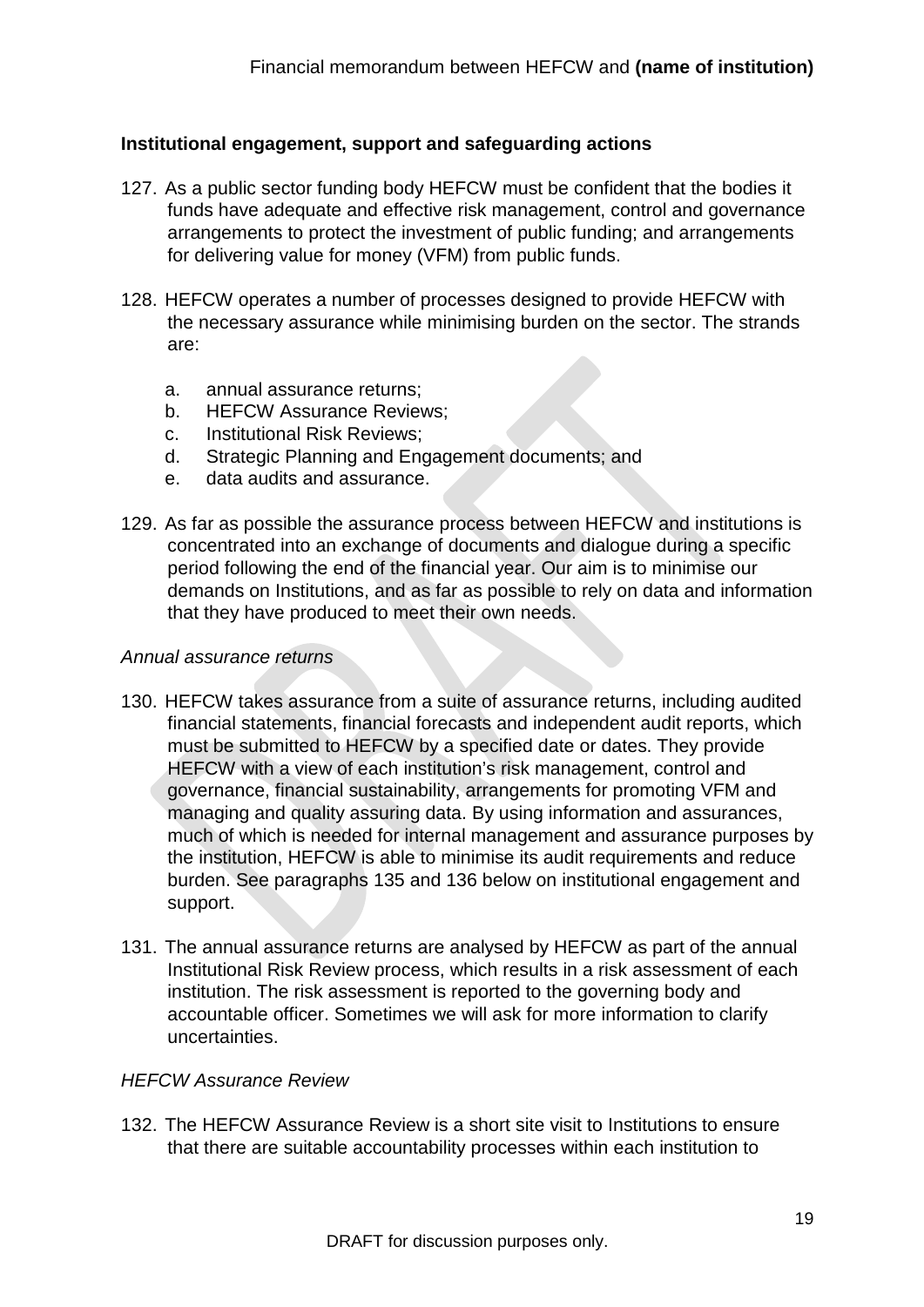### Institutional engagement, support and safeguarding actions

127. As a public sector funding body HEFCW must be confident that the bodies it funds have adequate and effective risk management, control and governance arrangements to protect the investment of public funding; and arrangements for delivering value for money (VFM) from public funds.

128. HEFCW operates a number of processes designed to provide HEFCW with the necessary assurance while minimising burden on the sector. The strands are:

    a. annual assurance returns;
    b. HEFCW Assurance Reviews;
    c. Institutional Risk Reviews;
    d. Strategic Planning and Engagement documents; and
    e. data audits and assurance.

129. As far as possible the assurance process between HEFCW and institutions is concentrated into an exchange of documents and dialogue during a specific period following the end of the financial year. Our aim is to minimise our demands on Institutions, and as far as possible to rely on data and information that they have produced to meet their own needs.

*Annual assurance returns*

130. HEFCW takes assurance from a suite of assurance returns, including audited financial statements, financial forecasts and independent audit reports, which must be submitted to HEFCW by a specified date or dates. They provide HEFCW with a view of each institution's risk management, control and governance, financial sustainability, arrangements for promoting VFM and managing and quality assuring data. By using information and assurances, much of which is needed for internal management and assurance purposes by the institution, HEFCW is able to minimise its audit requirements and reduce burden. See paragraphs 135 and 136 below on institutional engagement and support.

131. The annual assurance returns are analysed by HEFCW as part of the annual Institutional Risk Review process, which results in a risk assessment of each institution. The risk assessment is reported to the governing body and accountable officer. Sometimes we will ask for more information to clarify uncertainties.

*HEFCW Assurance Review*

132. The HEFCW Assurance Review is a short site visit to Institutions to ensure that there are suitable accountability processes within each institution to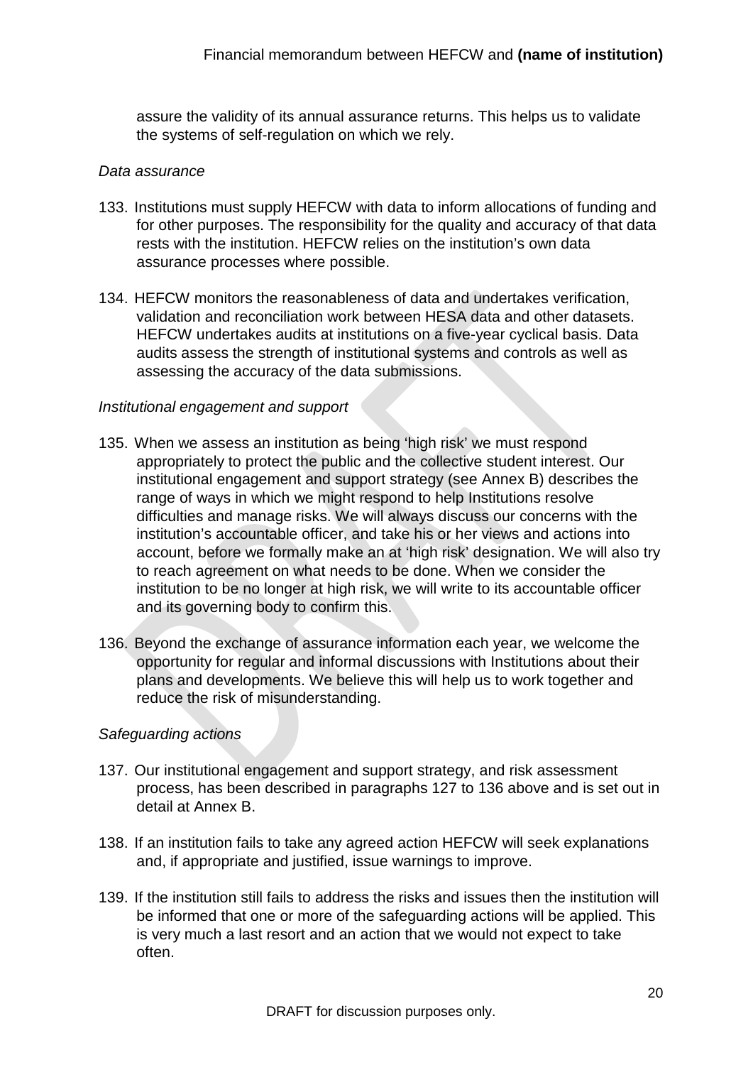assure the validity of its annual assurance returns. This helps us to validate the systems of self-regulation on which we rely.

*Data assurance*

133. Institutions must supply HEFCW with data to inform allocations of funding and for other purposes. The responsibility for the quality and accuracy of that data rests with the institution. HEFCW relies on the institution's own data assurance processes where possible.

134. HEFCW monitors the reasonableness of data and undertakes verification, validation and reconciliation work between HESA data and other datasets. HEFCW undertakes audits at institutions on a five-year cyclical basis. Data audits assess the strength of institutional systems and controls as well as assessing the accuracy of the data submissions.

*Institutional engagement and support*

135. When we assess an institution as being 'high risk' we must respond appropriately to protect the public and the collective student interest. Our institutional engagement and support strategy (see Annex B) describes the range of ways in which we might respond to help Institutions resolve difficulties and manage risks. We will always discuss our concerns with the institution's accountable officer, and take his or her views and actions into account, before we formally make an at 'high risk' designation. We will also try to reach agreement on what needs to be done. When we consider the institution to be no longer at high risk, we will write to its accountable officer and its governing body to confirm this.

136. Beyond the exchange of assurance information each year, we welcome the opportunity for regular and informal discussions with Institutions about their plans and developments. We believe this will help us to work together and reduce the risk of misunderstanding.

*Safeguarding actions*

137. Our institutional engagement and support strategy, and risk assessment process, has been described in paragraphs 127 to 136 above and is set out in detail at Annex B.

138. If an institution fails to take any agreed action HEFCW will seek explanations and, if appropriate and justified, issue warnings to improve.

139. If the institution still fails to address the risks and issues then the institution will be informed that one or more of the safeguarding actions will be applied. This is very much a last resort and an action that we would not expect to take often.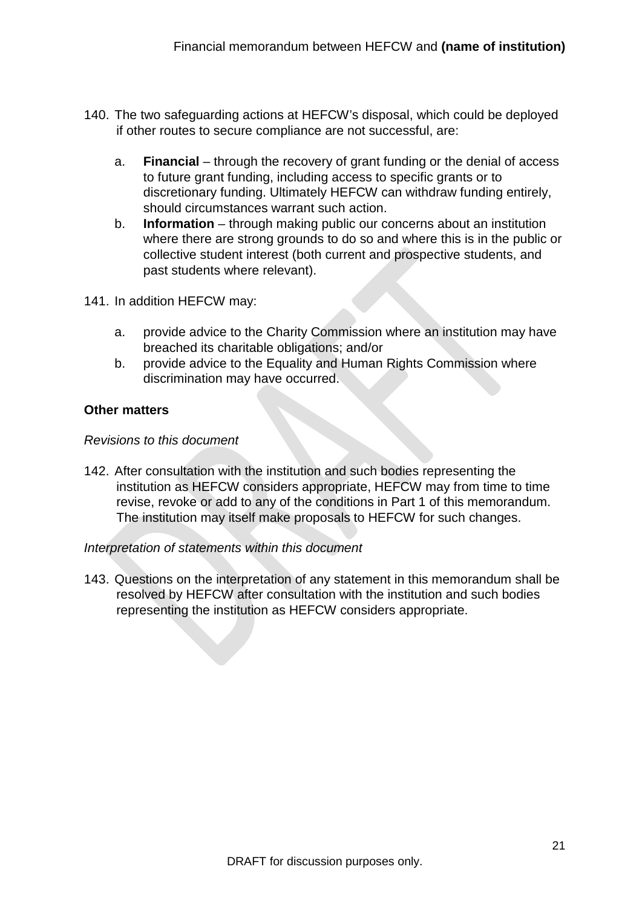140. The two safeguarding actions at HEFCW's disposal, which could be deployed if other routes to secure compliance are not successful, are:

   a. **Financial** – through the recovery of grant funding or the denial of access to future grant funding, including access to specific grants or to discretionary funding. Ultimately HEFCW can withdraw funding entirely, should circumstances warrant such action.
   b. **Information** – through making public our concerns about an institution where there are strong grounds to do so and where this is in the public or collective student interest (both current and prospective students, and past students where relevant).

141. In addition HEFCW may:

   a. provide advice to the Charity Commission where an institution may have breached its charitable obligations; and/or
   b. provide advice to the Equality and Human Rights Commission where discrimination may have occurred.

**Other matters**

*Revisions to this document*

142. After consultation with the institution and such bodies representing the institution as HEFCW considers appropriate, HEFCW may from time to time revise, revoke or add to any of the conditions in Part 1 of this memorandum. The institution may itself make proposals to HEFCW for such changes.

*Interpretation of statements within this document*

143. Questions on the interpretation of any statement in this memorandum shall be resolved by HEFCW after consultation with the institution and such bodies representing the institution as HEFCW considers appropriate.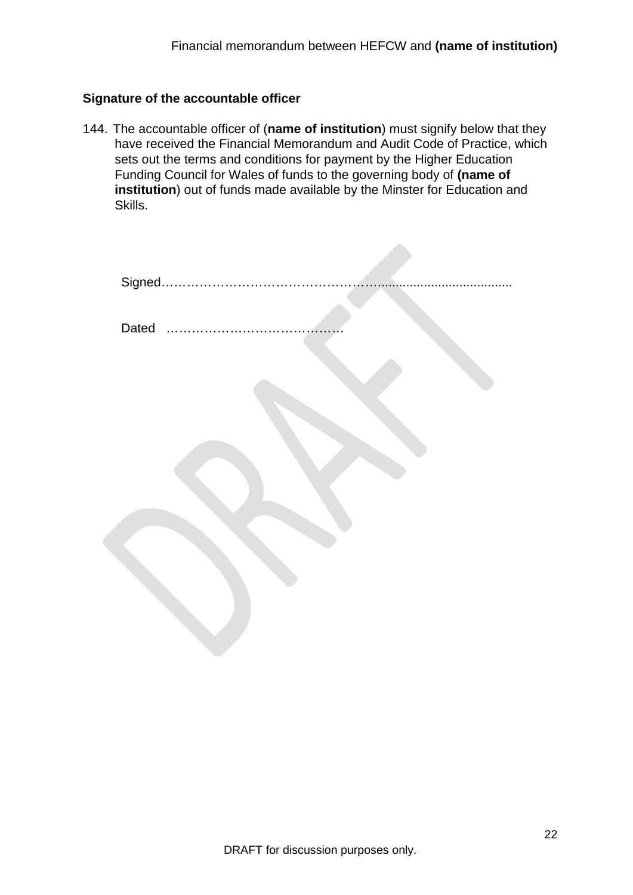### Signature of the accountable officer

144. The accountable officer of (**name of institution**) must signify below that they have received the Financial Memorandum and Audit Code of Practice, which sets out the terms and conditions for payment by the Higher Education Funding Council for Wales of funds to the governing body of **(name of institution**) out of funds made available by the Minster for Education and Skills.

Signed…………………………………………….......................................

Dated ………………………………….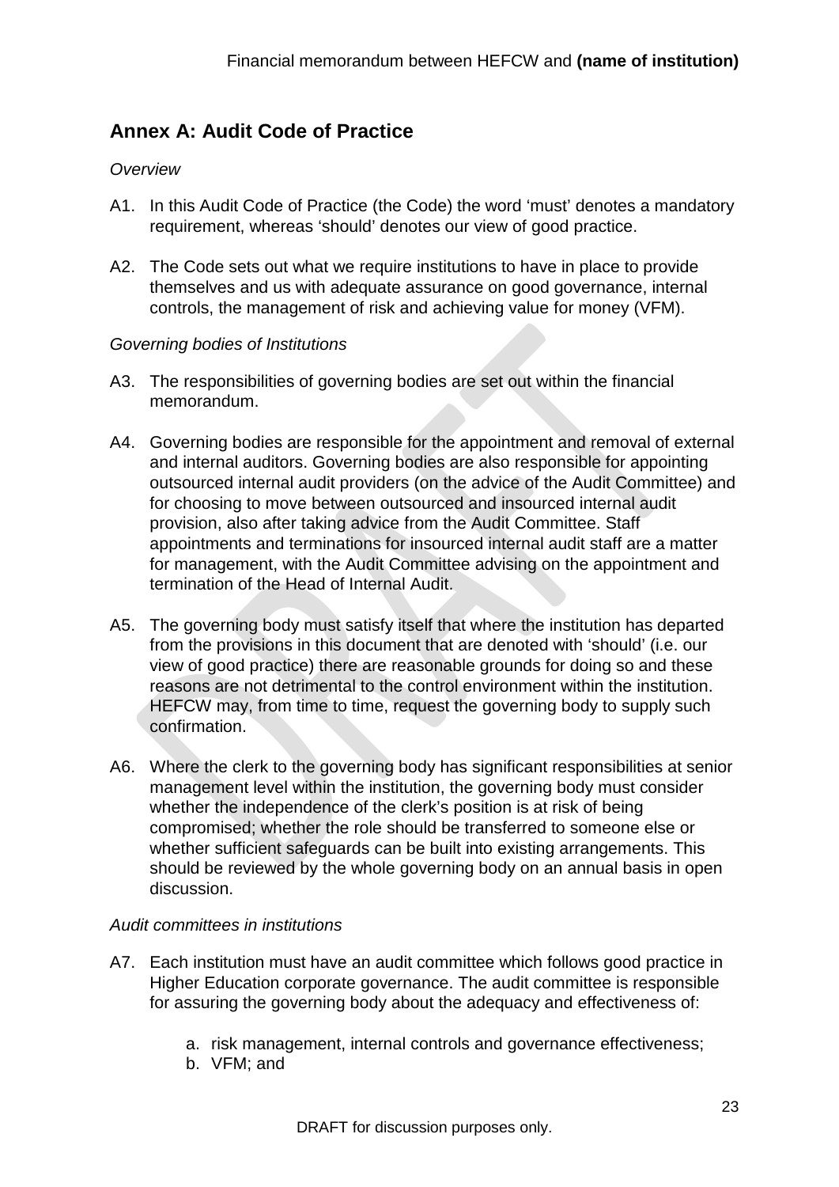## Annex A: Audit Code of Practice

*Overview*

A1. In this Audit Code of Practice (the Code) the word 'must' denotes a mandatory requirement, whereas 'should' denotes our view of good practice.

A2. The Code sets out what we require institutions to have in place to provide themselves and us with adequate assurance on good governance, internal controls, the management of risk and achieving value for money (VFM).

*Governing bodies of Institutions*

A3. The responsibilities of governing bodies are set out within the financial memorandum.

A4. Governing bodies are responsible for the appointment and removal of external and internal auditors. Governing bodies are also responsible for appointing outsourced internal audit providers (on the advice of the Audit Committee) and for choosing to move between outsourced and insourced internal audit provision, also after taking advice from the Audit Committee. Staff appointments and terminations for insourced internal audit staff are a matter for management, with the Audit Committee advising on the appointment and termination of the Head of Internal Audit.

A5. The governing body must satisfy itself that where the institution has departed from the provisions in this document that are denoted with 'should' (i.e. our view of good practice) there are reasonable grounds for doing so and these reasons are not detrimental to the control environment within the institution. HEFCW may, from time to time, request the governing body to supply such confirmation.

A6. Where the clerk to the governing body has significant responsibilities at senior management level within the institution, the governing body must consider whether the independence of the clerk's position is at risk of being compromised; whether the role should be transferred to someone else or whether sufficient safeguards can be built into existing arrangements. This should be reviewed by the whole governing body on an annual basis in open discussion.

*Audit committees in institutions*

A7. Each institution must have an audit committee which follows good practice in Higher Education corporate governance. The audit committee is responsible for assuring the governing body about the adequacy and effectiveness of:

   a. risk management, internal controls and governance effectiveness;
   b. VFM; and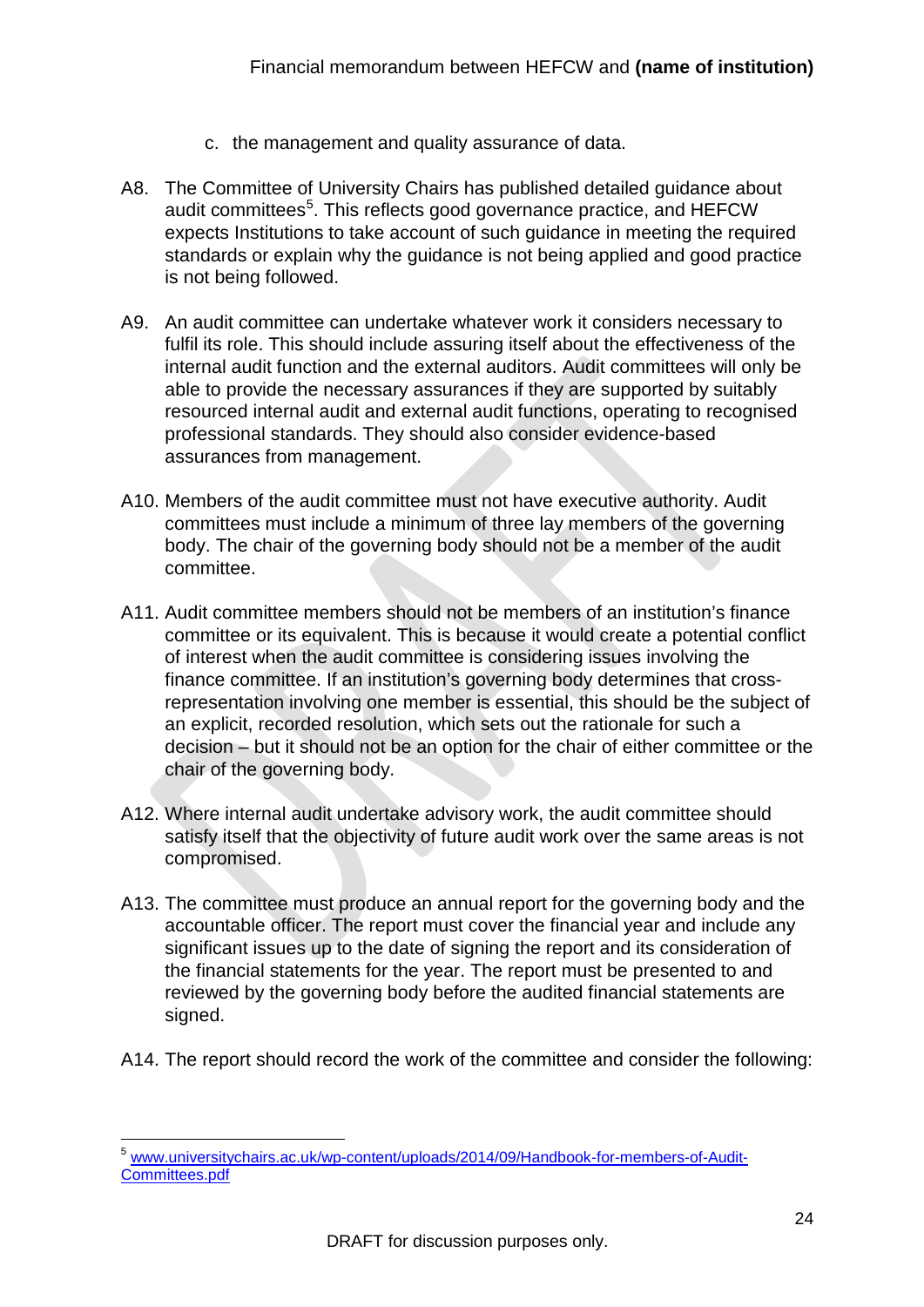c. the management and quality assurance of data.

A8. The Committee of University Chairs has published detailed guidance about audit committees[5]. This reflects good governance practice, and HEFCW expects Institutions to take account of such guidance in meeting the required standards or explain why the guidance is not being applied and good practice is not being followed.

A9. An audit committee can undertake whatever work it considers necessary to fulfil its role. This should include assuring itself about the effectiveness of the internal audit function and the external auditors. Audit committees will only be able to provide the necessary assurances if they are supported by suitably resourced internal audit and external audit functions, operating to recognised professional standards. They should also consider evidence-based assurances from management.

A10. Members of the audit committee must not have executive authority. Audit committees must include a minimum of three lay members of the governing body. The chair of the governing body should not be a member of the audit committee.

A11. Audit committee members should not be members of an institution's finance committee or its equivalent. This is because it would create a potential conflict of interest when the audit committee is considering issues involving the finance committee. If an institution's governing body determines that cross-representation involving one member is essential, this should be the subject of an explicit, recorded resolution, which sets out the rationale for such a decision – but it should not be an option for the chair of either committee or the chair of the governing body.

A12. Where internal audit undertake advisory work, the audit committee should satisfy itself that the objectivity of future audit work over the same areas is not compromised.

A13. The committee must produce an annual report for the governing body and the accountable officer. The report must cover the financial year and include any significant issues up to the date of signing the report and its consideration of the financial statements for the year. The report must be presented to and reviewed by the governing body before the audited financial statements are signed.

A14. The report should record the work of the committee and consider the following:

---

[5] [www.universitychairs.ac.uk/wp-content/uploads/2014/09/Handbook-for-members-of-Audit-Committees.pdf](http://www.universitychairs.ac.uk/wp-content/uploads/2014/09/Handbook-for-members-of-Audit-Committees.pdf)

DRAFT for discussion purposes only.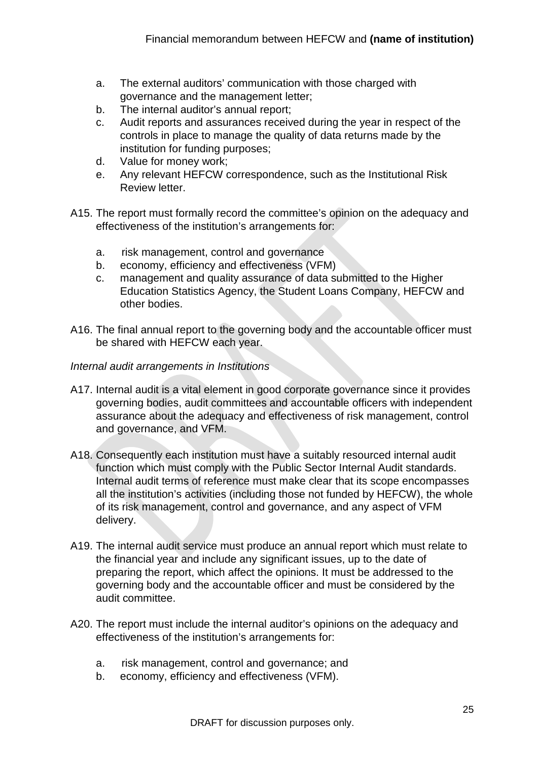a. The external auditors' communication with those charged with governance and the management letter;
b. The internal auditor's annual report;
c. Audit reports and assurances received during the year in respect of the controls in place to manage the quality of data returns made by the institution for funding purposes;
d. Value for money work;
e. Any relevant HEFCW correspondence, such as the Institutional Risk Review letter.

A15. The report must formally record the committee's opinion on the adequacy and effectiveness of the institution's arrangements for:

a. risk management, control and governance
b. economy, efficiency and effectiveness (VFM)
c. management and quality assurance of data submitted to the Higher Education Statistics Agency, the Student Loans Company, HEFCW and other bodies.

A16. The final annual report to the governing body and the accountable officer must be shared with HEFCW each year.

*Internal audit arrangements in Institutions*

A17. Internal audit is a vital element in good corporate governance since it provides governing bodies, audit committees and accountable officers with independent assurance about the adequacy and effectiveness of risk management, control and governance, and VFM.

A18. Consequently each institution must have a suitably resourced internal audit function which must comply with the Public Sector Internal Audit standards. Internal audit terms of reference must make clear that its scope encompasses all the institution's activities (including those not funded by HEFCW), the whole of its risk management, control and governance, and any aspect of VFM delivery.

A19. The internal audit service must produce an annual report which must relate to the financial year and include any significant issues, up to the date of preparing the report, which affect the opinions. It must be addressed to the governing body and the accountable officer and must be considered by the audit committee.

A20. The report must include the internal auditor's opinions on the adequacy and effectiveness of the institution's arrangements for:

a. risk management, control and governance; and
b. economy, efficiency and effectiveness (VFM).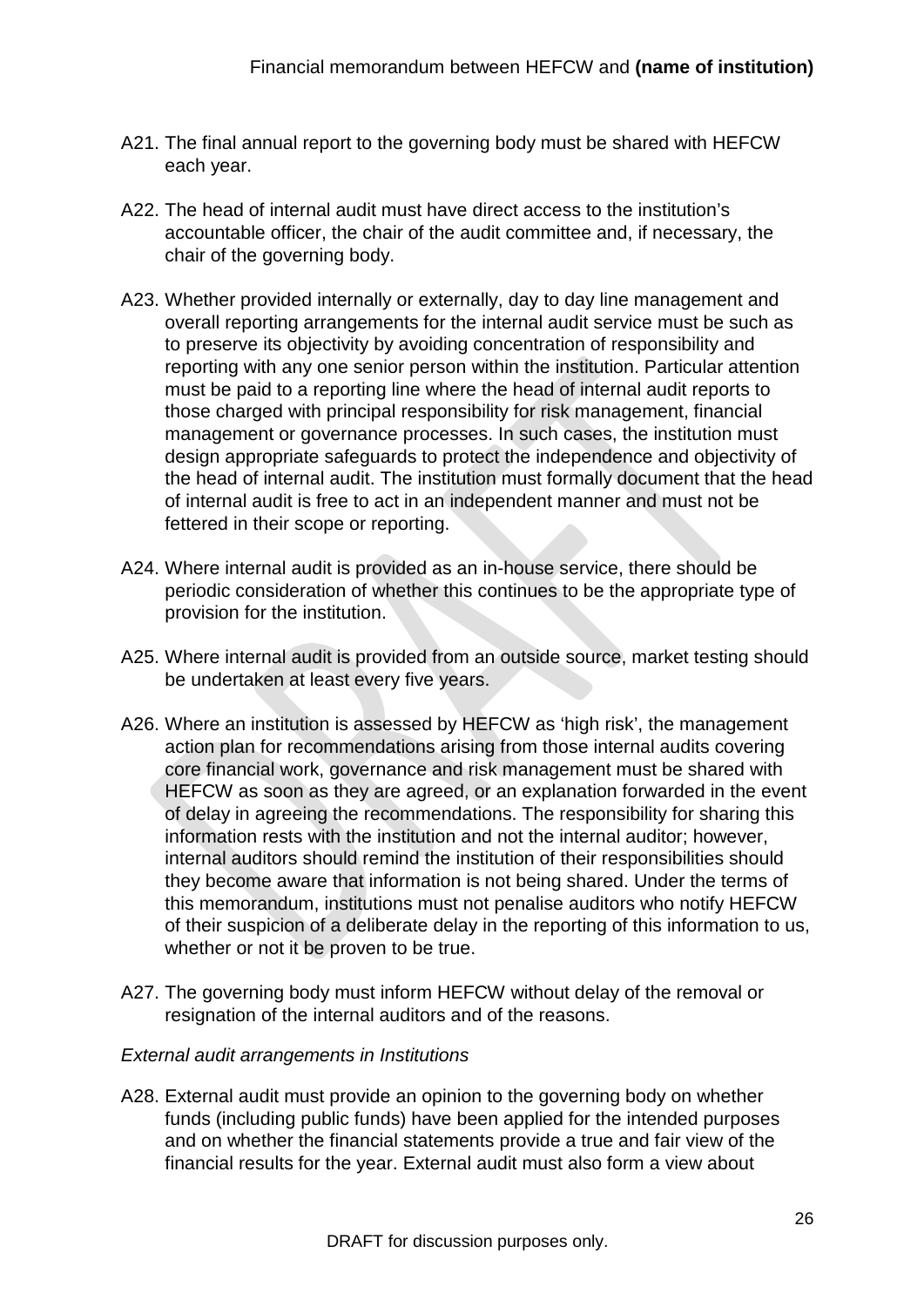A21. The final annual report to the governing body must be shared with HEFCW each year.

A22. The head of internal audit must have direct access to the institution's accountable officer, the chair of the audit committee and, if necessary, the chair of the governing body.

A23. Whether provided internally or externally, day to day line management and overall reporting arrangements for the internal audit service must be such as to preserve its objectivity by avoiding concentration of responsibility and reporting with any one senior person within the institution. Particular attention must be paid to a reporting line where the head of internal audit reports to those charged with principal responsibility for risk management, financial management or governance processes. In such cases, the institution must design appropriate safeguards to protect the independence and objectivity of the head of internal audit. The institution must formally document that the head of internal audit is free to act in an independent manner and must not be fettered in their scope or reporting.

A24. Where internal audit is provided as an in-house service, there should be periodic consideration of whether this continues to be the appropriate type of provision for the institution.

A25. Where internal audit is provided from an outside source, market testing should be undertaken at least every five years.

A26. Where an institution is assessed by HEFCW as 'high risk', the management action plan for recommendations arising from those internal audits covering core financial work, governance and risk management must be shared with HEFCW as soon as they are agreed, or an explanation forwarded in the event of delay in agreeing the recommendations. The responsibility for sharing this information rests with the institution and not the internal auditor; however, internal auditors should remind the institution of their responsibilities should they become aware that information is not being shared. Under the terms of this memorandum, institutions must not penalise auditors who notify HEFCW of their suspicion of a deliberate delay in the reporting of this information to us, whether or not it be proven to be true.

A27. The governing body must inform HEFCW without delay of the removal or resignation of the internal auditors and of the reasons.

*External audit arrangements in Institutions*

A28. External audit must provide an opinion to the governing body on whether funds (including public funds) have been applied for the intended purposes and on whether the financial statements provide a true and fair view of the financial results for the year. External audit must also form a view about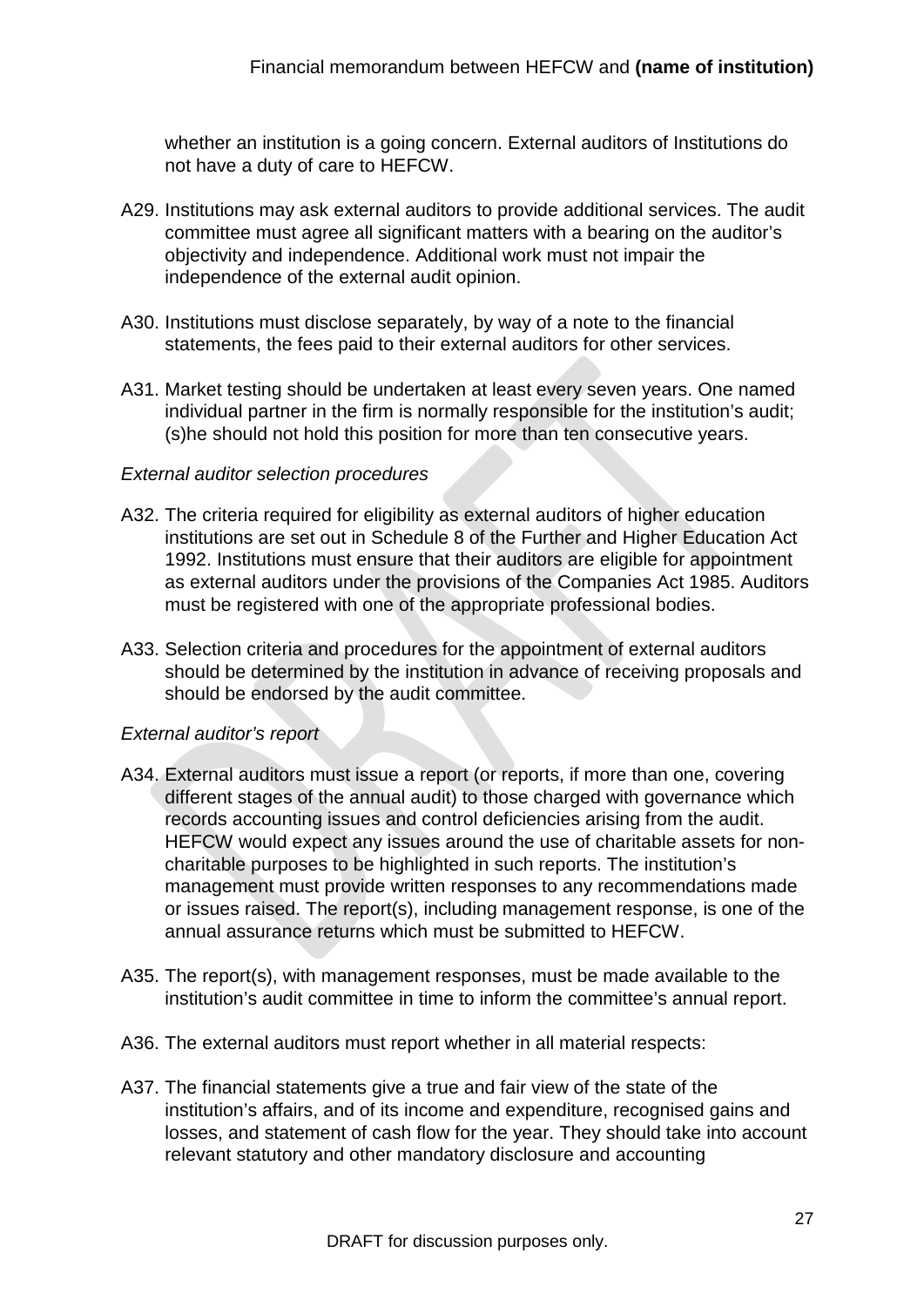whether an institution is a going concern. External auditors of Institutions do not have a duty of care to HEFCW.

A29. Institutions may ask external auditors to provide additional services. The audit committee must agree all significant matters with a bearing on the auditor's objectivity and independence. Additional work must not impair the independence of the external audit opinion.

A30. Institutions must disclose separately, by way of a note to the financial statements, the fees paid to their external auditors for other services.

A31. Market testing should be undertaken at least every seven years. One named individual partner in the firm is normally responsible for the institution's audit; (s)he should not hold this position for more than ten consecutive years.

*External auditor selection procedures*

A32. The criteria required for eligibility as external auditors of higher education institutions are set out in Schedule 8 of the Further and Higher Education Act 1992. Institutions must ensure that their auditors are eligible for appointment as external auditors under the provisions of the Companies Act 1985. Auditors must be registered with one of the appropriate professional bodies.

A33. Selection criteria and procedures for the appointment of external auditors should be determined by the institution in advance of receiving proposals and should be endorsed by the audit committee.

*External auditor's report*

A34. External auditors must issue a report (or reports, if more than one, covering different stages of the annual audit) to those charged with governance which records accounting issues and control deficiencies arising from the audit. HEFCW would expect any issues around the use of charitable assets for non-charitable purposes to be highlighted in such reports. The institution's management must provide written responses to any recommendations made or issues raised. The report(s), including management response, is one of the annual assurance returns which must be submitted to HEFCW.

A35. The report(s), with management responses, must be made available to the institution's audit committee in time to inform the committee's annual report.

A36. The external auditors must report whether in all material respects:

A37. The financial statements give a true and fair view of the state of the institution's affairs, and of its income and expenditure, recognised gains and losses, and statement of cash flow for the year. They should take into account relevant statutory and other mandatory disclosure and accounting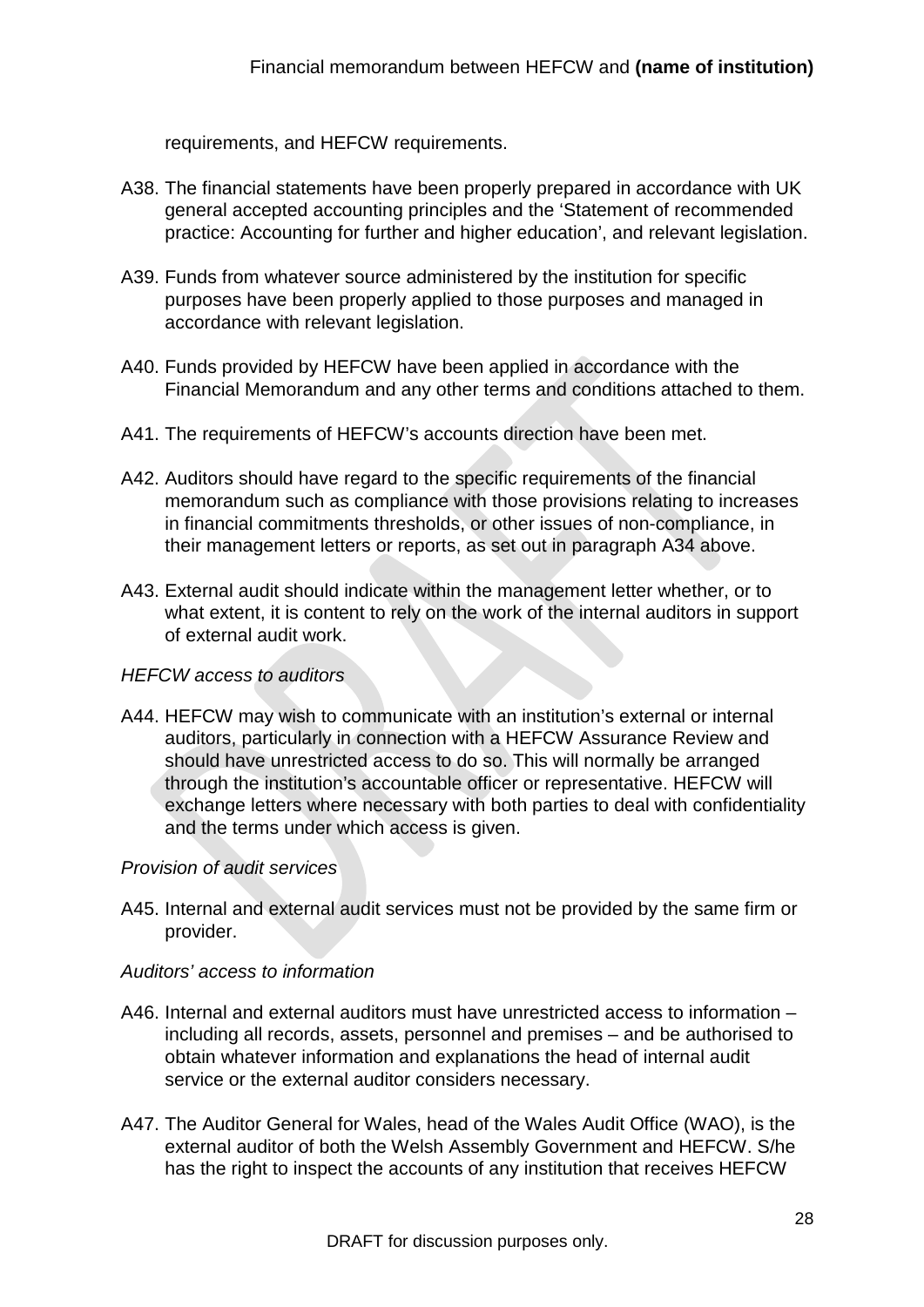requirements, and HEFCW requirements.

A38. The financial statements have been properly prepared in accordance with UK general accepted accounting principles and the 'Statement of recommended practice: Accounting for further and higher education', and relevant legislation.

A39. Funds from whatever source administered by the institution for specific purposes have been properly applied to those purposes and managed in accordance with relevant legislation.

A40. Funds provided by HEFCW have been applied in accordance with the Financial Memorandum and any other terms and conditions attached to them.

A41. The requirements of HEFCW's accounts direction have been met.

A42. Auditors should have regard to the specific requirements of the financial memorandum such as compliance with those provisions relating to increases in financial commitments thresholds, or other issues of non-compliance, in their management letters or reports, as set out in paragraph A34 above.

A43. External audit should indicate within the management letter whether, or to what extent, it is content to rely on the work of the internal auditors in support of external audit work.

*HEFCW access to auditors*

A44. HEFCW may wish to communicate with an institution's external or internal auditors, particularly in connection with a HEFCW Assurance Review and should have unrestricted access to do so. This will normally be arranged through the institution's accountable officer or representative. HEFCW will exchange letters where necessary with both parties to deal with confidentiality and the terms under which access is given.

*Provision of audit services*

A45. Internal and external audit services must not be provided by the same firm or provider.

*Auditors' access to information*

A46. Internal and external auditors must have unrestricted access to information – including all records, assets, personnel and premises – and be authorised to obtain whatever information and explanations the head of internal audit service or the external auditor considers necessary.

A47. The Auditor General for Wales, head of the Wales Audit Office (WAO), is the external auditor of both the Welsh Assembly Government and HEFCW. S/he has the right to inspect the accounts of any institution that receives HEFCW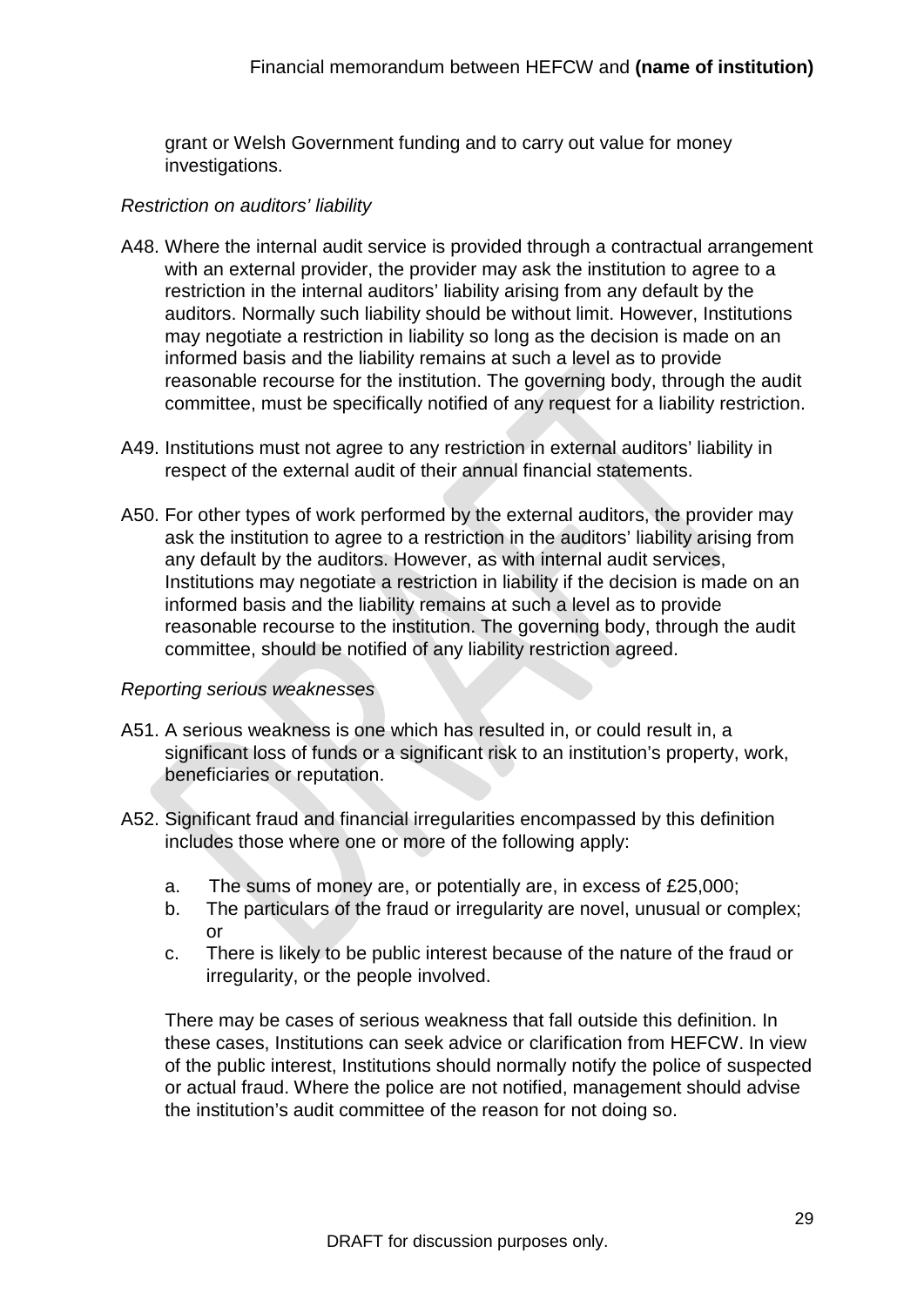grant or Welsh Government funding and to carry out value for money investigations.

*Restriction on auditors' liability*

A48. Where the internal audit service is provided through a contractual arrangement with an external provider, the provider may ask the institution to agree to a restriction in the internal auditors' liability arising from any default by the auditors. Normally such liability should be without limit. However, Institutions may negotiate a restriction in liability so long as the decision is made on an informed basis and the liability remains at such a level as to provide reasonable recourse for the institution. The governing body, through the audit committee, must be specifically notified of any request for a liability restriction.

A49. Institutions must not agree to any restriction in external auditors' liability in respect of the external audit of their annual financial statements.

A50. For other types of work performed by the external auditors, the provider may ask the institution to agree to a restriction in the auditors' liability arising from any default by the auditors. However, as with internal audit services, Institutions may negotiate a restriction in liability if the decision is made on an informed basis and the liability remains at such a level as to provide reasonable recourse to the institution. The governing body, through the audit committee, should be notified of any liability restriction agreed.

*Reporting serious weaknesses*

A51. A serious weakness is one which has resulted in, or could result in, a significant loss of funds or a significant risk to an institution's property, work, beneficiaries or reputation.

A52. Significant fraud and financial irregularities encompassed by this definition includes those where one or more of the following apply:

a. The sums of money are, or potentially are, in excess of £25,000;
b. The particulars of the fraud or irregularity are novel, unusual or complex; or
c. There is likely to be public interest because of the nature of the fraud or irregularity, or the people involved.

There may be cases of serious weakness that fall outside this definition. In these cases, Institutions can seek advice or clarification from HEFCW. In view of the public interest, Institutions should normally notify the police of suspected or actual fraud. Where the police are not notified, management should advise the institution's audit committee of the reason for not doing so.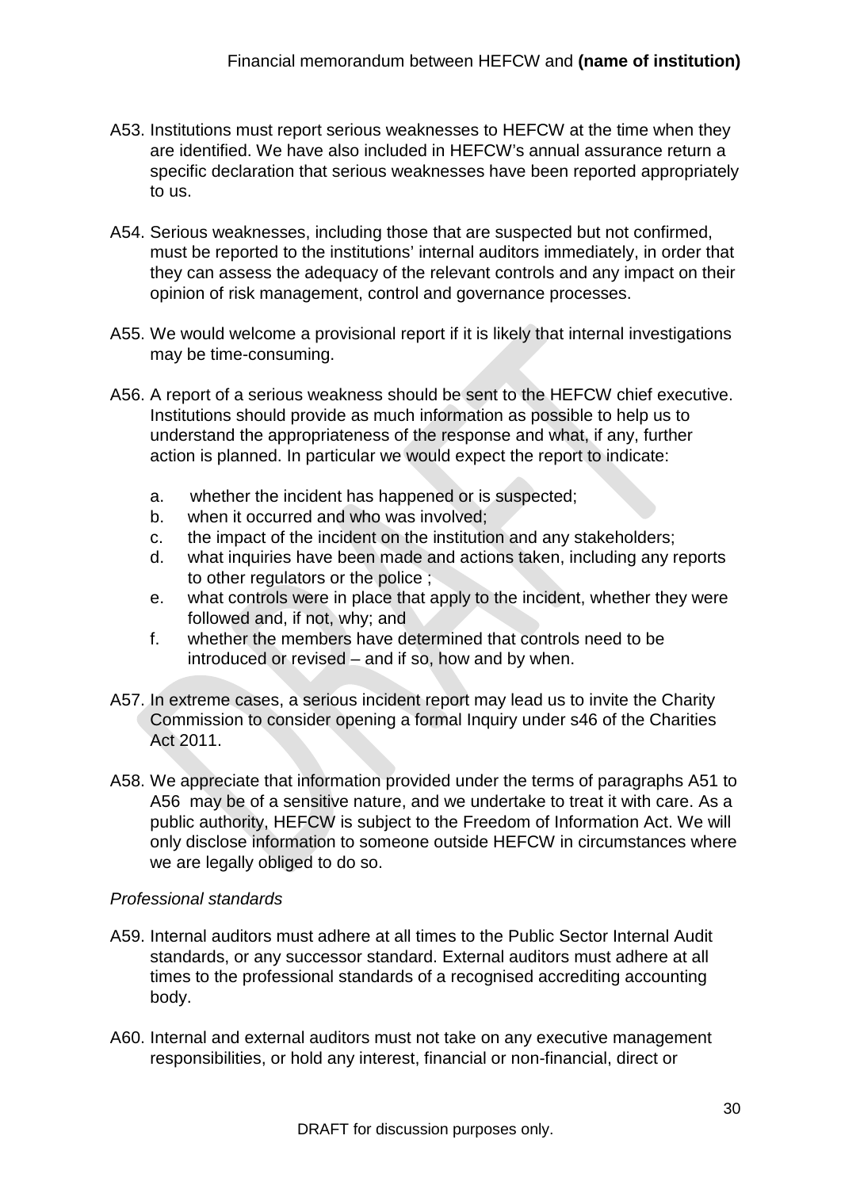A53. Institutions must report serious weaknesses to HEFCW at the time when they are identified. We have also included in HEFCW's annual assurance return a specific declaration that serious weaknesses have been reported appropriately to us.

A54. Serious weaknesses, including those that are suspected but not confirmed, must be reported to the institutions' internal auditors immediately, in order that they can assess the adequacy of the relevant controls and any impact on their opinion of risk management, control and governance processes.

A55. We would welcome a provisional report if it is likely that internal investigations may be time-consuming.

A56. A report of a serious weakness should be sent to the HEFCW chief executive. Institutions should provide as much information as possible to help us to understand the appropriateness of the response and what, if any, further action is planned. In particular we would expect the report to indicate:

a. whether the incident has happened or is suspected;
b. when it occurred and who was involved;
c. the impact of the incident on the institution and any stakeholders;
d. what inquiries have been made and actions taken, including any reports to other regulators or the police ;
e. what controls were in place that apply to the incident, whether they were followed and, if not, why; and
f. whether the members have determined that controls need to be introduced or revised – and if so, how and by when.

A57. In extreme cases, a serious incident report may lead us to invite the Charity Commission to consider opening a formal Inquiry under s46 of the Charities Act 2011.

A58. We appreciate that information provided under the terms of paragraphs A51 to A56 may be of a sensitive nature, and we undertake to treat it with care. As a public authority, HEFCW is subject to the Freedom of Information Act. We will only disclose information to someone outside HEFCW in circumstances where we are legally obliged to do so.

*Professional standards*

A59. Internal auditors must adhere at all times to the Public Sector Internal Audit standards, or any successor standard. External auditors must adhere at all times to the professional standards of a recognised accrediting accounting body.

A60. Internal and external auditors must not take on any executive management responsibilities, or hold any interest, financial or non-financial, direct or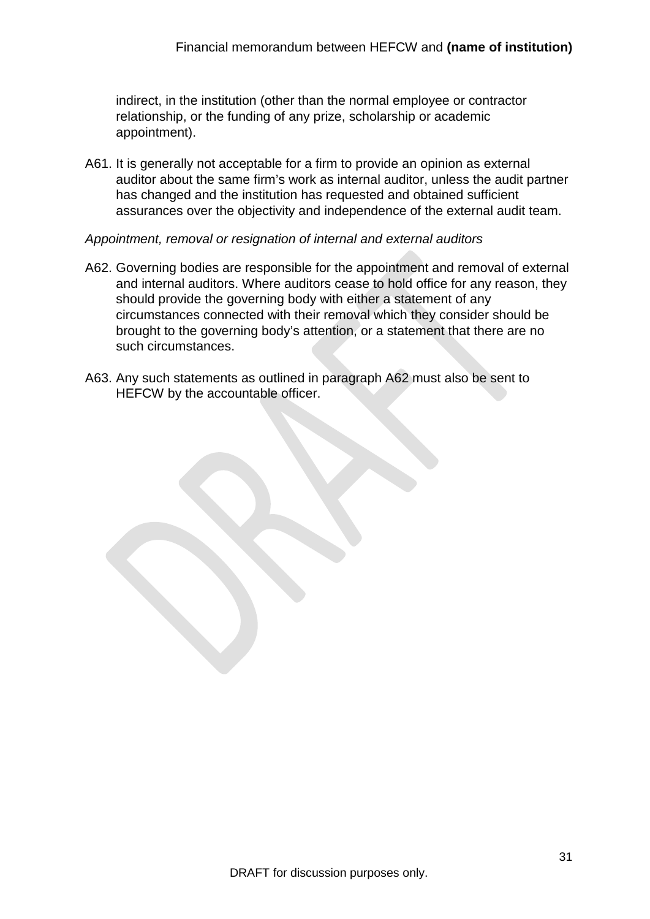indirect, in the institution (other than the normal employee or contractor relationship, or the funding of any prize, scholarship or academic appointment).

A61. It is generally not acceptable for a firm to provide an opinion as external auditor about the same firm's work as internal auditor, unless the audit partner has changed and the institution has requested and obtained sufficient assurances over the objectivity and independence of the external audit team.

*Appointment, removal or resignation of internal and external auditors*

A62. Governing bodies are responsible for the appointment and removal of external and internal auditors. Where auditors cease to hold office for any reason, they should provide the governing body with either a statement of any circumstances connected with their removal which they consider should be brought to the governing body's attention, or a statement that there are no such circumstances.

A63. Any such statements as outlined in paragraph A62 must also be sent to HEFCW by the accountable officer.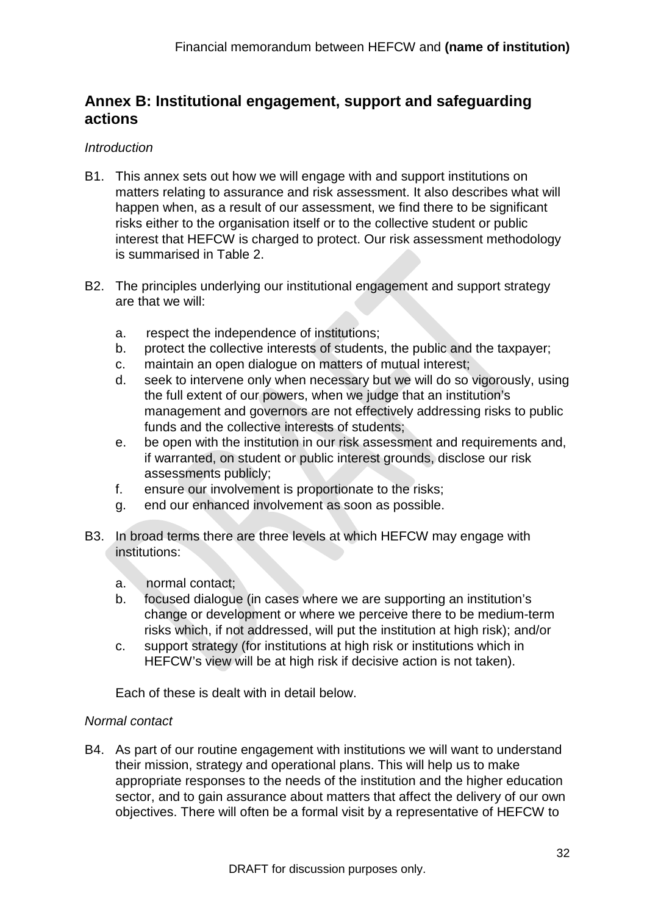## Annex B: Institutional engagement, support and safeguarding actions

*Introduction*

B1. This annex sets out how we will engage with and support institutions on matters relating to assurance and risk assessment. It also describes what will happen when, as a result of our assessment, we find there to be significant risks either to the organisation itself or to the collective student or public interest that HEFCW is charged to protect. Our risk assessment methodology is summarised in Table 2.

B2. The principles underlying our institutional engagement and support strategy are that we will:

a. respect the independence of institutions;
b. protect the collective interests of students, the public and the taxpayer;
c. maintain an open dialogue on matters of mutual interest;
d. seek to intervene only when necessary but we will do so vigorously, using the full extent of our powers, when we judge that an institution's management and governors are not effectively addressing risks to public funds and the collective interests of students;
e. be open with the institution in our risk assessment and requirements and, if warranted, on student or public interest grounds, disclose our risk assessments publicly;
f. ensure our involvement is proportionate to the risks;
g. end our enhanced involvement as soon as possible.

B3. In broad terms there are three levels at which HEFCW may engage with institutions:

a. normal contact;
b. focused dialogue (in cases where we are supporting an institution's change or development or where we perceive there to be medium-term risks which, if not addressed, will put the institution at high risk); and/or
c. support strategy (for institutions at high risk or institutions which in HEFCW's view will be at high risk if decisive action is not taken).

Each of these is dealt with in detail below.

*Normal contact*

B4. As part of our routine engagement with institutions we will want to understand their mission, strategy and operational plans. This will help us to make appropriate responses to the needs of the institution and the higher education sector, and to gain assurance about matters that affect the delivery of our own objectives. There will often be a formal visit by a representative of HEFCW to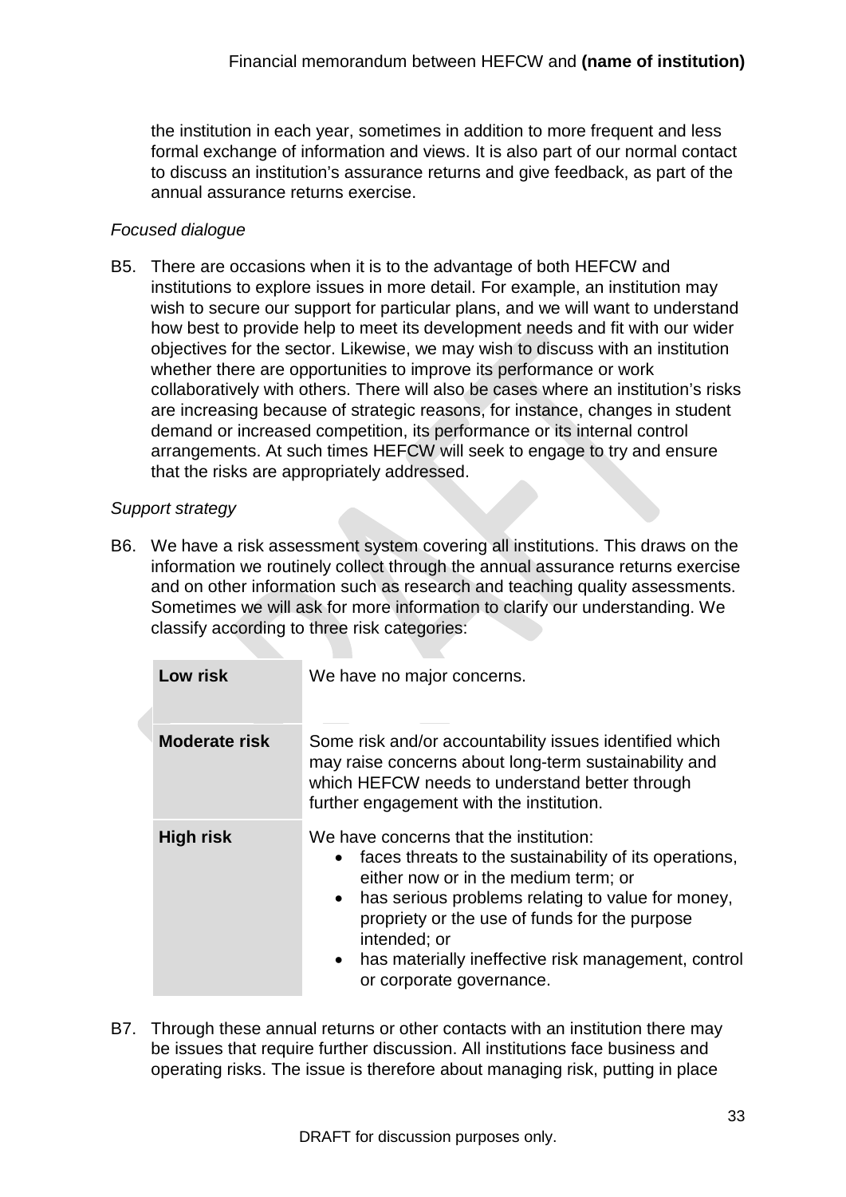the institution in each year, sometimes in addition to more frequent and less formal exchange of information and views. It is also part of our normal contact to discuss an institution's assurance returns and give feedback, as part of the annual assurance returns exercise.

*Focused dialogue*

B5. There are occasions when it is to the advantage of both HEFCW and institutions to explore issues in more detail. For example, an institution may wish to secure our support for particular plans, and we will want to understand how best to provide help to meet its development needs and fit with our wider objectives for the sector. Likewise, we may wish to discuss with an institution whether there are opportunities to improve its performance or work collaboratively with others. There will also be cases where an institution's risks are increasing because of strategic reasons, for instance, changes in student demand or increased competition, its performance or its internal control arrangements. At such times HEFCW will seek to engage to try and ensure that the risks are appropriately addressed.

*Support strategy*

B6. We have a risk assessment system covering all institutions. This draws on the information we routinely collect through the annual assurance returns exercise and on other information such as research and teaching quality assessments. Sometimes we will ask for more information to clarify our understanding. We classify according to three risk categories:

| | |
|---|---|
| **Low risk** | We have no major concerns. |
| **Moderate risk** | Some risk and/or accountability issues identified which may raise concerns about long-term sustainability and which HEFCW needs to understand better through further engagement with the institution. |
| **High risk** | We have concerns that the institution:<br>• faces threats to the sustainability of its operations, either now or in the medium term; or<br>• has serious problems relating to value for money, propriety or the use of funds for the purpose intended; or<br>• has materially ineffective risk management, control or corporate governance. |

B7. Through these annual returns or other contacts with an institution there may be issues that require further discussion. All institutions face business and operating risks. The issue is therefore about managing risk, putting in place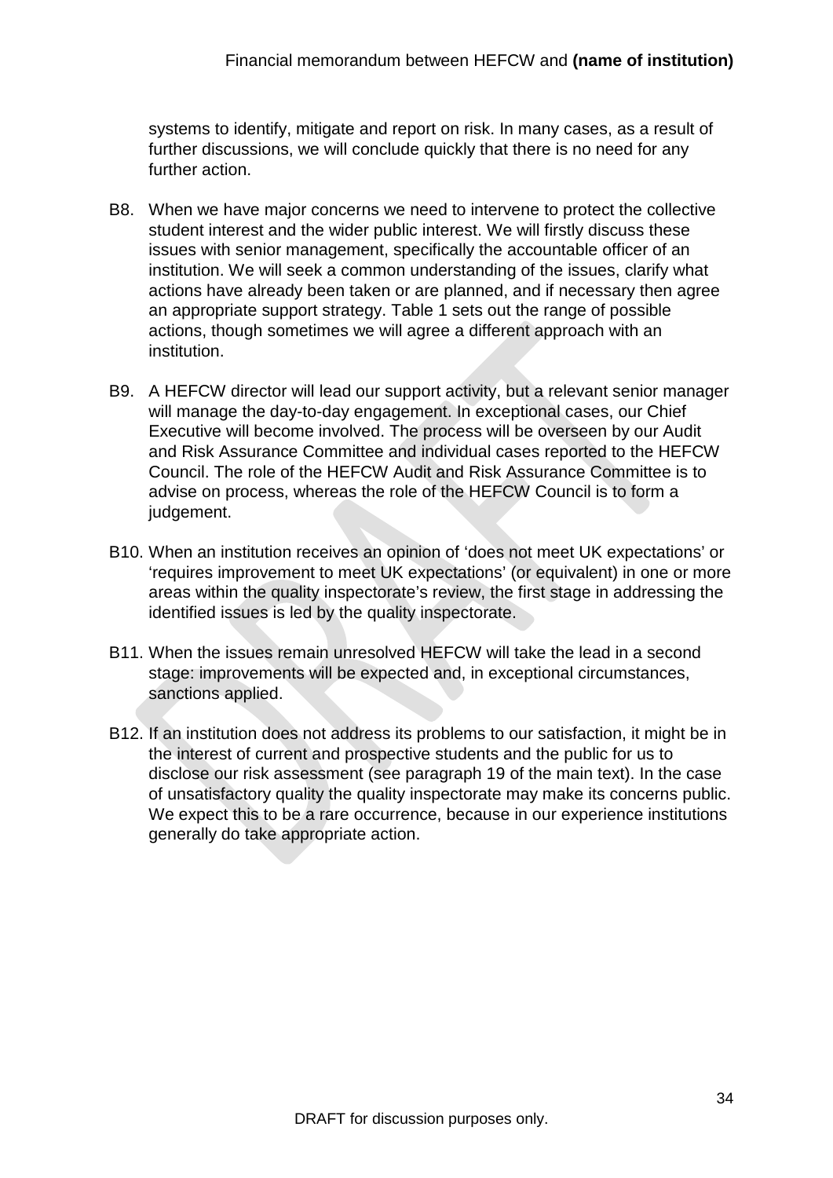systems to identify, mitigate and report on risk. In many cases, as a result of further discussions, we will conclude quickly that there is no need for any further action.

B8. When we have major concerns we need to intervene to protect the collective student interest and the wider public interest. We will firstly discuss these issues with senior management, specifically the accountable officer of an institution. We will seek a common understanding of the issues, clarify what actions have already been taken or are planned, and if necessary then agree an appropriate support strategy. Table 1 sets out the range of possible actions, though sometimes we will agree a different approach with an institution.

B9. A HEFCW director will lead our support activity, but a relevant senior manager will manage the day-to-day engagement. In exceptional cases, our Chief Executive will become involved. The process will be overseen by our Audit and Risk Assurance Committee and individual cases reported to the HEFCW Council. The role of the HEFCW Audit and Risk Assurance Committee is to advise on process, whereas the role of the HEFCW Council is to form a judgement.

B10. When an institution receives an opinion of 'does not meet UK expectations' or 'requires improvement to meet UK expectations' (or equivalent) in one or more areas within the quality inspectorate's review, the first stage in addressing the identified issues is led by the quality inspectorate.

B11. When the issues remain unresolved HEFCW will take the lead in a second stage: improvements will be expected and, in exceptional circumstances, sanctions applied.

B12. If an institution does not address its problems to our satisfaction, it might be in the interest of current and prospective students and the public for us to disclose our risk assessment (see paragraph 19 of the main text). In the case of unsatisfactory quality the quality inspectorate may make its concerns public. We expect this to be a rare occurrence, because in our experience institutions generally do take appropriate action.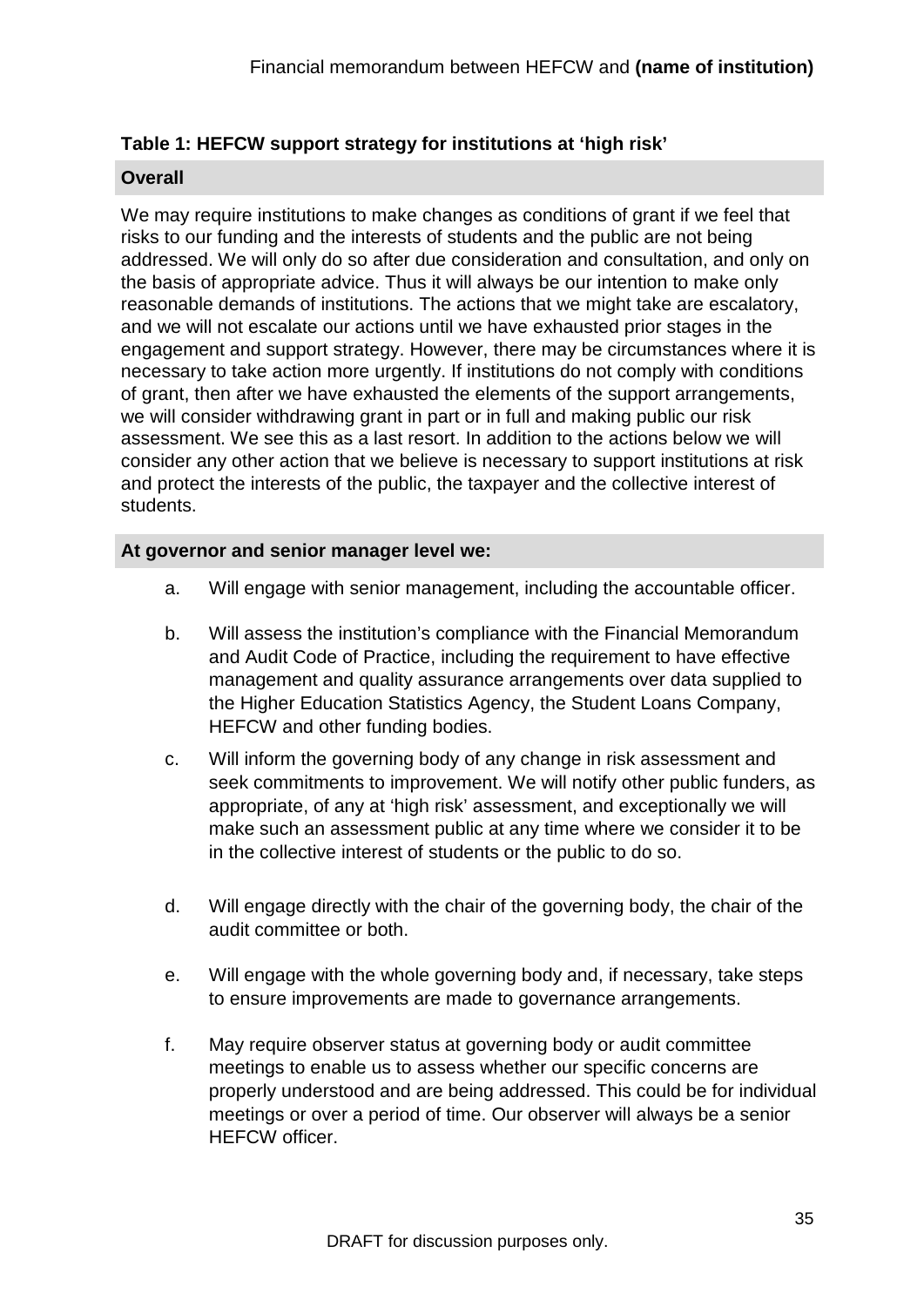**Table 1: HEFCW support strategy for institutions at 'high risk'**

**Overall**

We may require institutions to make changes as conditions of grant if we feel that risks to our funding and the interests of students and the public are not being addressed. We will only do so after due consideration and consultation, and only on the basis of appropriate advice. Thus it will always be our intention to make only reasonable demands of institutions. The actions that we might take are escalatory, and we will not escalate our actions until we have exhausted prior stages in the engagement and support strategy. However, there may be circumstances where it is necessary to take action more urgently. If institutions do not comply with conditions of grant, then after we have exhausted the elements of the support arrangements, we will consider withdrawing grant in part or in full and making public our risk assessment. We see this as a last resort. In addition to the actions below we will consider any other action that we believe is necessary to support institutions at risk and protect the interests of the public, the taxpayer and the collective interest of students.

**At governor and senior manager level we:**

a. Will engage with senior management, including the accountable officer.

b. Will assess the institution's compliance with the Financial Memorandum and Audit Code of Practice, including the requirement to have effective management and quality assurance arrangements over data supplied to the Higher Education Statistics Agency, the Student Loans Company, HEFCW and other funding bodies.

c. Will inform the governing body of any change in risk assessment and seek commitments to improvement. We will notify other public funders, as appropriate, of any at 'high risk' assessment, and exceptionally we will make such an assessment public at any time where we consider it to be in the collective interest of students or the public to do so.

d. Will engage directly with the chair of the governing body, the chair of the audit committee or both.

e. Will engage with the whole governing body and, if necessary, take steps to ensure improvements are made to governance arrangements.

f. May require observer status at governing body or audit committee meetings to enable us to assess whether our specific concerns are properly understood and are being addressed. This could be for individual meetings or over a period of time. Our observer will always be a senior HEFCW officer.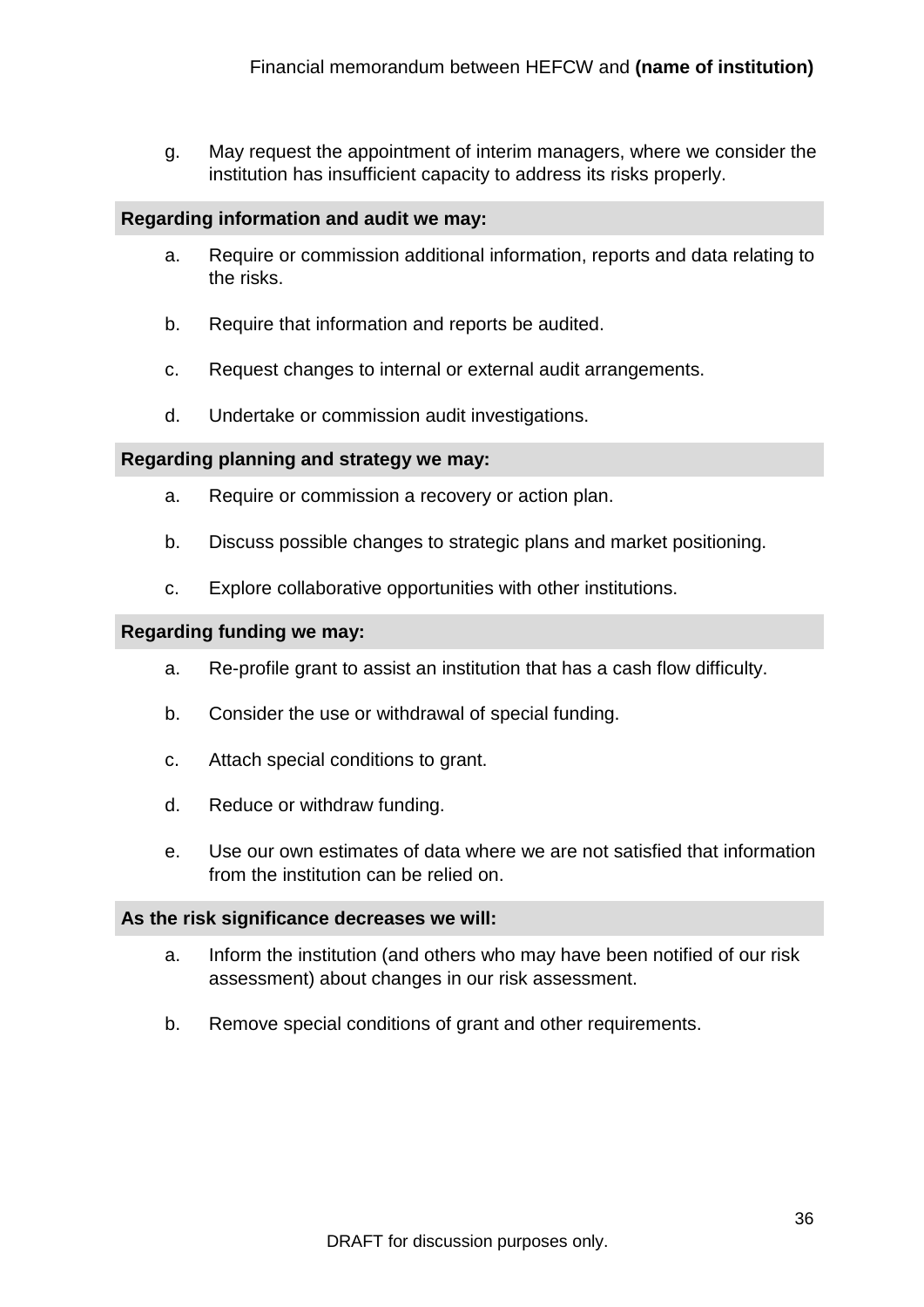g. May request the appointment of interim managers, where we consider the institution has insufficient capacity to address its risks properly.

**Regarding information and audit we may:**

a. Require or commission additional information, reports and data relating to the risks.

b. Require that information and reports be audited.

c. Request changes to internal or external audit arrangements.

d. Undertake or commission audit investigations.

**Regarding planning and strategy we may:**

a. Require or commission a recovery or action plan.

b. Discuss possible changes to strategic plans and market positioning.

c. Explore collaborative opportunities with other institutions.

**Regarding funding we may:**

a. Re-profile grant to assist an institution that has a cash flow difficulty.

b. Consider the use or withdrawal of special funding.

c. Attach special conditions to grant.

d. Reduce or withdraw funding.

e. Use our own estimates of data where we are not satisfied that information from the institution can be relied on.

**As the risk significance decreases we will:**

a. Inform the institution (and others who may have been notified of our risk assessment) about changes in our risk assessment.

b. Remove special conditions of grant and other requirements.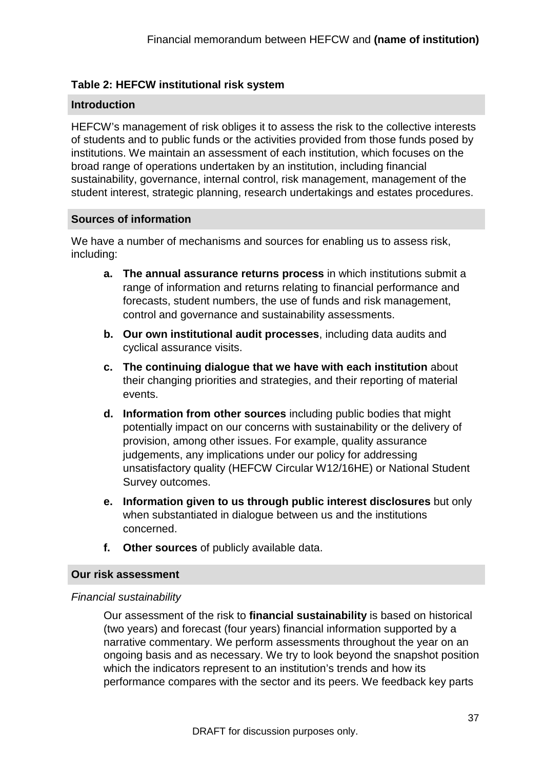**Table 2: HEFCW institutional risk system**

**Introduction**

HEFCW's management of risk obliges it to assess the risk to the collective interests of students and to public funds or the activities provided from those funds posed by institutions. We maintain an assessment of each institution, which focuses on the broad range of operations undertaken by an institution, including financial sustainability, governance, internal control, risk management, management of the student interest, strategic planning, research undertakings and estates procedures.

**Sources of information**

We have a number of mechanisms and sources for enabling us to assess risk, including:

- **a. The annual assurance returns process** in which institutions submit a range of information and returns relating to financial performance and forecasts, student numbers, the use of funds and risk management, control and governance and sustainability assessments.
- **b. Our own institutional audit processes**, including data audits and cyclical assurance visits.
- **c. The continuing dialogue that we have with each institution** about their changing priorities and strategies, and their reporting of material events.
- **d. Information from other sources** including public bodies that might potentially impact on our concerns with sustainability or the delivery of provision, among other issues. For example, quality assurance judgements, any implications under our policy for addressing unsatisfactory quality (HEFCW Circular W12/16HE) or National Student Survey outcomes.
- **e. Information given to us through public interest disclosures** but only when substantiated in dialogue between us and the institutions concerned.
- **f. Other sources** of publicly available data.

**Our risk assessment**

*Financial sustainability*

Our assessment of the risk to **financial sustainability** is based on historical (two years) and forecast (four years) financial information supported by a narrative commentary. We perform assessments throughout the year on an ongoing basis and as necessary. We try to look beyond the snapshot position which the indicators represent to an institution's trends and how its performance compares with the sector and its peers. We feedback key parts

DRAFT for discussion purposes only.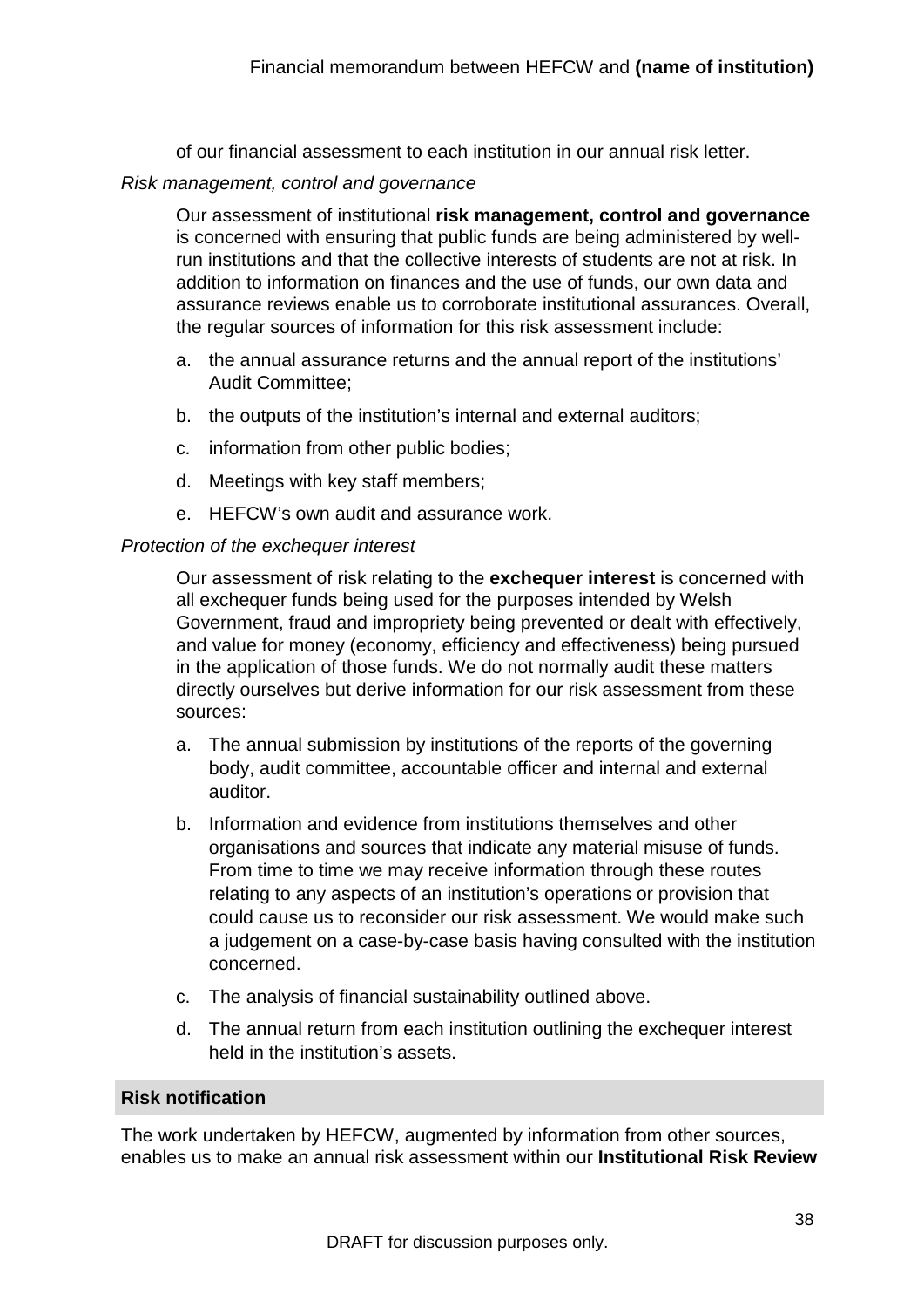of our financial assessment to each institution in our annual risk letter.

*Risk management, control and governance*

Our assessment of institutional **risk management, control and governance** is concerned with ensuring that public funds are being administered by well-run institutions and that the collective interests of students are not at risk. In addition to information on finances and the use of funds, our own data and assurance reviews enable us to corroborate institutional assurances. Overall, the regular sources of information for this risk assessment include:

a. the annual assurance returns and the annual report of the institutions' Audit Committee;

b. the outputs of the institution's internal and external auditors;

c. information from other public bodies;

d. Meetings with key staff members;

e. HEFCW's own audit and assurance work.

*Protection of the exchequer interest*

Our assessment of risk relating to the **exchequer interest** is concerned with all exchequer funds being used for the purposes intended by Welsh Government, fraud and impropriety being prevented or dealt with effectively, and value for money (economy, efficiency and effectiveness) being pursued in the application of those funds. We do not normally audit these matters directly ourselves but derive information for our risk assessment from these sources:

a. The annual submission by institutions of the reports of the governing body, audit committee, accountable officer and internal and external auditor.

b. Information and evidence from institutions themselves and other organisations and sources that indicate any material misuse of funds. From time to time we may receive information through these routes relating to any aspects of an institution's operations or provision that could cause us to reconsider our risk assessment. We would make such a judgement on a case-by-case basis having consulted with the institution concerned.

c. The analysis of financial sustainability outlined above.

d. The annual return from each institution outlining the exchequer interest held in the institution's assets.

## Risk notification

The work undertaken by HEFCW, augmented by information from other sources, enables us to make an annual risk assessment within our **Institutional Risk Review**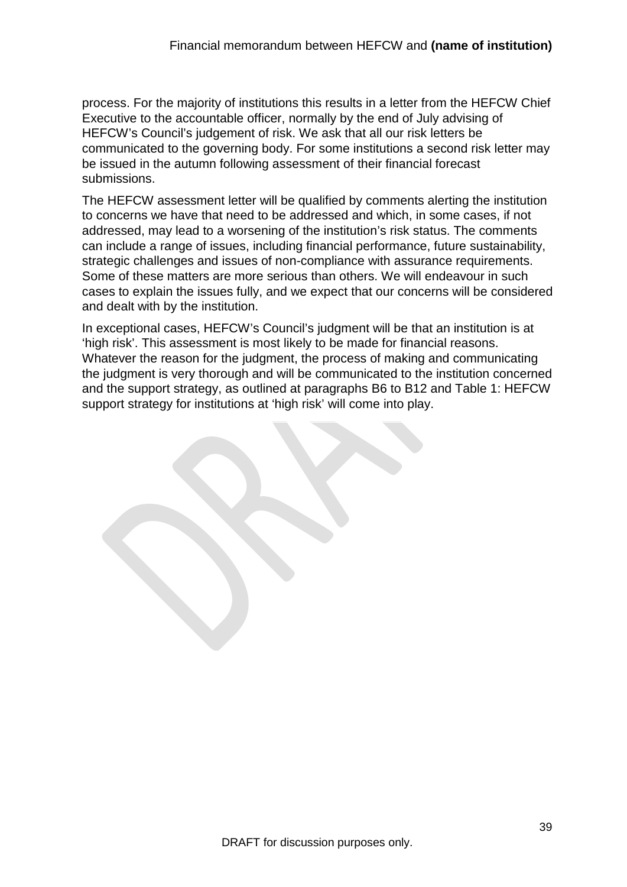process. For the majority of institutions this results in a letter from the HEFCW Chief Executive to the accountable officer, normally by the end of July advising of HEFCW's Council's judgement of risk. We ask that all our risk letters be communicated to the governing body. For some institutions a second risk letter may be issued in the autumn following assessment of their financial forecast submissions.

The HEFCW assessment letter will be qualified by comments alerting the institution to concerns we have that need to be addressed and which, in some cases, if not addressed, may lead to a worsening of the institution's risk status. The comments can include a range of issues, including financial performance, future sustainability, strategic challenges and issues of non-compliance with assurance requirements. Some of these matters are more serious than others. We will endeavour in such cases to explain the issues fully, and we expect that our concerns will be considered and dealt with by the institution.

In exceptional cases, HEFCW's Council's judgment will be that an institution is at 'high risk'. This assessment is most likely to be made for financial reasons. Whatever the reason for the judgment, the process of making and communicating the judgment is very thorough and will be communicated to the institution concerned and the support strategy, as outlined at paragraphs B6 to B12 and Table 1: HEFCW support strategy for institutions at 'high risk' will come into play.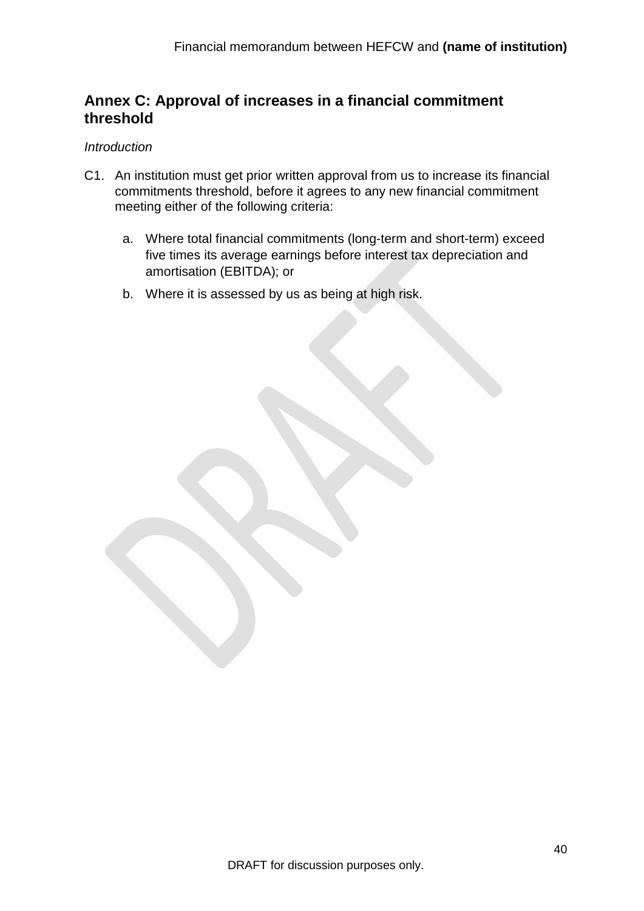## Annex C: Approval of increases in a financial commitment threshold

*Introduction*

C1. An institution must get prior written approval from us to increase its financial commitments threshold, before it agrees to any new financial commitment meeting either of the following criteria:

   a. Where total financial commitments (long-term and short-term) exceed five times its average earnings before interest tax depreciation and amortisation (EBITDA); or

   b. Where it is assessed by us as being at high risk.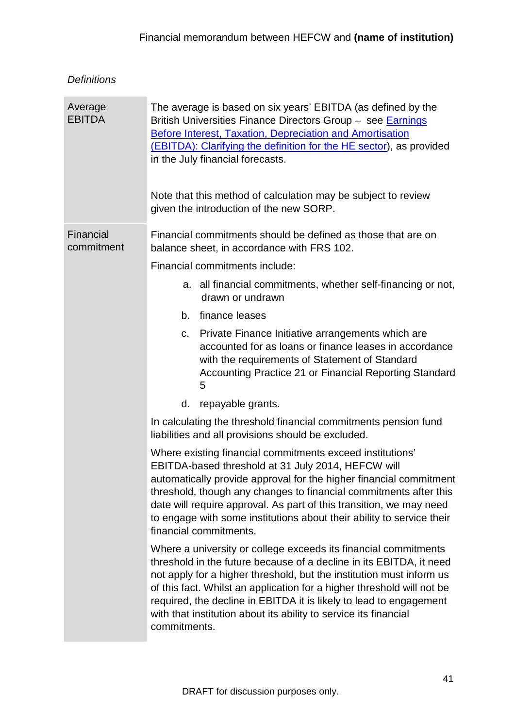*Definitions*

| | |
|---|---|
| Average EBITDA | The average is based on six years' EBITDA (as defined by the British Universities Finance Directors Group – see [Earnings Before Interest, Taxation, Depreciation and Amortisation (EBITDA): Clarifying the definition for the HE sector](#)), as provided in the July financial forecasts.<br><br>Note that this method of calculation may be subject to review given the introduction of the new SORP. |
| Financial commitment | Financial commitments should be defined as those that are on balance sheet, in accordance with FRS 102.<br><br>Financial commitments include:<br><br>a. all financial commitments, whether self-financing or not, drawn or undrawn<br>b. finance leases<br>c. Private Finance Initiative arrangements which are accounted for as loans or finance leases in accordance with the requirements of Statement of Standard Accounting Practice 21 or Financial Reporting Standard 5<br>d. repayable grants.<br><br>In calculating the threshold financial commitments pension fund liabilities and all provisions should be excluded.<br><br>Where existing financial commitments exceed institutions' EBITDA-based threshold at 31 July 2014, HEFCW will automatically provide approval for the higher financial commitment threshold, though any changes to financial commitments after this date will require approval. As part of this transition, we may need to engage with some institutions about their ability to service their financial commitments.<br><br>Where a university or college exceeds its financial commitments threshold in the future because of a decline in its EBITDA, it need not apply for a higher threshold, but the institution must inform us of this fact. Whilst an application for a higher threshold will not be required, the decline in EBITDA it is likely to lead to engagement with that institution about its ability to service its financial commitments. |

DRAFT for discussion purposes only.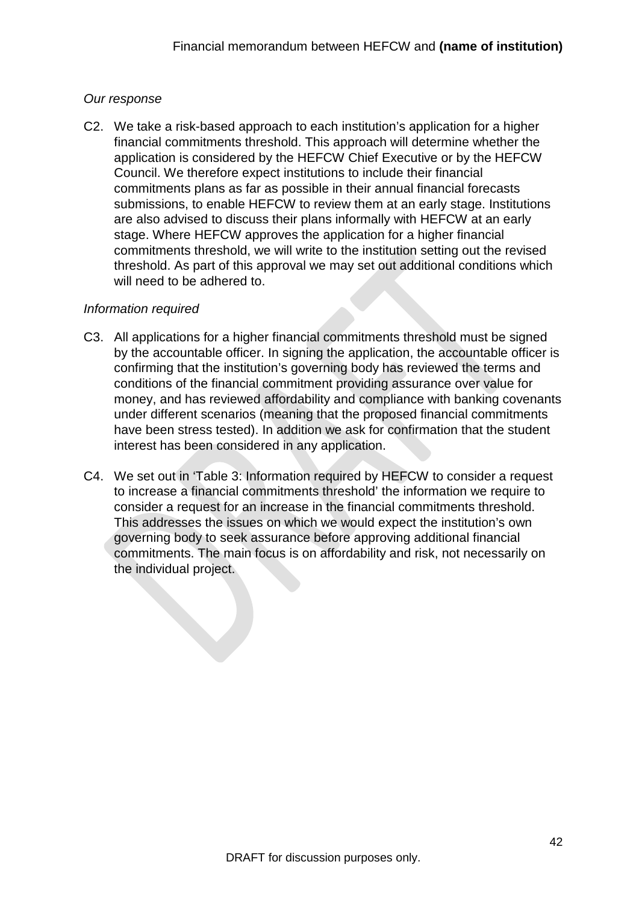*Our response*

C2. We take a risk-based approach to each institution's application for a higher financial commitments threshold. This approach will determine whether the application is considered by the HEFCW Chief Executive or by the HEFCW Council. We therefore expect institutions to include their financial commitments plans as far as possible in their annual financial forecasts submissions, to enable HEFCW to review them at an early stage. Institutions are also advised to discuss their plans informally with HEFCW at an early stage. Where HEFCW approves the application for a higher financial commitments threshold, we will write to the institution setting out the revised threshold. As part of this approval we may set out additional conditions which will need to be adhered to.

*Information required*

C3. All applications for a higher financial commitments threshold must be signed by the accountable officer. In signing the application, the accountable officer is confirming that the institution's governing body has reviewed the terms and conditions of the financial commitment providing assurance over value for money, and has reviewed affordability and compliance with banking covenants under different scenarios (meaning that the proposed financial commitments have been stress tested). In addition we ask for confirmation that the student interest has been considered in any application.

C4. We set out in 'Table 3: Information required by HEFCW to consider a request to increase a financial commitments threshold' the information we require to consider a request for an increase in the financial commitments threshold. This addresses the issues on which we would expect the institution's own governing body to seek assurance before approving additional financial commitments. The main focus is on affordability and risk, not necessarily on the individual project.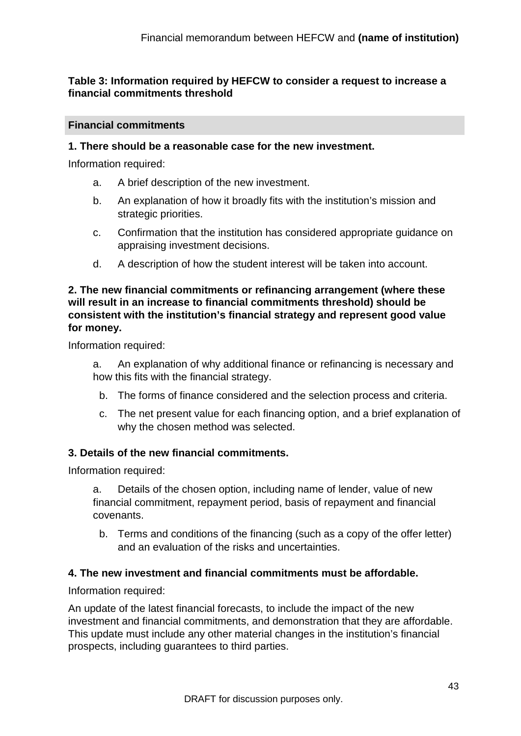**Table 3: Information required by HEFCW to consider a request to increase a financial commitments threshold**

**Financial commitments**

**1. There should be a reasonable case for the new investment.**

Information required:

a. A brief description of the new investment.

b. An explanation of how it broadly fits with the institution's mission and strategic priorities.

c. Confirmation that the institution has considered appropriate guidance on appraising investment decisions.

d. A description of how the student interest will be taken into account.

**2. The new financial commitments or refinancing arrangement (where these will result in an increase to financial commitments threshold) should be consistent with the institution's financial strategy and represent good value for money.**

Information required:

a. An explanation of why additional finance or refinancing is necessary and how this fits with the financial strategy.

b. The forms of finance considered and the selection process and criteria.

c. The net present value for each financing option, and a brief explanation of why the chosen method was selected.

**3. Details of the new financial commitments.**

Information required:

a. Details of the chosen option, including name of lender, value of new financial commitment, repayment period, basis of repayment and financial covenants.

b. Terms and conditions of the financing (such as a copy of the offer letter) and an evaluation of the risks and uncertainties.

**4. The new investment and financial commitments must be affordable.**

Information required:

An update of the latest financial forecasts, to include the impact of the new investment and financial commitments, and demonstration that they are affordable. This update must include any other material changes in the institution's financial prospects, including guarantees to third parties.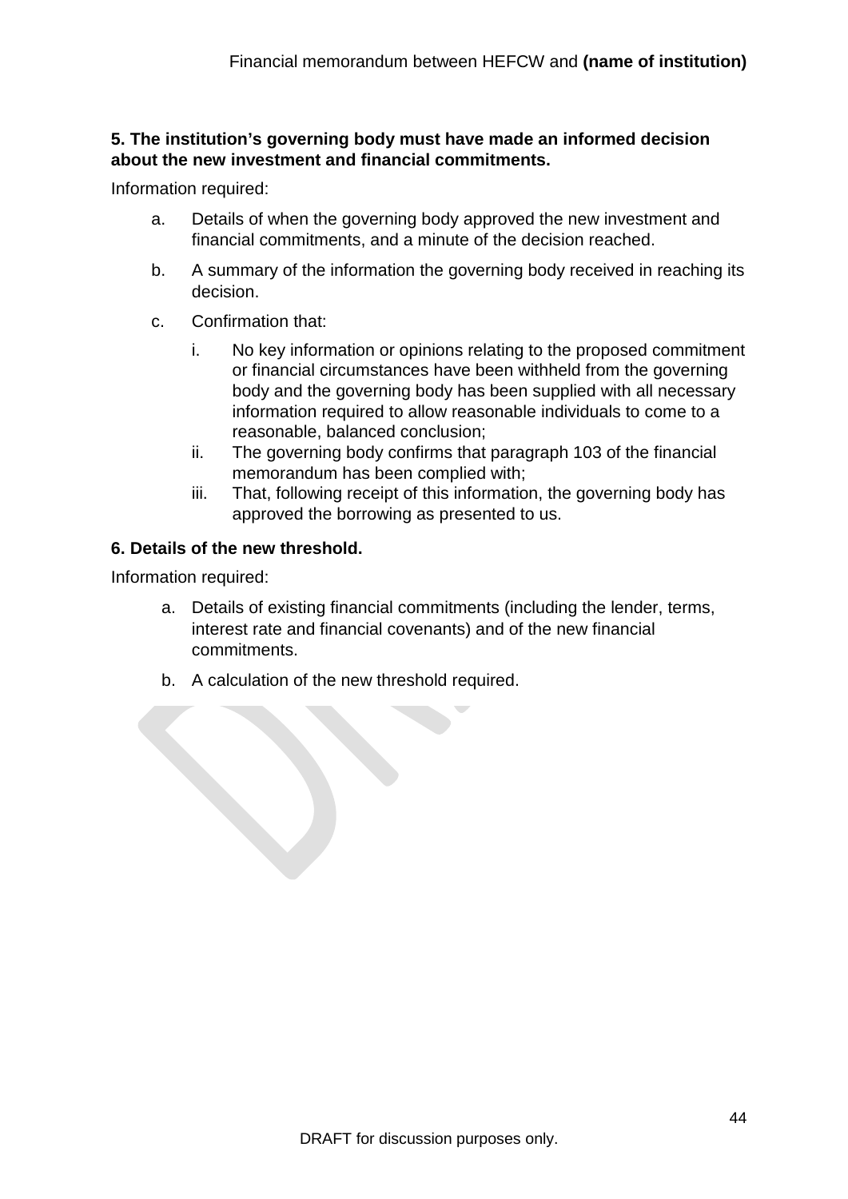**5. The institution's governing body must have made an informed decision about the new investment and financial commitments.**

Information required:

a. Details of when the governing body approved the new investment and financial commitments, and a minute of the decision reached.

b. A summary of the information the governing body received in reaching its decision.

c. Confirmation that:

   i. No key information or opinions relating to the proposed commitment or financial circumstances have been withheld from the governing body and the governing body has been supplied with all necessary information required to allow reasonable individuals to come to a reasonable, balanced conclusion;
   
   ii. The governing body confirms that paragraph 103 of the financial memorandum has been complied with;
   
   iii. That, following receipt of this information, the governing body has approved the borrowing as presented to us.

**6. Details of the new threshold.**

Information required:

a. Details of existing financial commitments (including the lender, terms, interest rate and financial covenants) and of the new financial commitments.

b. A calculation of the new threshold required.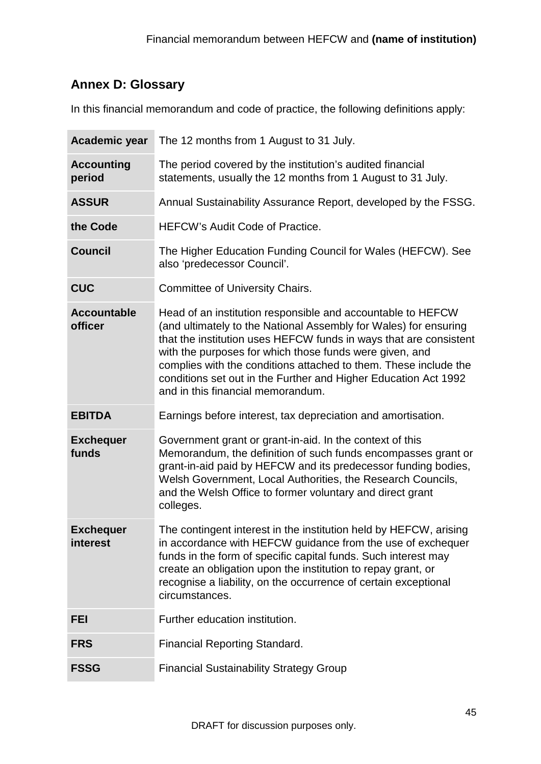## Annex D: Glossary

In this financial memorandum and code of practice, the following definitions apply:

| | |
|---|---|
| **Academic year** | The 12 months from 1 August to 31 July. |
| **Accounting period** | The period covered by the institution's audited financial statements, usually the 12 months from 1 August to 31 July. |
| **ASSUR** | Annual Sustainability Assurance Report, developed by the FSSG. |
| **the Code** | HEFCW's Audit Code of Practice. |
| **Council** | The Higher Education Funding Council for Wales (HEFCW). See also 'predecessor Council'. |
| **CUC** | Committee of University Chairs. |
| **Accountable officer** | Head of an institution responsible and accountable to HEFCW (and ultimately to the National Assembly for Wales) for ensuring that the institution uses HEFCW funds in ways that are consistent with the purposes for which those funds were given, and complies with the conditions attached to them. These include the conditions set out in the Further and Higher Education Act 1992 and in this financial memorandum. |
| **EBITDA** | Earnings before interest, tax depreciation and amortisation. |
| **Exchequer funds** | Government grant or grant-in-aid. In the context of this Memorandum, the definition of such funds encompasses grant or grant-in-aid paid by HEFCW and its predecessor funding bodies, Welsh Government, Local Authorities, the Research Councils, and the Welsh Office to former voluntary and direct grant colleges. |
| **Exchequer interest** | The contingent interest in the institution held by HEFCW, arising in accordance with HEFCW guidance from the use of exchequer funds in the form of specific capital funds. Such interest may create an obligation upon the institution to repay grant, or recognise a liability, on the occurrence of certain exceptional circumstances. |
| **FEI** | Further education institution. |
| **FRS** | Financial Reporting Standard. |
| **FSSG** | Financial Sustainability Strategy Group |

DRAFT for discussion purposes only.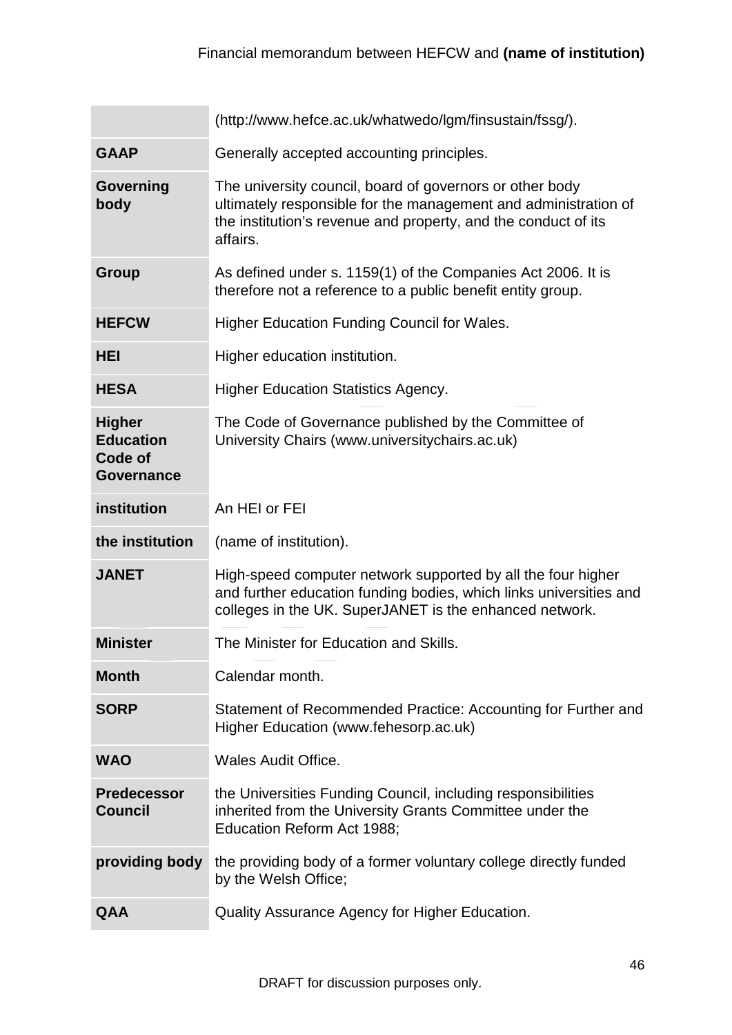| | |
|---|---|
| | (http://www.hefce.ac.uk/whatwedo/lgm/finsustain/fssg/). |
| **GAAP** | Generally accepted accounting principles. |
| **Governing body** | The university council, board of governors or other body ultimately responsible for the management and administration of the institution's revenue and property, and the conduct of its affairs. |
| **Group** | As defined under s. 1159(1) of the Companies Act 2006. It is therefore not a reference to a public benefit entity group. |
| **HEFCW** | Higher Education Funding Council for Wales. |
| **HEI** | Higher education institution. |
| **HESA** | Higher Education Statistics Agency. |
| **Higher Education Code of Governance** | The Code of Governance published by the Committee of University Chairs (www.universitychairs.ac.uk) |
| **institution** | An HEI or FEI |
| **the institution** | (name of institution). |
| **JANET** | High-speed computer network supported by all the four higher and further education funding bodies, which links universities and colleges in the UK. SuperJANET is the enhanced network. |
| **Minister** | The Minister for Education and Skills. |
| **Month** | Calendar month. |
| **SORP** | Statement of Recommended Practice: Accounting for Further and Higher Education (www.fehesorp.ac.uk) |
| **WAO** | Wales Audit Office. |
| **Predecessor Council** | the Universities Funding Council, including responsibilities inherited from the University Grants Committee under the Education Reform Act 1988; |
| **providing body** | the providing body of a former voluntary college directly funded by the Welsh Office; |
| **QAA** | Quality Assurance Agency for Higher Education. |

DRAFT for discussion purposes only.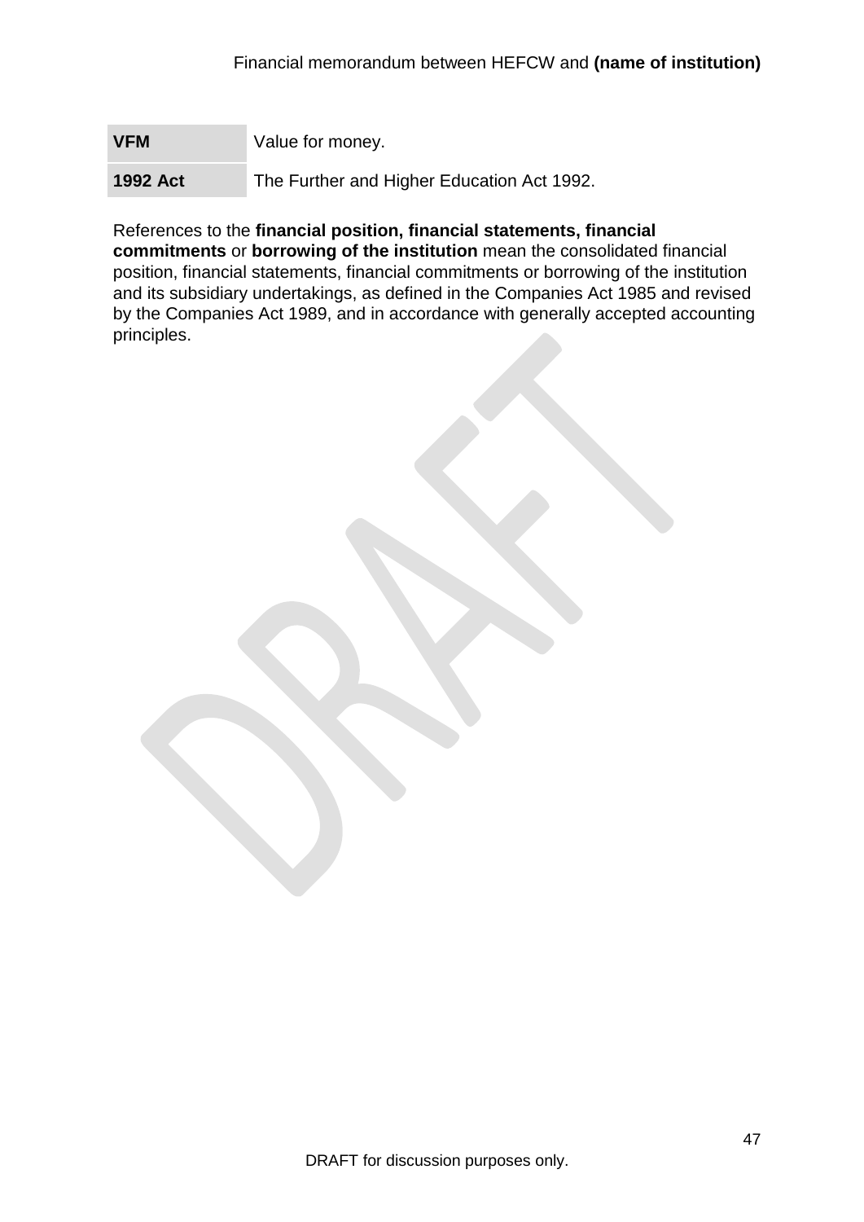| | |
|---|---|
| **VFM** | Value for money. |
| **1992 Act** | The Further and Higher Education Act 1992. |

References to the **financial position, financial statements, financial commitments** or **borrowing of the institution** mean the consolidated financial position, financial statements, financial commitments or borrowing of the institution and its subsidiary undertakings, as defined in the Companies Act 1985 and revised by the Companies Act 1989, and in accordance with generally accepted accounting principles.